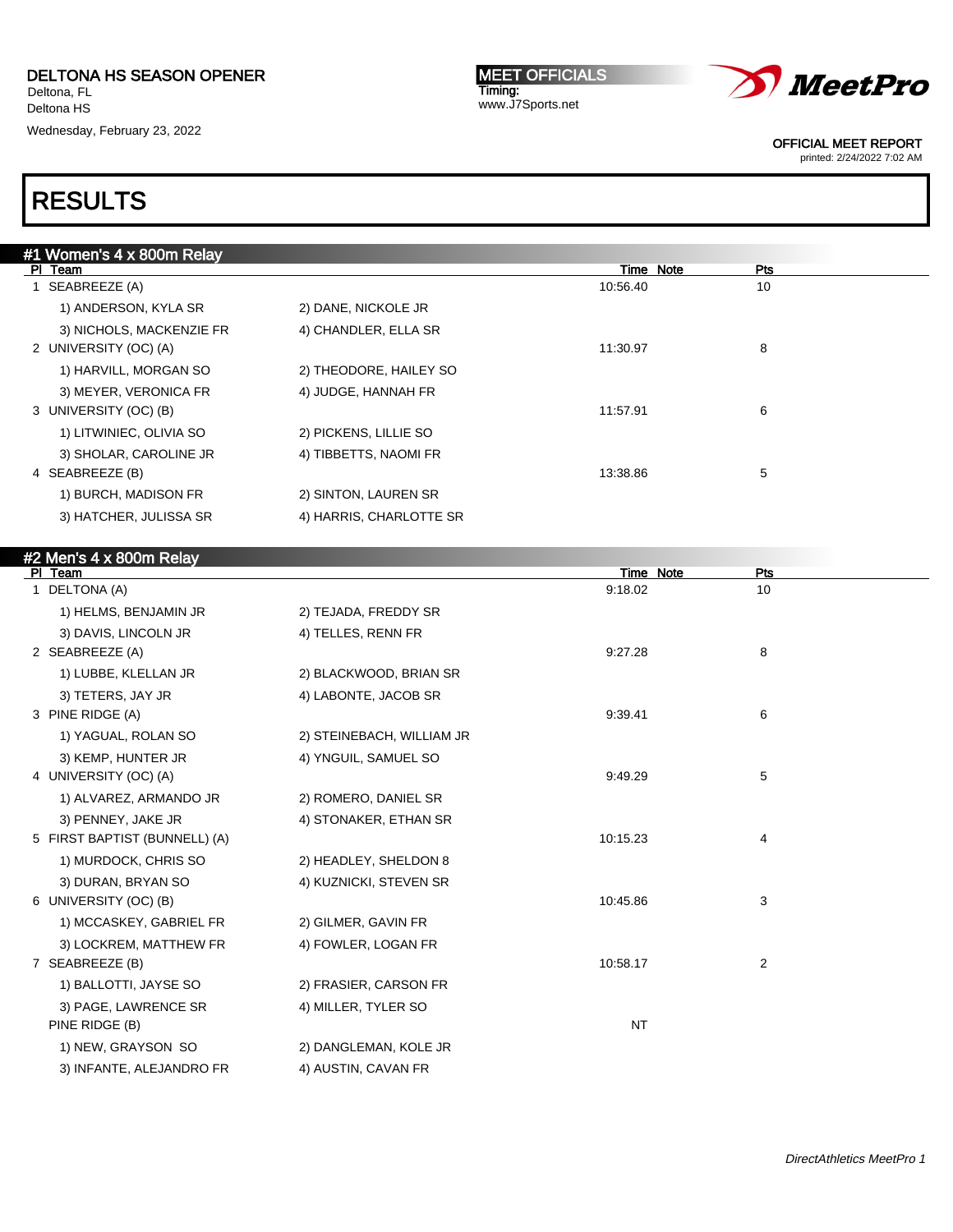**DELTONA HS SEASON OPENER**
Deltona, FL
Deltona HS
Wednesday, February 23, 2022

**MEET OFFICIALS**
Timing:
www.J7Sports.net

OFFICIAL MEET REPORT
printed: 2/24/2022 7:02 AM

# RESULTS

## #1 Women's 4 x 800m Relay

| Pl | Team | | Time | Note | Pts |
|---|---|---|---|---|---|
| 1 | SEABREEZE (A) | | 10:56.40 | | 10 |
| | 1) ANDERSON, KYLA SR | 2) DANE, NICKOLE JR | | | |
| | 3) NICHOLS, MACKENZIE FR | 4) CHANDLER, ELLA SR | | | |
| 2 | UNIVERSITY (OC) (A) | | 11:30.97 | | 8 |
| | 1) HARVILL, MORGAN SO | 2) THEODORE, HAILEY SO | | | |
| | 3) MEYER, VERONICA FR | 4) JUDGE, HANNAH FR | | | |
| 3 | UNIVERSITY (OC) (B) | | 11:57.91 | | 6 |
| | 1) LITWINIEC, OLIVIA SO | 2) PICKENS, LILLIE SO | | | |
| | 3) SHOLAR, CAROLINE JR | 4) TIBBETTS, NAOMI FR | | | |
| 4 | SEABREEZE (B) | | 13:38.86 | | 5 |
| | 1) BURCH, MADISON FR | 2) SINTON, LAUREN SR | | | |
| | 3) HATCHER, JULISSA SR | 4) HARRIS, CHARLOTTE SR | | | |

## #2 Men's 4 x 800m Relay

| Pl | Team | | Time | Note | Pts |
|---|---|---|---|---|---|
| 1 | DELTONA (A) | | 9:18.02 | | 10 |
| | 1) HELMS, BENJAMIN JR | 2) TEJADA, FREDDY SR | | | |
| | 3) DAVIS, LINCOLN JR | 4) TELLES, RENN FR | | | |
| 2 | SEABREEZE (A) | | 9:27.28 | | 8 |
| | 1) LUBBE, KLELLAN JR | 2) BLACKWOOD, BRIAN SR | | | |
| | 3) TETERS, JAY JR | 4) LABONTE, JACOB SR | | | |
| 3 | PINE RIDGE (A) | | 9:39.41 | | 6 |
| | 1) YAGUAL, ROLAN SO | 2) STEINEBACH, WILLIAM JR | | | |
| | 3) KEMP, HUNTER JR | 4) YNGUIL, SAMUEL SO | | | |
| 4 | UNIVERSITY (OC) (A) | | 9:49.29 | | 5 |
| | 1) ALVAREZ, ARMANDO JR | 2) ROMERO, DANIEL SR | | | |
| | 3) PENNEY, JAKE JR | 4) STONAKER, ETHAN SR | | | |
| 5 | FIRST BAPTIST (BUNNELL) (A) | | 10:15.23 | | 4 |
| | 1) MURDOCK, CHRIS SO | 2) HEADLEY, SHELDON 8 | | | |
| | 3) DURAN, BRYAN SO | 4) KUZNICKI, STEVEN SR | | | |
| 6 | UNIVERSITY (OC) (B) | | 10:45.86 | | 3 |
| | 1) MCCASKEY, GABRIEL FR | 2) GILMER, GAVIN FR | | | |
| | 3) LOCKREM, MATTHEW FR | 4) FOWLER, LOGAN FR | | | |
| 7 | SEABREEZE (B) | | 10:58.17 | | 2 |
| | 1) BALLOTTI, JAYSE SO | 2) FRASIER, CARSON FR | | | |
| | 3) PAGE, LAWRENCE SR | 4) MILLER, TYLER SO | | | |
| | PINE RIDGE (B) | | NT | | |
| | 1) NEW, GRAYSON SO | 2) DANGLEMAN, KOLE JR | | | |
| | 3) INFANTE, ALEJANDRO FR | 4) AUSTIN, CAVAN FR | | | |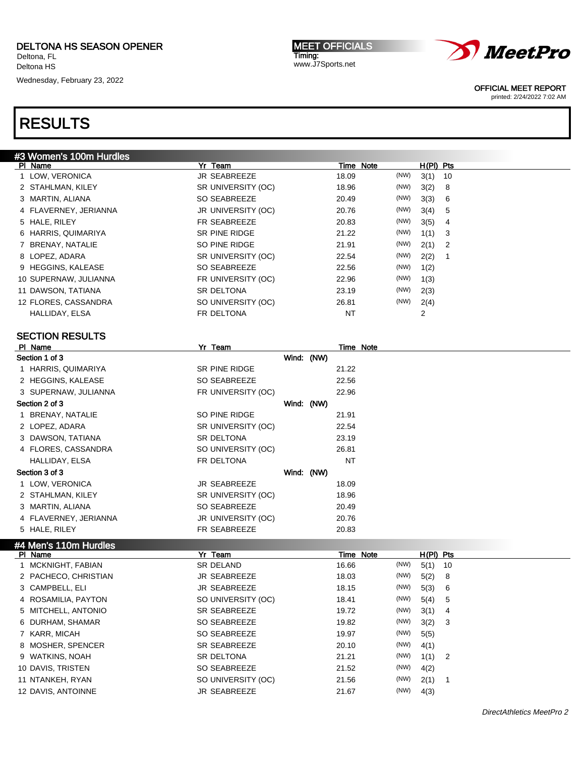DELTONA HS SEASON OPENER
Deltona, FL
Deltona HS
Wednesday, February 23, 2022

MEET OFFICIALS
Timing:
www.J7Sports.net

OFFICIAL MEET REPORT
printed: 2/24/2022 7:02 AM

# RESULTS

## #3 Women's 100m Hurdles

| Pl | Name | Yr | Team | Time | Note | | H(Pl) | Pts |
|---|---|---|---|---|---|---|---|---|
| 1 | LOW, VERONICA | JR | SEABREEZE | 18.09 | | (NW) | 3(1) | 10 |
| 2 | STAHLMAN, KILEY | SR | UNIVERSITY (OC) | 18.96 | | (NW) | 3(2) | 8 |
| 3 | MARTIN, ALIANA | SO | SEABREEZE | 20.49 | | (NW) | 3(3) | 6 |
| 4 | FLAVERNEY, JERIANNA | JR | UNIVERSITY (OC) | 20.76 | | (NW) | 3(4) | 5 |
| 5 | HALE, RILEY | FR | SEABREEZE | 20.83 | | (NW) | 3(5) | 4 |
| 6 | HARRIS, QUIMARIYA | SR | PINE RIDGE | 21.22 | | (NW) | 1(1) | 3 |
| 7 | BRENAY, NATALIE | SO | PINE RIDGE | 21.91 | | (NW) | 2(1) | 2 |
| 8 | LOPEZ, ADARA | SR | UNIVERSITY (OC) | 22.54 | | (NW) | 2(2) | 1 |
| 9 | HEGGINS, KALEASE | SO | SEABREEZE | 22.56 | | (NW) | 1(2) | |
| 10 | SUPERNAW, JULIANNA | FR | UNIVERSITY (OC) | 22.96 | | (NW) | 1(3) | |
| 11 | DAWSON, TATIANA | SR | DELTONA | 23.19 | | (NW) | 2(3) | |
| 12 | FLORES, CASSANDRA | SO | UNIVERSITY (OC) | 26.81 | | (NW) | 2(4) | |
| | HALLIDAY, ELSA | FR | DELTONA | NT | | | 2 | |

### SECTION RESULTS

| Pl | Name | Yr | Team | Wind | Time | Note |
|---|---|---|---|---|---|---|
| **Section 1 of 3** | | | | Wind: (NW) | | |
| 1 | HARRIS, QUIMARIYA | SR | PINE RIDGE | | 21.22 | |
| 2 | HEGGINS, KALEASE | SO | SEABREEZE | | 22.56 | |
| 3 | SUPERNAW, JULIANNA | FR | UNIVERSITY (OC) | | 22.96 | |
| **Section 2 of 3** | | | | Wind: (NW) | | |
| 1 | BRENAY, NATALIE | SO | PINE RIDGE | | 21.91 | |
| 2 | LOPEZ, ADARA | SR | UNIVERSITY (OC) | | 22.54 | |
| 3 | DAWSON, TATIANA | SR | DELTONA | | 23.19 | |
| 4 | FLORES, CASSANDRA | SO | UNIVERSITY (OC) | | 26.81 | |
| | HALLIDAY, ELSA | FR | DELTONA | | NT | |
| **Section 3 of 3** | | | | Wind: (NW) | | |
| 1 | LOW, VERONICA | JR | SEABREEZE | | 18.09 | |
| 2 | STAHLMAN, KILEY | SR | UNIVERSITY (OC) | | 18.96 | |
| 3 | MARTIN, ALIANA | SO | SEABREEZE | | 20.49 | |
| 4 | FLAVERNEY, JERIANNA | JR | UNIVERSITY (OC) | | 20.76 | |
| 5 | HALE, RILEY | FR | SEABREEZE | | 20.83 | |

## #4 Men's 110m Hurdles

| Pl | Name | Yr | Team | Time | Note | | H(Pl) | Pts |
|---|---|---|---|---|---|---|---|---|
| 1 | MCKNIGHT, FABIAN | SR | DELAND | 16.66 | | (NW) | 5(1) | 10 |
| 2 | PACHECO, CHRISTIAN | JR | SEABREEZE | 18.03 | | (NW) | 5(2) | 8 |
| 3 | CAMPBELL, ELI | JR | SEABREEZE | 18.15 | | (NW) | 5(3) | 6 |
| 4 | ROSAMILIA, PAYTON | SO | UNIVERSITY (OC) | 18.41 | | (NW) | 5(4) | 5 |
| 5 | MITCHELL, ANTONIO | SR | SEABREEZE | 19.72 | | (NW) | 3(1) | 4 |
| 6 | DURHAM, SHAMAR | SO | SEABREEZE | 19.82 | | (NW) | 3(2) | 3 |
| 7 | KARR, MICAH | SO | SEABREEZE | 19.97 | | (NW) | 5(5) | |
| 8 | MOSHER, SPENCER | SR | SEABREEZE | 20.10 | | (NW) | 4(1) | |
| 9 | WATKINS, NOAH | SR | DELTONA | 21.21 | | (NW) | 1(1) | 2 |
| 10 | DAVIS, TRISTEN | SO | SEABREEZE | 21.52 | | (NW) | 4(2) | |
| 11 | NTANKEH, RYAN | SO | UNIVERSITY (OC) | 21.56 | | (NW) | 2(1) | 1 |
| 12 | DAVIS, ANTOINNE | JR | SEABREEZE | 21.67 | | (NW) | 4(3) | |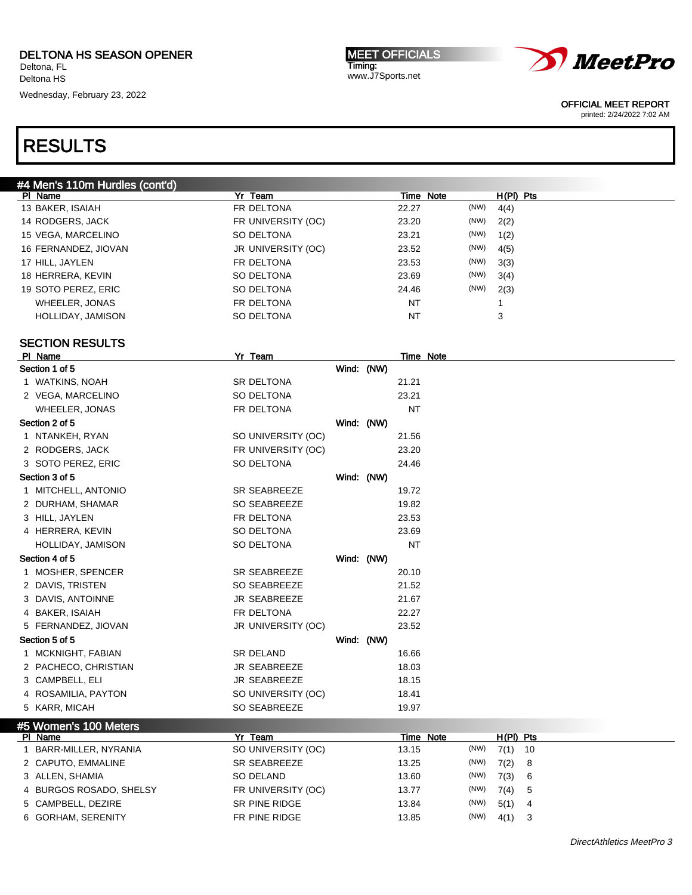# DELTONA HS SEASON OPENER

Deltona, FL
Deltona HS
Wednesday, February 23, 2022

MEET OFFICIALS
Timing:
www.J7Sports.net

OFFICIAL MEET REPORT
printed: 2/24/2022 7:02 AM

# RESULTS

## #4 Men's 110m Hurdles (cont'd)

| Pl | Name | Yr | Team | Time | Note | H(Pl) | Pts |
|---|---|---|---|---|---|---|---|
| 13 | BAKER, ISAIAH | FR | DELTONA | 22.27 | (NW) | 4(4) | |
| 14 | RODGERS, JACK | FR | UNIVERSITY (OC) | 23.20 | (NW) | 2(2) | |
| 15 | VEGA, MARCELINO | SO | DELTONA | 23.21 | (NW) | 1(2) | |
| 16 | FERNANDEZ, JIOVAN | JR | UNIVERSITY (OC) | 23.52 | (NW) | 4(5) | |
| 17 | HILL, JAYLEN | FR | DELTONA | 23.53 | (NW) | 3(3) | |
| 18 | HERRERA, KEVIN | SO | DELTONA | 23.69 | (NW) | 3(4) | |
| 19 | SOTO PEREZ, ERIC | SO | DELTONA | 24.46 | (NW) | 2(3) | |
| | WHEELER, JONAS | FR | DELTONA | NT | | 1 | |
| | HOLLIDAY, JAMISON | SO | DELTONA | NT | | 3 | |

## SECTION RESULTS

| Pl | Name | Yr | Team | Time | Note |
|---|---|---|---|---|---|
| **Section 1 of 5** | | | Wind: (NW) | | |
| 1 | WATKINS, NOAH | SR | DELTONA | 21.21 | |
| 2 | VEGA, MARCELINO | SO | DELTONA | 23.21 | |
| | WHEELER, JONAS | FR | DELTONA | NT | |
| **Section 2 of 5** | | | Wind: (NW) | | |
| 1 | NTANKEH, RYAN | SO | UNIVERSITY (OC) | 21.56 | |
| 2 | RODGERS, JACK | FR | UNIVERSITY (OC) | 23.20 | |
| 3 | SOTO PEREZ, ERIC | SO | DELTONA | 24.46 | |
| **Section 3 of 5** | | | Wind: (NW) | | |
| 1 | MITCHELL, ANTONIO | SR | SEABREEZE | 19.72 | |
| 2 | DURHAM, SHAMAR | SO | SEABREEZE | 19.82 | |
| 3 | HILL, JAYLEN | FR | DELTONA | 23.53 | |
| 4 | HERRERA, KEVIN | SO | DELTONA | 23.69 | |
| | HOLLIDAY, JAMISON | SO | DELTONA | NT | |
| **Section 4 of 5** | | | Wind: (NW) | | |
| 1 | MOSHER, SPENCER | SR | SEABREEZE | 20.10 | |
| 2 | DAVIS, TRISTEN | SO | SEABREEZE | 21.52 | |
| 3 | DAVIS, ANTOINNE | JR | SEABREEZE | 21.67 | |
| 4 | BAKER, ISAIAH | FR | DELTONA | 22.27 | |
| 5 | FERNANDEZ, JIOVAN | JR | UNIVERSITY (OC) | 23.52 | |
| **Section 5 of 5** | | | Wind: (NW) | | |
| 1 | MCKNIGHT, FABIAN | SR | DELAND | 16.66 | |
| 2 | PACHECO, CHRISTIAN | JR | SEABREEZE | 18.03 | |
| 3 | CAMPBELL, ELI | JR | SEABREEZE | 18.15 | |
| 4 | ROSAMILIA, PAYTON | SO | UNIVERSITY (OC) | 18.41 | |
| 5 | KARR, MICAH | SO | SEABREEZE | 19.97 | |

## #5 Women's 100 Meters

| Pl | Name | Yr | Team | Time | Note | H(Pl) | Pts |
|---|---|---|---|---|---|---|---|
| 1 | BARR-MILLER, NYRANIA | SO | UNIVERSITY (OC) | 13.15 | (NW) | 7(1) | 10 |
| 2 | CAPUTO, EMMALINE | SR | SEABREEZE | 13.25 | (NW) | 7(2) | 8 |
| 3 | ALLEN, SHAMIA | SO | DELAND | 13.60 | (NW) | 7(3) | 6 |
| 4 | BURGOS ROSADO, SHELSY | FR | UNIVERSITY (OC) | 13.77 | (NW) | 7(4) | 5 |
| 5 | CAMPBELL, DEZIRE | SR | PINE RIDGE | 13.84 | (NW) | 5(1) | 4 |
| 6 | GORHAM, SERENITY | FR | PINE RIDGE | 13.85 | (NW) | 4(1) | 3 |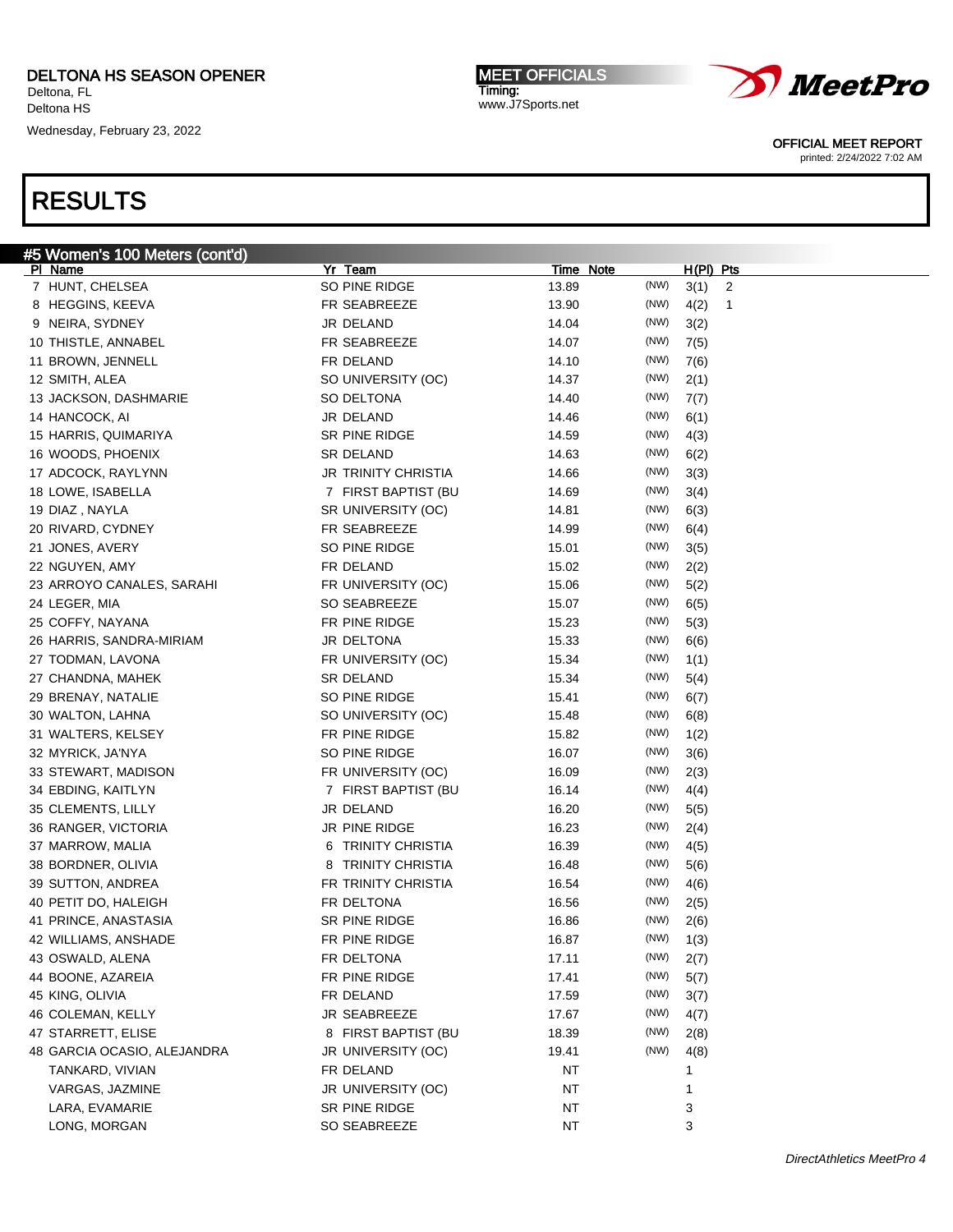DELTONA HS SEASON OPENER
Deltona, FL
Deltona HS
Wednesday, February 23, 2022

MEET OFFICIALS
Timing:
www.J7Sports.net

OFFICIAL MEET REPORT
printed: 2/24/2022 7:02 AM

# RESULTS

## #5 Women's 100 Meters (cont'd)

| Pl | Name | Yr | Team | Time | Note | | H(Pl) | Pts |
|---|---|---|---|---|---|---|---|---|
| 7 | HUNT, CHELSEA | SO | PINE RIDGE | 13.89 | | (NW) | 3(1) | 2 |
| 8 | HEGGINS, KEEVA | FR | SEABREEZE | 13.90 | | (NW) | 4(2) | 1 |
| 9 | NEIRA, SYDNEY | JR | DELAND | 14.04 | | (NW) | 3(2) | |
| 10 | THISTLE, ANNABEL | FR | SEABREEZE | 14.07 | | (NW) | 7(5) | |
| 11 | BROWN, JENNELL | FR | DELAND | 14.10 | | (NW) | 7(6) | |
| 12 | SMITH, ALEA | SO | UNIVERSITY (OC) | 14.37 | | (NW) | 2(1) | |
| 13 | JACKSON, DASHMARIE | SO | DELTONA | 14.40 | | (NW) | 7(7) | |
| 14 | HANCOCK, AI | JR | DELAND | 14.46 | | (NW) | 6(1) | |
| 15 | HARRIS, QUIMARIYA | SR | PINE RIDGE | 14.59 | | (NW) | 4(3) | |
| 16 | WOODS, PHOENIX | SR | DELAND | 14.63 | | (NW) | 6(2) | |
| 17 | ADCOCK, RAYLYNN | JR | TRINITY CHRISTIA | 14.66 | | (NW) | 3(3) | |
| 18 | LOWE, ISABELLA | 7 | FIRST BAPTIST (BU | 14.69 | | (NW) | 3(4) | |
| 19 | DIAZ , NAYLA | SR | UNIVERSITY (OC) | 14.81 | | (NW) | 6(3) | |
| 20 | RIVARD, CYDNEY | FR | SEABREEZE | 14.99 | | (NW) | 6(4) | |
| 21 | JONES, AVERY | SO | PINE RIDGE | 15.01 | | (NW) | 3(5) | |
| 22 | NGUYEN, AMY | FR | DELAND | 15.02 | | (NW) | 2(2) | |
| 23 | ARROYO CANALES, SARAHI | FR | UNIVERSITY (OC) | 15.06 | | (NW) | 5(2) | |
| 24 | LEGER, MIA | SO | SEABREEZE | 15.07 | | (NW) | 6(5) | |
| 25 | COFFY, NAYANA | FR | PINE RIDGE | 15.23 | | (NW) | 5(3) | |
| 26 | HARRIS, SANDRA-MIRIAM | JR | DELTONA | 15.33 | | (NW) | 6(6) | |
| 27 | TODMAN, LAVONA | FR | UNIVERSITY (OC) | 15.34 | | (NW) | 1(1) | |
| 27 | CHANDNA, MAHEK | SR | DELAND | 15.34 | | (NW) | 5(4) | |
| 29 | BRENAY, NATALIE | SO | PINE RIDGE | 15.41 | | (NW) | 6(7) | |
| 30 | WALTON, LAHNA | SO | UNIVERSITY (OC) | 15.48 | | (NW) | 6(8) | |
| 31 | WALTERS, KELSEY | FR | PINE RIDGE | 15.82 | | (NW) | 1(2) | |
| 32 | MYRICK, JA'NYA | SO | PINE RIDGE | 16.07 | | (NW) | 3(6) | |
| 33 | STEWART, MADISON | FR | UNIVERSITY (OC) | 16.09 | | (NW) | 2(3) | |
| 34 | EBDING, KAITLYN | 7 | FIRST BAPTIST (BU | 16.14 | | (NW) | 4(4) | |
| 35 | CLEMENTS, LILLY | JR | DELAND | 16.20 | | (NW) | 5(5) | |
| 36 | RANGER, VICTORIA | JR | PINE RIDGE | 16.23 | | (NW) | 2(4) | |
| 37 | MARROW, MALIA | 6 | TRINITY CHRISTIA | 16.39 | | (NW) | 4(5) | |
| 38 | BORDNER, OLIVIA | 8 | TRINITY CHRISTIA | 16.48 | | (NW) | 5(6) | |
| 39 | SUTTON, ANDREA | FR | TRINITY CHRISTIA | 16.54 | | (NW) | 4(6) | |
| 40 | PETIT DO, HALEIGH | FR | DELTONA | 16.56 | | (NW) | 2(5) | |
| 41 | PRINCE, ANASTASIA | SR | PINE RIDGE | 16.86 | | (NW) | 2(6) | |
| 42 | WILLIAMS, ANSHADE | FR | PINE RIDGE | 16.87 | | (NW) | 1(3) | |
| 43 | OSWALD, ALENA | FR | DELTONA | 17.11 | | (NW) | 2(7) | |
| 44 | BOONE, AZAREIA | FR | PINE RIDGE | 17.41 | | (NW) | 5(7) | |
| 45 | KING, OLIVIA | FR | DELAND | 17.59 | | (NW) | 3(7) | |
| 46 | COLEMAN, KELLY | JR | SEABREEZE | 17.67 | | (NW) | 4(7) | |
| 47 | STARRETT, ELISE | 8 | FIRST BAPTIST (BU | 18.39 | | (NW) | 2(8) | |
| 48 | GARCIA OCASIO, ALEJANDRA | JR | UNIVERSITY (OC) | 19.41 | | (NW) | 4(8) | |
| | TANKARD, VIVIAN | FR | DELAND | NT | | | 1 | |
| | VARGAS, JAZMINE | JR | UNIVERSITY (OC) | NT | | | 1 | |
| | LARA, EVAMARIE | SR | PINE RIDGE | NT | | | 3 | |
| | LONG, MORGAN | SO | SEABREEZE | NT | | | 3 | |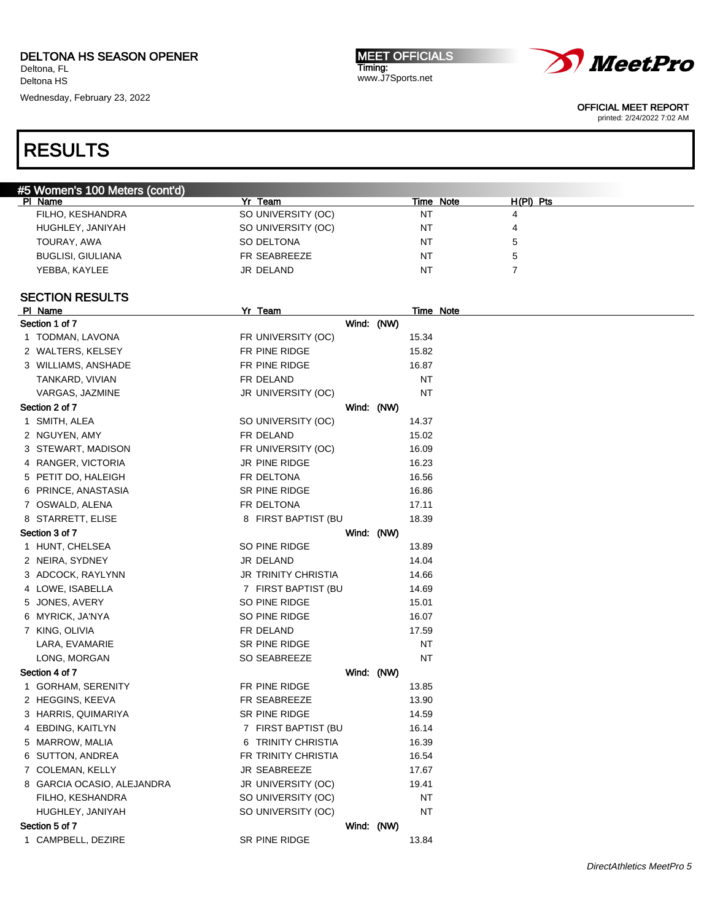## RESULTS

### #5 Women's 100 Meters (cont'd)

| Pl | Name | Yr | Team | Time | Note | H(Pl) | Pts |
|---|---|---|---|---|---|---|---|
| | FILHO, KESHANDRA | SO | UNIVERSITY (OC) | NT | | 4 | |
| | HUGHLEY, JANIYAH | SO | UNIVERSITY (OC) | NT | | 4 | |
| | TOURAY, AWA | SO | DELTONA | NT | | 5 | |
| | BUGLISI, GIULIANA | FR | SEABREEZE | NT | | 5 | |
| | YEBBA, KAYLEE | JR | DELAND | NT | | 7 | |

### SECTION RESULTS

| Pl | Name | Yr | Team | Time | Note |
|---|---|---|---|---|---|
| **Section 1 of 7** | | | Wind: (NW) | | |
| 1 | TODMAN, LAVONA | FR | UNIVERSITY (OC) | 15.34 | |
| 2 | WALTERS, KELSEY | FR | PINE RIDGE | 15.82 | |
| 3 | WILLIAMS, ANSHADE | FR | PINE RIDGE | 16.87 | |
| | TANKARD, VIVIAN | FR | DELAND | NT | |
| | VARGAS, JAZMINE | JR | UNIVERSITY (OC) | NT | |
| **Section 2 of 7** | | | Wind: (NW) | | |
| 1 | SMITH, ALEA | SO | UNIVERSITY (OC) | 14.37 | |
| 2 | NGUYEN, AMY | FR | DELAND | 15.02 | |
| 3 | STEWART, MADISON | FR | UNIVERSITY (OC) | 16.09 | |
| 4 | RANGER, VICTORIA | JR | PINE RIDGE | 16.23 | |
| 5 | PETIT DO, HALEIGH | FR | DELTONA | 16.56 | |
| 6 | PRINCE, ANASTASIA | SR | PINE RIDGE | 16.86 | |
| 7 | OSWALD, ALENA | FR | DELTONA | 17.11 | |
| 8 | STARRETT, ELISE | 8 | FIRST BAPTIST (BU | 18.39 | |
| **Section 3 of 7** | | | Wind: (NW) | | |
| 1 | HUNT, CHELSEA | SO | PINE RIDGE | 13.89 | |
| 2 | NEIRA, SYDNEY | JR | DELAND | 14.04 | |
| 3 | ADCOCK, RAYLYNN | JR | TRINITY CHRISTIA | 14.66 | |
| 4 | LOWE, ISABELLA | 7 | FIRST BAPTIST (BU | 14.69 | |
| 5 | JONES, AVERY | SO | PINE RIDGE | 15.01 | |
| 6 | MYRICK, JA'NYA | SO | PINE RIDGE | 16.07 | |
| 7 | KING, OLIVIA | FR | DELAND | 17.59 | |
| | LARA, EVAMARIE | SR | PINE RIDGE | NT | |
| | LONG, MORGAN | SO | SEABREEZE | NT | |
| **Section 4 of 7** | | | Wind: (NW) | | |
| 1 | GORHAM, SERENITY | FR | PINE RIDGE | 13.85 | |
| 2 | HEGGINS, KEEVA | FR | SEABREEZE | 13.90 | |
| 3 | HARRIS, QUIMARIYA | SR | PINE RIDGE | 14.59 | |
| 4 | EBDING, KAITLYN | 7 | FIRST BAPTIST (BU | 16.14 | |
| 5 | MARROW, MALIA | 6 | TRINITY CHRISTIA | 16.39 | |
| 6 | SUTTON, ANDREA | FR | TRINITY CHRISTIA | 16.54 | |
| 7 | COLEMAN, KELLY | JR | SEABREEZE | 17.67 | |
| 8 | GARCIA OCASIO, ALEJANDRA | JR | UNIVERSITY (OC) | 19.41 | |
| | FILHO, KESHANDRA | SO | UNIVERSITY (OC) | NT | |
| | HUGHLEY, JANIYAH | SO | UNIVERSITY (OC) | NT | |
| **Section 5 of 7** | | | Wind: (NW) | | |
| 1 | CAMPBELL, DEZIRE | SR | PINE RIDGE | 13.84 | |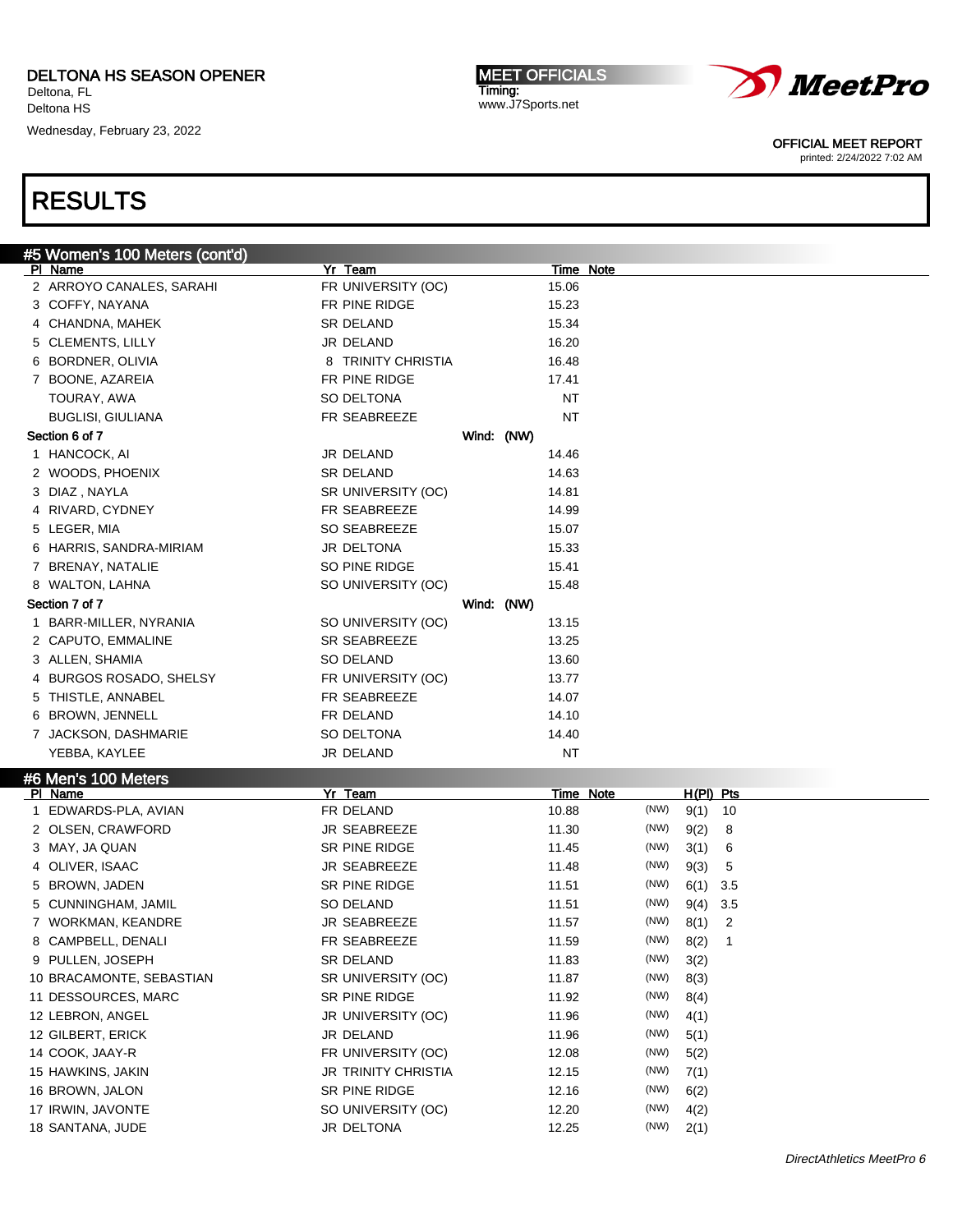# RESULTS

## #5 Women's 100 Meters (cont'd)

| Pl | Name | Yr | Team | Time | Note |
|---|---|---|---|---|---|
| 2 | ARROYO CANALES, SARAHI | FR | UNIVERSITY (OC) | 15.06 | |
| 3 | COFFY, NAYANA | FR | PINE RIDGE | 15.23 | |
| 4 | CHANDNA, MAHEK | SR | DELAND | 15.34 | |
| 5 | CLEMENTS, LILLY | JR | DELAND | 16.20 | |
| 6 | BORDNER, OLIVIA | 8 | TRINITY CHRISTIA | 16.48 | |
| 7 | BOONE, AZAREIA | FR | PINE RIDGE | 17.41 | |
| | TOURAY, AWA | SO | DELTONA | NT | |
| | BUGLISI, GIULIANA | FR | SEABREEZE | NT | |

**Section 6 of 7** Wind: (NW)

| Pl | Name | Yr | Team | Time | Note |
|---|---|---|---|---|---|
| 1 | HANCOCK, AI | JR | DELAND | 14.46 | |
| 2 | WOODS, PHOENIX | SR | DELAND | 14.63 | |
| 3 | DIAZ , NAYLA | SR | UNIVERSITY (OC) | 14.81 | |
| 4 | RIVARD, CYDNEY | FR | SEABREEZE | 14.99 | |
| 5 | LEGER, MIA | SO | SEABREEZE | 15.07 | |
| 6 | HARRIS, SANDRA-MIRIAM | JR | DELTONA | 15.33 | |
| 7 | BRENAY, NATALIE | SO | PINE RIDGE | 15.41 | |
| 8 | WALTON, LAHNA | SO | UNIVERSITY (OC) | 15.48 | |

**Section 7 of 7** Wind: (NW)

| Pl | Name | Yr | Team | Time | Note |
|---|---|---|---|---|---|
| 1 | BARR-MILLER, NYRANIA | SO | UNIVERSITY (OC) | 13.15 | |
| 2 | CAPUTO, EMMALINE | SR | SEABREEZE | 13.25 | |
| 3 | ALLEN, SHAMIA | SO | DELAND | 13.60 | |
| 4 | BURGOS ROSADO, SHELSY | FR | UNIVERSITY (OC) | 13.77 | |
| 5 | THISTLE, ANNABEL | FR | SEABREEZE | 14.07 | |
| 6 | BROWN, JENNELL | FR | DELAND | 14.10 | |
| 7 | JACKSON, DASHMARIE | SO | DELTONA | 14.40 | |
| | YEBBA, KAYLEE | JR | DELAND | NT | |

## #6 Men's 100 Meters

| Pl | Name | Yr | Team | Time | Note | Wind | H(Pl) | Pts |
|---|---|---|---|---|---|---|---|---|
| 1 | EDWARDS-PLA, AVIAN | FR | DELAND | 10.88 | | (NW) | 9(1) | 10 |
| 2 | OLSEN, CRAWFORD | JR | SEABREEZE | 11.30 | | (NW) | 9(2) | 8 |
| 3 | MAY, JA QUAN | SR | PINE RIDGE | 11.45 | | (NW) | 3(1) | 6 |
| 4 | OLIVER, ISAAC | JR | SEABREEZE | 11.48 | | (NW) | 9(3) | 5 |
| 5 | BROWN, JADEN | SR | PINE RIDGE | 11.51 | | (NW) | 6(1) | 3.5 |
| 5 | CUNNINGHAM, JAMIL | SO | DELAND | 11.51 | | (NW) | 9(4) | 3.5 |
| 7 | WORKMAN, KEANDRE | JR | SEABREEZE | 11.57 | | (NW) | 8(1) | 2 |
| 8 | CAMPBELL, DENALI | FR | SEABREEZE | 11.59 | | (NW) | 8(2) | 1 |
| 9 | PULLEN, JOSEPH | SR | DELAND | 11.83 | | (NW) | 3(2) | |
| 10 | BRACAMONTE, SEBASTIAN | SR | UNIVERSITY (OC) | 11.87 | | (NW) | 8(3) | |
| 11 | DESSOURCES, MARC | SR | PINE RIDGE | 11.92 | | (NW) | 8(4) | |
| 12 | LEBRON, ANGEL | JR | UNIVERSITY (OC) | 11.96 | | (NW) | 4(1) | |
| 12 | GILBERT, ERICK | JR | DELAND | 11.96 | | (NW) | 5(1) | |
| 14 | COOK, JAAY-R | FR | UNIVERSITY (OC) | 12.08 | | (NW) | 5(2) | |
| 15 | HAWKINS, JAKIN | JR | TRINITY CHRISTIA | 12.15 | | (NW) | 7(1) | |
| 16 | BROWN, JALON | SR | PINE RIDGE | 12.16 | | (NW) | 6(2) | |
| 17 | IRWIN, JAVONTE | SO | UNIVERSITY (OC) | 12.20 | | (NW) | 4(2) | |
| 18 | SANTANA, JUDE | JR | DELTONA | 12.25 | | (NW) | 2(1) | |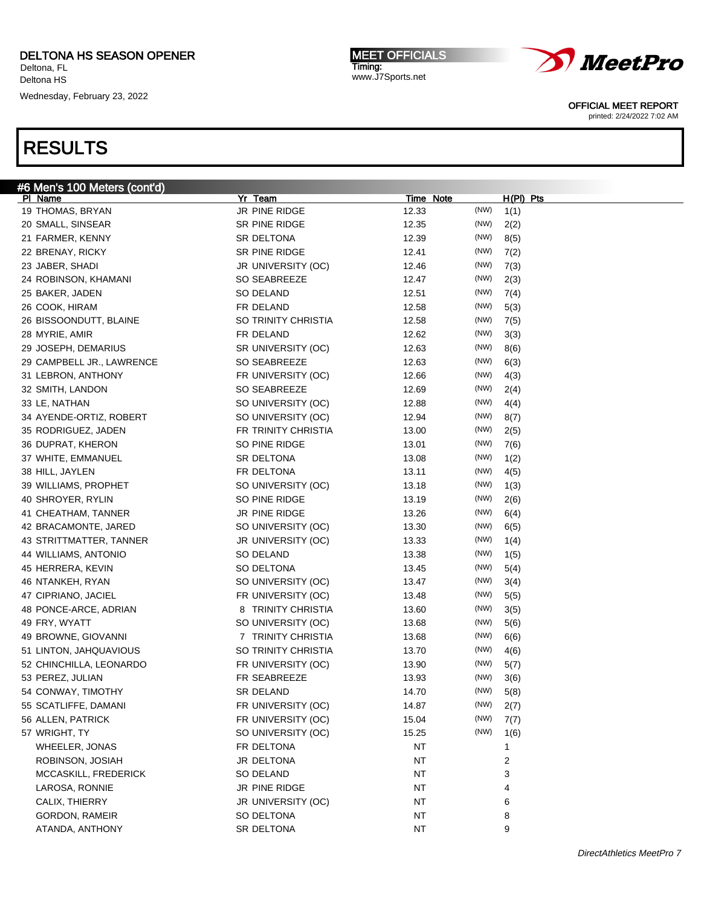DELTONA HS SEASON OPENER
Deltona, FL
Deltona HS
Wednesday, February 23, 2022

MEET OFFICIALS
Timing:
www.J7Sports.net

OFFICIAL MEET REPORT
printed: 2/24/2022 7:02 AM

# RESULTS

## #6 Men's 100 Meters (cont'd)

| Pl | Name | Yr | Team | Time | Note | | H(Pl) | Pts |
|---|---|---|---|---|---|---|---|---|
| 19 | THOMAS, BRYAN | JR | PINE RIDGE | 12.33 | | (NW) | 1(1) | |
| 20 | SMALL, SINSEAR | SR | PINE RIDGE | 12.35 | | (NW) | 2(2) | |
| 21 | FARMER, KENNY | SR | DELTONA | 12.39 | | (NW) | 8(5) | |
| 22 | BRENAY, RICKY | SR | PINE RIDGE | 12.41 | | (NW) | 7(2) | |
| 23 | JABER, SHADI | JR | UNIVERSITY (OC) | 12.46 | | (NW) | 7(3) | |
| 24 | ROBINSON, KHAMANI | SO | SEABREEZE | 12.47 | | (NW) | 2(3) | |
| 25 | BAKER, JADEN | SO | DELAND | 12.51 | | (NW) | 7(4) | |
| 26 | COOK, HIRAM | FR | DELAND | 12.58 | | (NW) | 5(3) | |
| 26 | BISSOONDUTT, BLAINE | SO | TRINITY CHRISTIA | 12.58 | | (NW) | 7(5) | |
| 28 | MYRIE, AMIR | FR | DELAND | 12.62 | | (NW) | 3(3) | |
| 29 | JOSEPH, DEMARIUS | SR | UNIVERSITY (OC) | 12.63 | | (NW) | 8(6) | |
| 29 | CAMPBELL JR., LAWRENCE | SO | SEABREEZE | 12.63 | | (NW) | 6(3) | |
| 31 | LEBRON, ANTHONY | FR | UNIVERSITY (OC) | 12.66 | | (NW) | 4(3) | |
| 32 | SMITH, LANDON | SO | SEABREEZE | 12.69 | | (NW) | 2(4) | |
| 33 | LE, NATHAN | SO | UNIVERSITY (OC) | 12.88 | | (NW) | 4(4) | |
| 34 | AYENDE-ORTIZ, ROBERT | SO | UNIVERSITY (OC) | 12.94 | | (NW) | 8(7) | |
| 35 | RODRIGUEZ, JADEN | FR | TRINITY CHRISTIA | 13.00 | | (NW) | 2(5) | |
| 36 | DUPRAT, KHERON | SO | PINE RIDGE | 13.01 | | (NW) | 7(6) | |
| 37 | WHITE, EMMANUEL | SR | DELTONA | 13.08 | | (NW) | 1(2) | |
| 38 | HILL, JAYLEN | FR | DELTONA | 13.11 | | (NW) | 4(5) | |
| 39 | WILLIAMS, PROPHET | SO | UNIVERSITY (OC) | 13.18 | | (NW) | 1(3) | |
| 40 | SHROYER, RYLIN | SO | PINE RIDGE | 13.19 | | (NW) | 2(6) | |
| 41 | CHEATHAM, TANNER | JR | PINE RIDGE | 13.26 | | (NW) | 6(4) | |
| 42 | BRACAMONTE, JARED | SO | UNIVERSITY (OC) | 13.30 | | (NW) | 6(5) | |
| 43 | STRITTMATTER, TANNER | JR | UNIVERSITY (OC) | 13.33 | | (NW) | 1(4) | |
| 44 | WILLIAMS, ANTONIO | SO | DELAND | 13.38 | | (NW) | 1(5) | |
| 45 | HERRERA, KEVIN | SO | DELTONA | 13.45 | | (NW) | 5(4) | |
| 46 | NTANKEH, RYAN | SO | UNIVERSITY (OC) | 13.47 | | (NW) | 3(4) | |
| 47 | CIPRIANO, JACIEL | FR | UNIVERSITY (OC) | 13.48 | | (NW) | 5(5) | |
| 48 | PONCE-ARCE, ADRIAN | 8 | TRINITY CHRISTIA | 13.60 | | (NW) | 3(5) | |
| 49 | FRY, WYATT | SO | UNIVERSITY (OC) | 13.68 | | (NW) | 5(6) | |
| 49 | BROWNE, GIOVANNI | 7 | TRINITY CHRISTIA | 13.68 | | (NW) | 6(6) | |
| 51 | LINTON, JAHQUAVIOUS | SO | TRINITY CHRISTIA | 13.70 | | (NW) | 4(6) | |
| 52 | CHINCHILLA, LEONARDO | FR | UNIVERSITY (OC) | 13.90 | | (NW) | 5(7) | |
| 53 | PEREZ, JULIAN | FR | SEABREEZE | 13.93 | | (NW) | 3(6) | |
| 54 | CONWAY, TIMOTHY | SR | DELAND | 14.70 | | (NW) | 5(8) | |
| 55 | SCATLIFFE, DAMANI | FR | UNIVERSITY (OC) | 14.87 | | (NW) | 2(7) | |
| 56 | ALLEN, PATRICK | FR | UNIVERSITY (OC) | 15.04 | | (NW) | 7(7) | |
| 57 | WRIGHT, TY | SO | UNIVERSITY (OC) | 15.25 | | (NW) | 1(6) | |
| | WHEELER, JONAS | FR | DELTONA | NT | | | 1 | |
| | ROBINSON, JOSIAH | JR | DELTONA | NT | | | 2 | |
| | MCCASKILL, FREDERICK | SO | DELAND | NT | | | 3 | |
| | LAROSA, RONNIE | JR | PINE RIDGE | NT | | | 4 | |
| | CALIX, THIERRY | JR | UNIVERSITY (OC) | NT | | | 6 | |
| | GORDON, RAMEIR | SO | DELTONA | NT | | | 8 | |
| | ATANDA, ANTHONY | SR | DELTONA | NT | | | 9 | |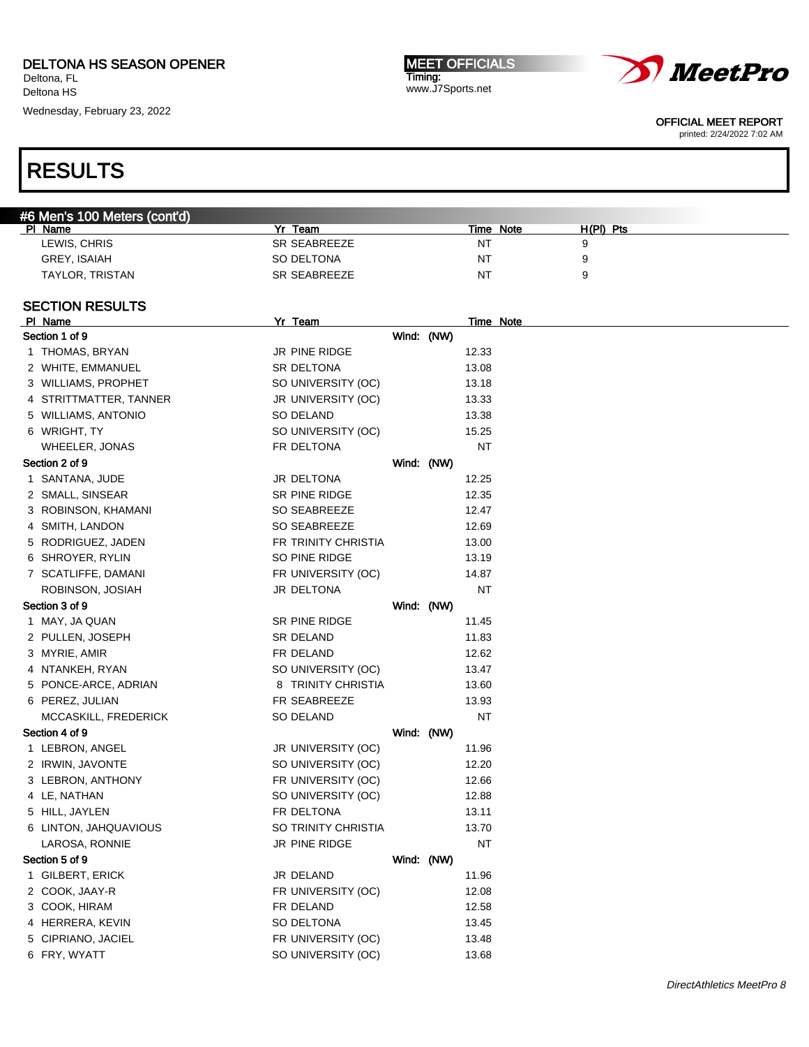# RESULTS

## #6 Men's 100 Meters (cont'd)

| Pl | Name | Yr | Team | Time | Note | H(Pl) | Pts |
|---|---|---|---|---|---|---|---|
| | LEWIS, CHRIS | SR | SEABREEZE | NT | | 9 | |
| | GREY, ISAIAH | SO | DELTONA | NT | | 9 | |
| | TAYLOR, TRISTAN | SR | SEABREEZE | NT | | 9 | |

## SECTION RESULTS

| Pl | Name | Yr | Team | Time | Note |
|---|---|---|---|---|---|
| **Section 1 of 9** | | | Wind: (NW) | | |
| 1 | THOMAS, BRYAN | JR | PINE RIDGE | 12.33 | |
| 2 | WHITE, EMMANUEL | SR | DELTONA | 13.08 | |
| 3 | WILLIAMS, PROPHET | SO | UNIVERSITY (OC) | 13.18 | |
| 4 | STRITTMATTER, TANNER | JR | UNIVERSITY (OC) | 13.33 | |
| 5 | WILLIAMS, ANTONIO | SO | DELAND | 13.38 | |
| 6 | WRIGHT, TY | SO | UNIVERSITY (OC) | 15.25 | |
| | WHEELER, JONAS | FR | DELTONA | NT | |
| **Section 2 of 9** | | | Wind: (NW) | | |
| 1 | SANTANA, JUDE | JR | DELTONA | 12.25 | |
| 2 | SMALL, SINSEAR | SR | PINE RIDGE | 12.35 | |
| 3 | ROBINSON, KHAMANI | SO | SEABREEZE | 12.47 | |
| 4 | SMITH, LANDON | SO | SEABREEZE | 12.69 | |
| 5 | RODRIGUEZ, JADEN | FR | TRINITY CHRISTIA | 13.00 | |
| 6 | SHROYER, RYLIN | SO | PINE RIDGE | 13.19 | |
| 7 | SCATLIFFE, DAMANI | FR | UNIVERSITY (OC) | 14.87 | |
| | ROBINSON, JOSIAH | JR | DELTONA | NT | |
| **Section 3 of 9** | | | Wind: (NW) | | |
| 1 | MAY, JA QUAN | SR | PINE RIDGE | 11.45 | |
| 2 | PULLEN, JOSEPH | SR | DELAND | 11.83 | |
| 3 | MYRIE, AMIR | FR | DELAND | 12.62 | |
| 4 | NTANKEH, RYAN | SO | UNIVERSITY (OC) | 13.47 | |
| 5 | PONCE-ARCE, ADRIAN | 8 | TRINITY CHRISTIA | 13.60 | |
| 6 | PEREZ, JULIAN | FR | SEABREEZE | 13.93 | |
| | MCCASKILL, FREDERICK | SO | DELAND | NT | |
| **Section 4 of 9** | | | Wind: (NW) | | |
| 1 | LEBRON, ANGEL | JR | UNIVERSITY (OC) | 11.96 | |
| 2 | IRWIN, JAVONTE | SO | UNIVERSITY (OC) | 12.20 | |
| 3 | LEBRON, ANTHONY | FR | UNIVERSITY (OC) | 12.66 | |
| 4 | LE, NATHAN | SO | UNIVERSITY (OC) | 12.88 | |
| 5 | HILL, JAYLEN | FR | DELTONA | 13.11 | |
| 6 | LINTON, JAHQUAVIOUS | SO | TRINITY CHRISTIA | 13.70 | |
| | LAROSA, RONNIE | JR | PINE RIDGE | NT | |
| **Section 5 of 9** | | | Wind: (NW) | | |
| 1 | GILBERT, ERICK | JR | DELAND | 11.96 | |
| 2 | COOK, JAAY-R | FR | UNIVERSITY (OC) | 12.08 | |
| 3 | COOK, HIRAM | FR | DELAND | 12.58 | |
| 4 | HERRERA, KEVIN | SO | DELTONA | 13.45 | |
| 5 | CIPRIANO, JACIEL | FR | UNIVERSITY (OC) | 13.48 | |
| 6 | FRY, WYATT | SO | UNIVERSITY (OC) | 13.68 | |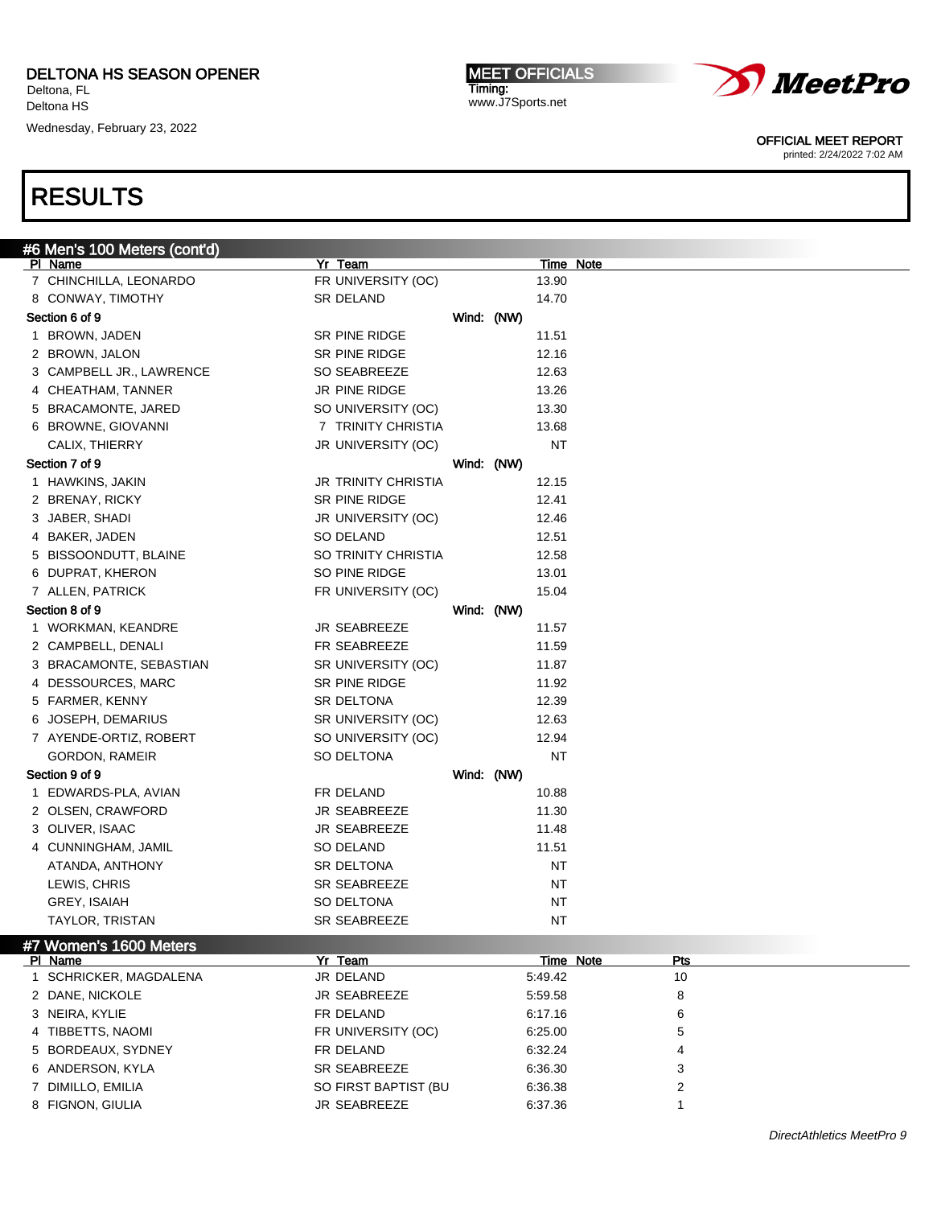## RESULTS

### #6 Men's 100 Meters (cont'd)

| Pl | Name | Yr | Team | Time | Note |
|---|---|---|---|---|---|
| 7 | CHINCHILLA, LEONARDO | FR | UNIVERSITY (OC) | 13.90 | |
| 8 | CONWAY, TIMOTHY | SR | DELAND | 14.70 | |
| **Section 6 of 9** | | | **Wind: (NW)** | | |
| 1 | BROWN, JADEN | SR | PINE RIDGE | 11.51 | |
| 2 | BROWN, JALON | SR | PINE RIDGE | 12.16 | |
| 3 | CAMPBELL JR., LAWRENCE | SO | SEABREEZE | 12.63 | |
| 4 | CHEATHAM, TANNER | JR | PINE RIDGE | 13.26 | |
| 5 | BRACAMONTE, JARED | SO | UNIVERSITY (OC) | 13.30 | |
| 6 | BROWNE, GIOVANNI | 7 | TRINITY CHRISTIA | 13.68 | |
| | CALIX, THIERRY | JR | UNIVERSITY (OC) | NT | |
| **Section 7 of 9** | | | **Wind: (NW)** | | |
| 1 | HAWKINS, JAKIN | JR | TRINITY CHRISTIA | 12.15 | |
| 2 | BRENAY, RICKY | SR | PINE RIDGE | 12.41 | |
| 3 | JABER, SHADI | JR | UNIVERSITY (OC) | 12.46 | |
| 4 | BAKER, JADEN | SO | DELAND | 12.51 | |
| 5 | BISSOONDUTT, BLAINE | SO | TRINITY CHRISTIA | 12.58 | |
| 6 | DUPRAT, KHERON | SO | PINE RIDGE | 13.01 | |
| 7 | ALLEN, PATRICK | FR | UNIVERSITY (OC) | 15.04 | |
| **Section 8 of 9** | | | **Wind: (NW)** | | |
| 1 | WORKMAN, KEANDRE | JR | SEABREEZE | 11.57 | |
| 2 | CAMPBELL, DENALI | FR | SEABREEZE | 11.59 | |
| 3 | BRACAMONTE, SEBASTIAN | SR | UNIVERSITY (OC) | 11.87 | |
| 4 | DESSOURCES, MARC | SR | PINE RIDGE | 11.92 | |
| 5 | FARMER, KENNY | SR | DELTONA | 12.39 | |
| 6 | JOSEPH, DEMARIUS | SR | UNIVERSITY (OC) | 12.63 | |
| 7 | AYENDE-ORTIZ, ROBERT | SO | UNIVERSITY (OC) | 12.94 | |
| | GORDON, RAMEIR | SO | DELTONA | NT | |
| **Section 9 of 9** | | | **Wind: (NW)** | | |
| 1 | EDWARDS-PLA, AVIAN | FR | DELAND | 10.88 | |
| 2 | OLSEN, CRAWFORD | JR | SEABREEZE | 11.30 | |
| 3 | OLIVER, ISAAC | JR | SEABREEZE | 11.48 | |
| 4 | CUNNINGHAM, JAMIL | SO | DELAND | 11.51 | |
| | ATANDA, ANTHONY | SR | DELTONA | NT | |
| | LEWIS, CHRIS | SR | SEABREEZE | NT | |
| | GREY, ISAIAH | SO | DELTONA | NT | |
| | TAYLOR, TRISTAN | SR | SEABREEZE | NT | |

### #7 Women's 1600 Meters

| Pl | Name | Yr | Team | Time | Note | Pts |
|---|---|---|---|---|---|---|
| 1 | SCHRICKER, MAGDALENA | JR | DELAND | 5:49.42 | | 10 |
| 2 | DANE, NICKOLE | JR | SEABREEZE | 5:59.58 | | 8 |
| 3 | NEIRA, KYLIE | FR | DELAND | 6:17.16 | | 6 |
| 4 | TIBBETTS, NAOMI | FR | UNIVERSITY (OC) | 6:25.00 | | 5 |
| 5 | BORDEAUX, SYDNEY | FR | DELAND | 6:32.24 | | 4 |
| 6 | ANDERSON, KYLA | SR | SEABREEZE | 6:36.30 | | 3 |
| 7 | DIMILLO, EMILIA | SO | FIRST BAPTIST (BU | 6:36.38 | | 2 |
| 8 | FIGNON, GIULIA | JR | SEABREEZE | 6:37.36 | | 1 |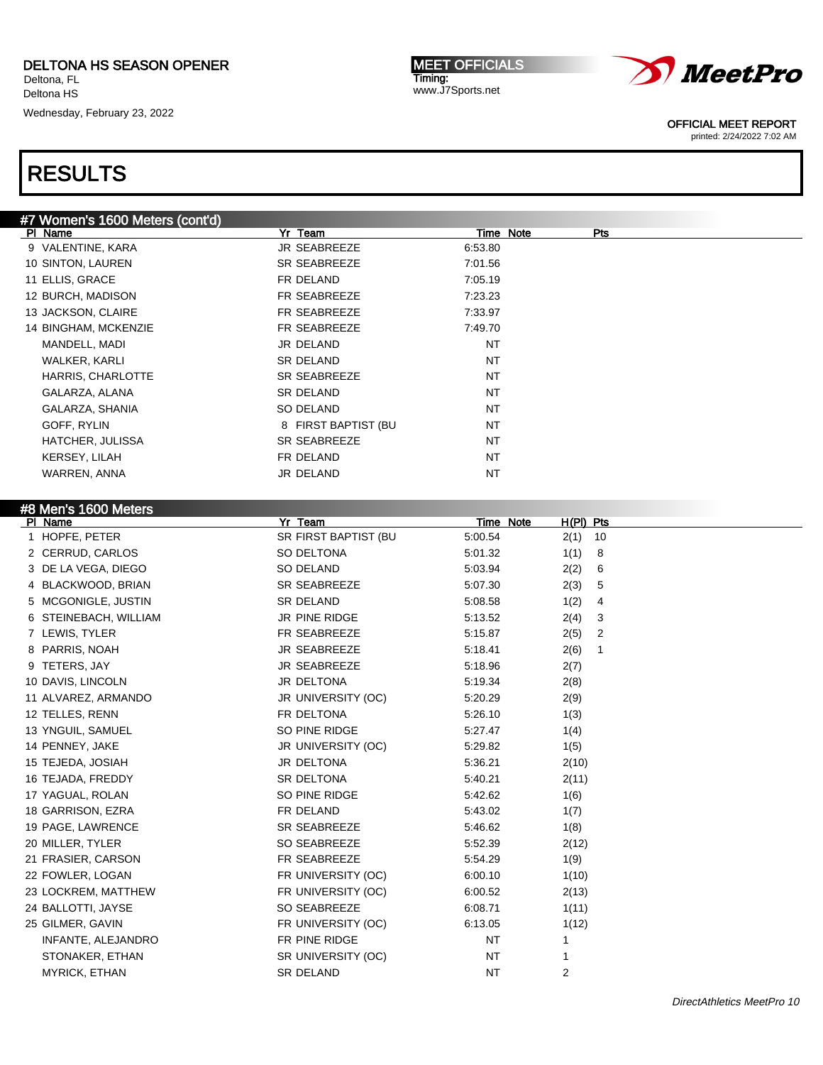DELTONA HS SEASON OPENER
Deltona, FL
Deltona HS
Wednesday, February 23, 2022

MEET OFFICIALS
Timing:
www.J7Sports.net

OFFICIAL MEET REPORT
printed: 2/24/2022 7:02 AM

# RESULTS

## #7 Women's 1600 Meters (cont'd)

| Pl | Name | Yr | Team | Time | Note | Pts |
|---|---|---|---|---|---|---|
| 9 | VALENTINE, KARA | JR | SEABREEZE | 6:53.80 | | |
| 10 | SINTON, LAUREN | SR | SEABREEZE | 7:01.56 | | |
| 11 | ELLIS, GRACE | FR | DELAND | 7:05.19 | | |
| 12 | BURCH, MADISON | FR | SEABREEZE | 7:23.23 | | |
| 13 | JACKSON, CLAIRE | FR | SEABREEZE | 7:33.97 | | |
| 14 | BINGHAM, MCKENZIE | FR | SEABREEZE | 7:49.70 | | |
| | MANDELL, MADI | JR | DELAND | NT | | |
| | WALKER, KARLI | SR | DELAND | NT | | |
| | HARRIS, CHARLOTTE | SR | SEABREEZE | NT | | |
| | GALARZA, ALANA | SR | DELAND | NT | | |
| | GALARZA, SHANIA | SO | DELAND | NT | | |
| | GOFF, RYLIN | 8 | FIRST BAPTIST (BU | NT | | |
| | HATCHER, JULISSA | SR | SEABREEZE | NT | | |
| | KERSEY, LILAH | FR | DELAND | NT | | |
| | WARREN, ANNA | JR | DELAND | NT | | |

## #8 Men's 1600 Meters

| Pl | Name | Yr | Team | Time | Note | H(Pl) | Pts |
|---|---|---|---|---|---|---|---|
| 1 | HOPFE, PETER | SR | FIRST BAPTIST (BU | 5:00.54 | | 2(1) | 10 |
| 2 | CERRUD, CARLOS | SO | DELTONA | 5:01.32 | | 1(1) | 8 |
| 3 | DE LA VEGA, DIEGO | SO | DELAND | 5:03.94 | | 2(2) | 6 |
| 4 | BLACKWOOD, BRIAN | SR | SEABREEZE | 5:07.30 | | 2(3) | 5 |
| 5 | MCGONIGLE, JUSTIN | SR | DELAND | 5:08.58 | | 1(2) | 4 |
| 6 | STEINEBACH, WILLIAM | JR | PINE RIDGE | 5:13.52 | | 2(4) | 3 |
| 7 | LEWIS, TYLER | FR | SEABREEZE | 5:15.87 | | 2(5) | 2 |
| 8 | PARRIS, NOAH | JR | SEABREEZE | 5:18.41 | | 2(6) | 1 |
| 9 | TETERS, JAY | JR | SEABREEZE | 5:18.96 | | 2(7) | |
| 10 | DAVIS, LINCOLN | JR | DELTONA | 5:19.34 | | 2(8) | |
| 11 | ALVAREZ, ARMANDO | JR | UNIVERSITY (OC) | 5:20.29 | | 2(9) | |
| 12 | TELLES, RENN | FR | DELTONA | 5:26.10 | | 1(3) | |
| 13 | YNGUIL, SAMUEL | SO | PINE RIDGE | 5:27.47 | | 1(4) | |
| 14 | PENNEY, JAKE | JR | UNIVERSITY (OC) | 5:29.82 | | 1(5) | |
| 15 | TEJEDA, JOSIAH | JR | DELTONA | 5:36.21 | | 2(10) | |
| 16 | TEJADA, FREDDY | SR | DELTONA | 5:40.21 | | 2(11) | |
| 17 | YAGUAL, ROLAN | SO | PINE RIDGE | 5:42.62 | | 1(6) | |
| 18 | GARRISON, EZRA | FR | DELAND | 5:43.02 | | 1(7) | |
| 19 | PAGE, LAWRENCE | SR | SEABREEZE | 5:46.62 | | 1(8) | |
| 20 | MILLER, TYLER | SO | SEABREEZE | 5:52.39 | | 2(12) | |
| 21 | FRASIER, CARSON | FR | SEABREEZE | 5:54.29 | | 1(9) | |
| 22 | FOWLER, LOGAN | FR | UNIVERSITY (OC) | 6:00.10 | | 1(10) | |
| 23 | LOCKREM, MATTHEW | FR | UNIVERSITY (OC) | 6:00.52 | | 2(13) | |
| 24 | BALLOTTI, JAYSE | SO | SEABREEZE | 6:08.71 | | 1(11) | |
| 25 | GILMER, GAVIN | FR | UNIVERSITY (OC) | 6:13.05 | | 1(12) | |
| | INFANTE, ALEJANDRO | FR | PINE RIDGE | NT | | 1 | |
| | STONAKER, ETHAN | SR | UNIVERSITY (OC) | NT | | 1 | |
| | MYRICK, ETHAN | SR | DELAND | NT | | 2 | |

*DirectAthletics MeetPro 10*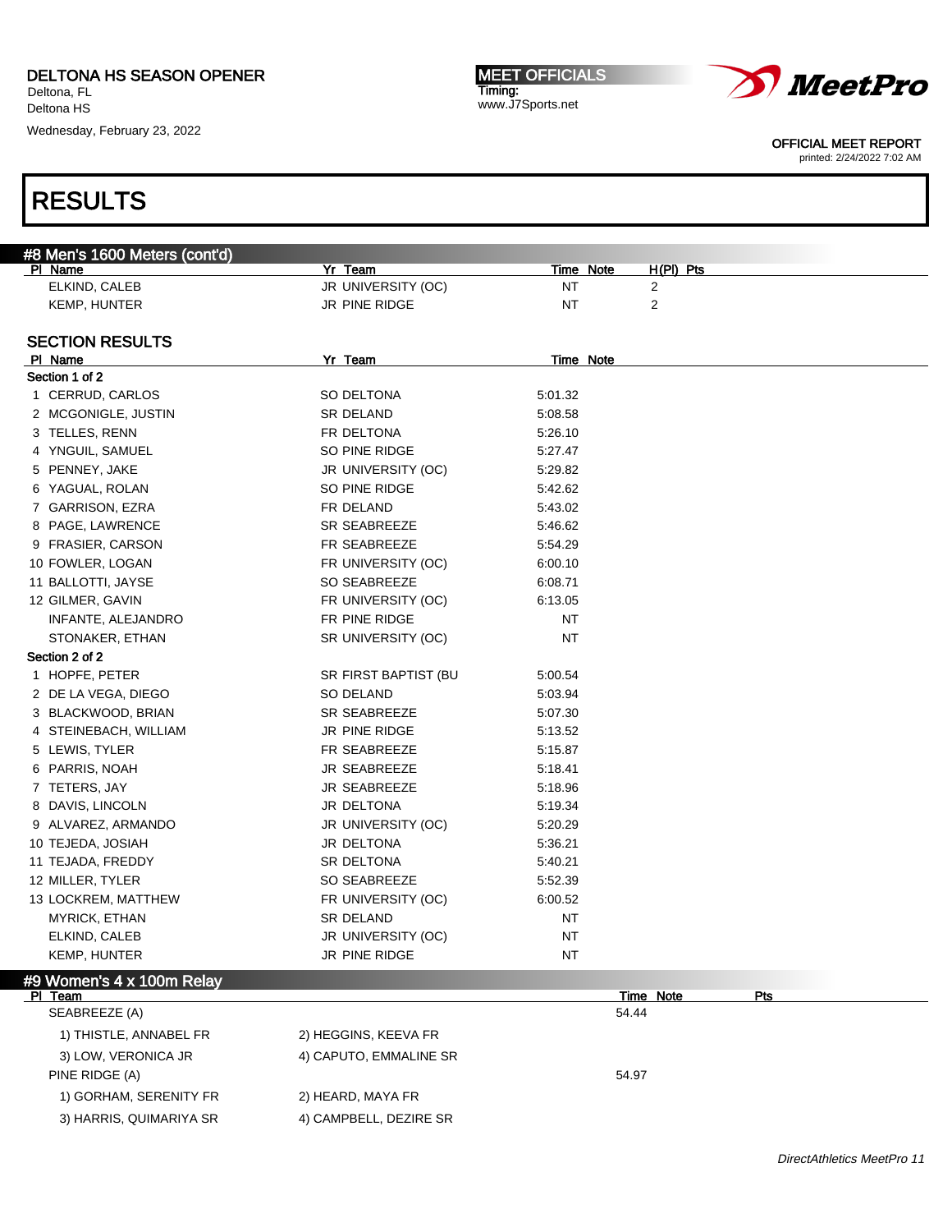DELTONA HS SEASON OPENER
Deltona, FL
Deltona HS
Wednesday, February 23, 2022

MEET OFFICIALS
Timing:
www.J7Sports.net

OFFICIAL MEET REPORT
printed: 2/24/2022 7:02 AM

# RESULTS

## #8 Men's 1600 Meters (cont'd)

| Pl | Name | Yr | Team | Time | Note | H(Pl) | Pts |
|---|---|---|---|---|---|---|---|
| | ELKIND, CALEB | JR | UNIVERSITY (OC) | NT | | 2 | |
| | KEMP, HUNTER | JR | PINE RIDGE | NT | | 2 | |

### SECTION RESULTS

| Pl | Name | Yr | Team | Time | Note |
|---|---|---|---|---|---|
| **Section 1 of 2** | | | | | |
| 1 | CERRUD, CARLOS | SO | DELTONA | 5:01.32 | |
| 2 | MCGONIGLE, JUSTIN | SR | DELAND | 5:08.58 | |
| 3 | TELLES, RENN | FR | DELTONA | 5:26.10 | |
| 4 | YNGUIL, SAMUEL | SO | PINE RIDGE | 5:27.47 | |
| 5 | PENNEY, JAKE | JR | UNIVERSITY (OC) | 5:29.82 | |
| 6 | YAGUAL, ROLAN | SO | PINE RIDGE | 5:42.62 | |
| 7 | GARRISON, EZRA | FR | DELAND | 5:43.02 | |
| 8 | PAGE, LAWRENCE | SR | SEABREEZE | 5:46.62 | |
| 9 | FRASIER, CARSON | FR | SEABREEZE | 5:54.29 | |
| 10 | FOWLER, LOGAN | FR | UNIVERSITY (OC) | 6:00.10 | |
| 11 | BALLOTTI, JAYSE | SO | SEABREEZE | 6:08.71 | |
| 12 | GILMER, GAVIN | FR | UNIVERSITY (OC) | 6:13.05 | |
| | INFANTE, ALEJANDRO | FR | PINE RIDGE | NT | |
| | STONAKER, ETHAN | SR | UNIVERSITY (OC) | NT | |
| **Section 2 of 2** | | | | | |
| 1 | HOPFE, PETER | SR | FIRST BAPTIST (BU | 5:00.54 | |
| 2 | DE LA VEGA, DIEGO | SO | DELAND | 5:03.94 | |
| 3 | BLACKWOOD, BRIAN | SR | SEABREEZE | 5:07.30 | |
| 4 | STEINEBACH, WILLIAM | JR | PINE RIDGE | 5:13.52 | |
| 5 | LEWIS, TYLER | FR | SEABREEZE | 5:15.87 | |
| 6 | PARRIS, NOAH | JR | SEABREEZE | 5:18.41 | |
| 7 | TETERS, JAY | JR | SEABREEZE | 5:18.96 | |
| 8 | DAVIS, LINCOLN | JR | DELTONA | 5:19.34 | |
| 9 | ALVAREZ, ARMANDO | JR | UNIVERSITY (OC) | 5:20.29 | |
| 10 | TEJEDA, JOSIAH | JR | DELTONA | 5:36.21 | |
| 11 | TEJADA, FREDDY | SR | DELTONA | 5:40.21 | |
| 12 | MILLER, TYLER | SO | SEABREEZE | 5:52.39 | |
| 13 | LOCKREM, MATTHEW | FR | UNIVERSITY (OC) | 6:00.52 | |
| | MYRICK, ETHAN | SR | DELAND | NT | |
| | ELKIND, CALEB | JR | UNIVERSITY (OC) | NT | |
| | KEMP, HUNTER | JR | PINE RIDGE | NT | |

## #9 Women's 4 x 100m Relay

| Pl | Team | | Time | Note | Pts |
|---|---|---|---|---|---|
| | SEABREEZE (A) | | 54.44 | | |
| | 1) THISTLE, ANNABEL FR | 2) HEGGINS, KEEVA FR | | | |
| | 3) LOW, VERONICA JR | 4) CAPUTO, EMMALINE SR | | | |
| | PINE RIDGE (A) | | 54.97 | | |
| | 1) GORHAM, SERENITY FR | 2) HEARD, MAYA FR | | | |
| | 3) HARRIS, QUIMARIYA SR | 4) CAMPBELL, DEZIRE SR | | | |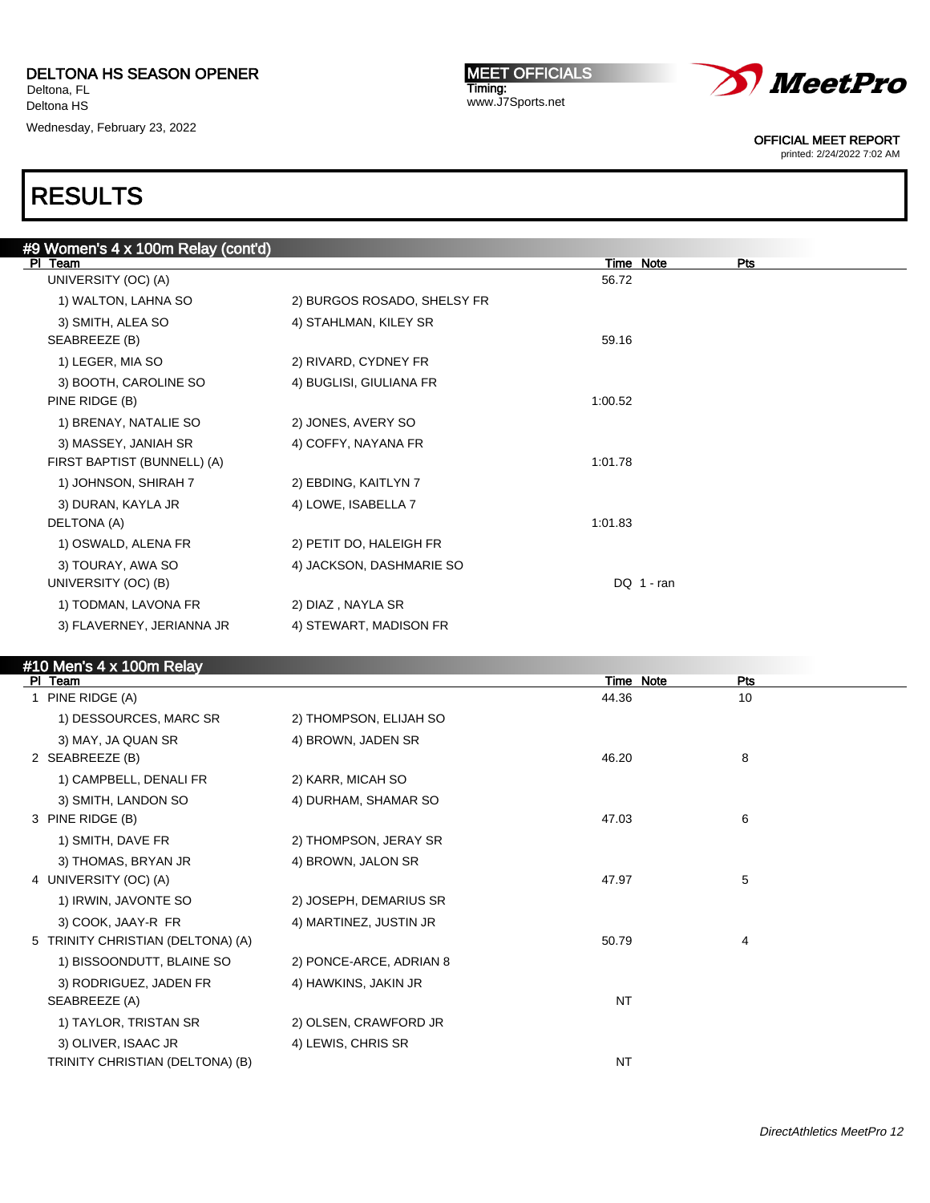# RESULTS

## #9 Women's 4 x 100m Relay (cont'd)

| Pl | Team | | Time | Note | Pts |
|---|---|---|---|---|---|
| | UNIVERSITY (OC) (A) | | 56.72 | | |
| | 1) WALTON, LAHNA SO | 2) BURGOS ROSADO, SHELSY FR | | | |
| | 3) SMITH, ALEA SO | 4) STAHLMAN, KILEY SR | | | |
| | SEABREEZE (B) | | 59.16 | | |
| | 1) LEGER, MIA SO | 2) RIVARD, CYDNEY FR | | | |
| | 3) BOOTH, CAROLINE SO | 4) BUGLISI, GIULIANA FR | | | |
| | PINE RIDGE (B) | | 1:00.52 | | |
| | 1) BRENAY, NATALIE SO | 2) JONES, AVERY SO | | | |
| | 3) MASSEY, JANIAH SR | 4) COFFY, NAYANA FR | | | |
| | FIRST BAPTIST (BUNNELL) (A) | | 1:01.78 | | |
| | 1) JOHNSON, SHIRAH 7 | 2) EBDING, KAITLYN 7 | | | |
| | 3) DURAN, KAYLA JR | 4) LOWE, ISABELLA 7 | | | |
| | DELTONA (A) | | 1:01.83 | | |
| | 1) OSWALD, ALENA FR | 2) PETIT DO, HALEIGH FR | | | |
| | 3) TOURAY, AWA SO | 4) JACKSON, DASHMARIE SO | | | |
| | UNIVERSITY (OC) (B) | | DQ | 1 - ran | |
| | 1) TODMAN, LAVONA FR | 2) DIAZ , NAYLA SR | | | |
| | 3) FLAVERNEY, JERIANNA JR | 4) STEWART, MADISON FR | | | |

## #10 Men's 4 x 100m Relay

| Pl | Team | | Time | Note | Pts |
|---|---|---|---|---|---|
| 1 | PINE RIDGE (A) | | 44.36 | | 10 |
| | 1) DESSOURCES, MARC SR | 2) THOMPSON, ELIJAH SO | | | |
| | 3) MAY, JA QUAN SR | 4) BROWN, JADEN SR | | | |
| 2 | SEABREEZE (B) | | 46.20 | | 8 |
| | 1) CAMPBELL, DENALI FR | 2) KARR, MICAH SO | | | |
| | 3) SMITH, LANDON SO | 4) DURHAM, SHAMAR SO | | | |
| 3 | PINE RIDGE (B) | | 47.03 | | 6 |
| | 1) SMITH, DAVE FR | 2) THOMPSON, JERAY SR | | | |
| | 3) THOMAS, BRYAN JR | 4) BROWN, JALON SR | | | |
| 4 | UNIVERSITY (OC) (A) | | 47.97 | | 5 |
| | 1) IRWIN, JAVONTE SO | 2) JOSEPH, DEMARIUS SR | | | |
| | 3) COOK, JAAY-R FR | 4) MARTINEZ, JUSTIN JR | | | |
| 5 | TRINITY CHRISTIAN (DELTONA) (A) | | 50.79 | | 4 |
| | 1) BISSOONDUTT, BLAINE SO | 2) PONCE-ARCE, ADRIAN 8 | | | |
| | 3) RODRIGUEZ, JADEN FR | 4) HAWKINS, JAKIN JR | | | |
| | SEABREEZE (A) | | NT | | |
| | 1) TAYLOR, TRISTAN SR | 2) OLSEN, CRAWFORD JR | | | |
| | 3) OLIVER, ISAAC JR | 4) LEWIS, CHRIS SR | | | |
| | TRINITY CHRISTIAN (DELTONA) (B) | | NT | | |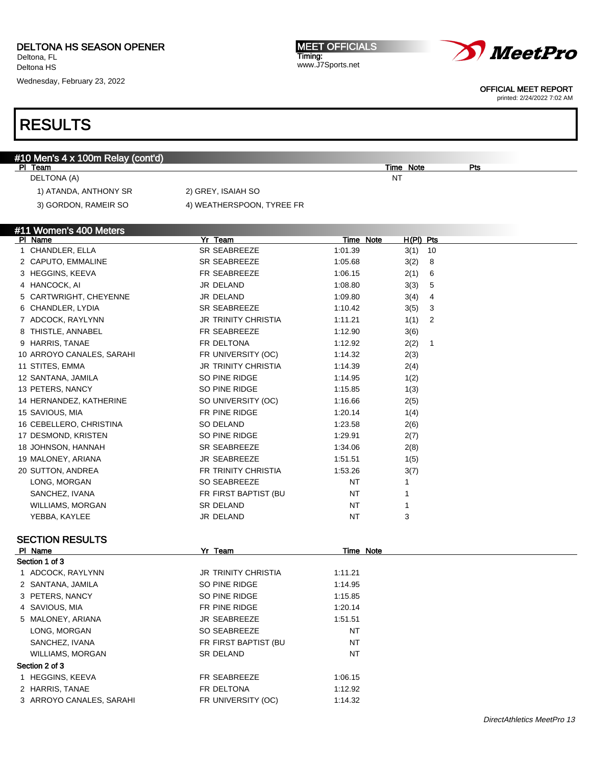DELTONA HS SEASON OPENER
Deltona, FL
Deltona HS
Wednesday, February 23, 2022

MEET OFFICIALS
Timing:
www.J7Sports.net

OFFICIAL MEET REPORT
printed: 2/24/2022 7:02 AM

# RESULTS

## #10 Men's 4 x 100m Relay (cont'd)

| Pl | Team | Time | Note | Pts |
|---|---|---|---|---|
| | DELTONA (A) | NT | | |

1) ATANDA, ANTHONY SR 2) GREY, ISAIAH SO
3) GORDON, RAMEIR SO 4) WEATHERSPOON, TYREE FR

## #11 Women's 400 Meters

| Pl | Name | Yr | Team | Time | Note | H(Pl) | Pts |
|---|---|---|---|---|---|---|---|
| 1 | CHANDLER, ELLA | SR | SEABREEZE | 1:01.39 | | 3(1) | 10 |
| 2 | CAPUTO, EMMALINE | SR | SEABREEZE | 1:05.68 | | 3(2) | 8 |
| 3 | HEGGINS, KEEVA | FR | SEABREEZE | 1:06.15 | | 2(1) | 6 |
| 4 | HANCOCK, AI | JR | DELAND | 1:08.80 | | 3(3) | 5 |
| 5 | CARTWRIGHT, CHEYENNE | JR | DELAND | 1:09.80 | | 3(4) | 4 |
| 6 | CHANDLER, LYDIA | SR | SEABREEZE | 1:10.42 | | 3(5) | 3 |
| 7 | ADCOCK, RAYLYNN | JR | TRINITY CHRISTIA | 1:11.21 | | 1(1) | 2 |
| 8 | THISTLE, ANNABEL | FR | SEABREEZE | 1:12.90 | | 3(6) | |
| 9 | HARRIS, TANAE | FR | DELTONA | 1:12.92 | | 2(2) | 1 |
| 10 | ARROYO CANALES, SARAHI | FR | UNIVERSITY (OC) | 1:14.32 | | 2(3) | |
| 11 | STITES, EMMA | JR | TRINITY CHRISTIA | 1:14.39 | | 2(4) | |
| 12 | SANTANA, JAMILA | SO | PINE RIDGE | 1:14.95 | | 1(2) | |
| 13 | PETERS, NANCY | SO | PINE RIDGE | 1:15.85 | | 1(3) | |
| 14 | HERNANDEZ, KATHERINE | SO | UNIVERSITY (OC) | 1:16.66 | | 2(5) | |
| 15 | SAVIOUS, MIA | FR | PINE RIDGE | 1:20.14 | | 1(4) | |
| 16 | CEBELLERO, CHRISTINA | SO | DELAND | 1:23.58 | | 2(6) | |
| 17 | DESMOND, KRISTEN | SO | PINE RIDGE | 1:29.91 | | 2(7) | |
| 18 | JOHNSON, HANNAH | SR | SEABREEZE | 1:34.06 | | 2(8) | |
| 19 | MALONEY, ARIANA | JR | SEABREEZE | 1:51.51 | | 1(5) | |
| 20 | SUTTON, ANDREA | FR | TRINITY CHRISTIA | 1:53.26 | | 3(7) | |
| | LONG, MORGAN | SO | SEABREEZE | NT | | 1 | |
| | SANCHEZ, IVANA | FR | FIRST BAPTIST (BU | NT | | 1 | |
| | WILLIAMS, MORGAN | SR | DELAND | NT | | 1 | |
| | YEBBA, KAYLEE | JR | DELAND | NT | | 3 | |

### SECTION RESULTS

| Pl | Name | Yr | Team | Time | Note |
|---|---|---|---|---|---|
| **Section 1 of 3** | | | | | |
| 1 | ADCOCK, RAYLYNN | JR | TRINITY CHRISTIA | 1:11.21 | |
| 2 | SANTANA, JAMILA | SO | PINE RIDGE | 1:14.95 | |
| 3 | PETERS, NANCY | SO | PINE RIDGE | 1:15.85 | |
| 4 | SAVIOUS, MIA | FR | PINE RIDGE | 1:20.14 | |
| 5 | MALONEY, ARIANA | JR | SEABREEZE | 1:51.51 | |
| | LONG, MORGAN | SO | SEABREEZE | NT | |
| | SANCHEZ, IVANA | FR | FIRST BAPTIST (BU | NT | |
| | WILLIAMS, MORGAN | SR | DELAND | NT | |
| **Section 2 of 3** | | | | | |
| 1 | HEGGINS, KEEVA | FR | SEABREEZE | 1:06.15 | |
| 2 | HARRIS, TANAE | FR | DELTONA | 1:12.92 | |
| 3 | ARROYO CANALES, SARAHI | FR | UNIVERSITY (OC) | 1:14.32 | |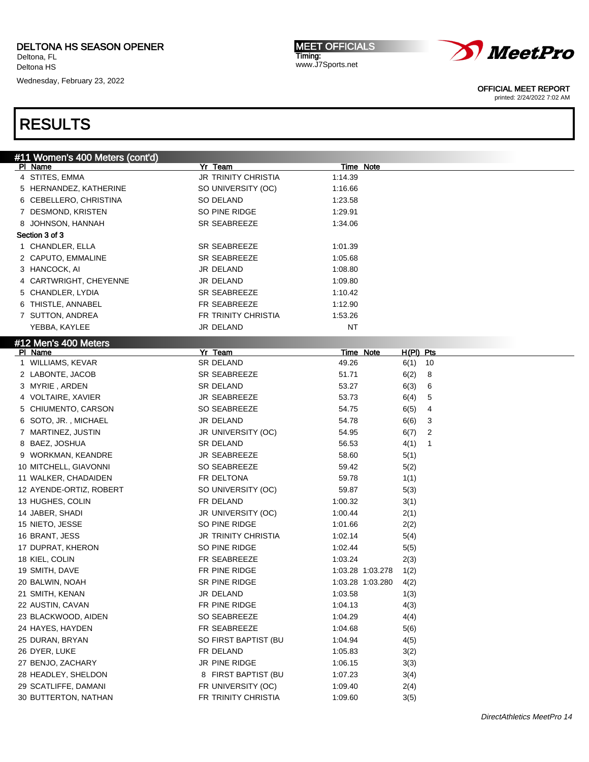DELTONA HS SEASON OPENER
Deltona, FL
Deltona HS
Wednesday, February 23, 2022

MEET OFFICIALS
Timing:
www.J7Sports.net

OFFICIAL MEET REPORT
printed: 2/24/2022 7:02 AM

# RESULTS

## #11 Women's 400 Meters (cont'd)

| Pl | Name | Yr | Team | Time | Note |
|---|---|---|---|---|---|
| 4 | STITES, EMMA | JR | TRINITY CHRISTIA | 1:14.39 | |
| 5 | HERNANDEZ, KATHERINE | SO | UNIVERSITY (OC) | 1:16.66 | |
| 6 | CEBELLERO, CHRISTINA | SO | DELAND | 1:23.58 | |
| 7 | DESMOND, KRISTEN | SO | PINE RIDGE | 1:29.91 | |
| 8 | JOHNSON, HANNAH | SR | SEABREEZE | 1:34.06 | |
| **Section 3 of 3** | | | | | |
| 1 | CHANDLER, ELLA | SR | SEABREEZE | 1:01.39 | |
| 2 | CAPUTO, EMMALINE | SR | SEABREEZE | 1:05.68 | |
| 3 | HANCOCK, AI | JR | DELAND | 1:08.80 | |
| 4 | CARTWRIGHT, CHEYENNE | JR | DELAND | 1:09.80 | |
| 5 | CHANDLER, LYDIA | SR | SEABREEZE | 1:10.42 | |
| 6 | THISTLE, ANNABEL | FR | SEABREEZE | 1:12.90 | |
| 7 | SUTTON, ANDREA | FR | TRINITY CHRISTIA | 1:53.26 | |
| | YEBBA, KAYLEE | JR | DELAND | NT | |

## #12 Men's 400 Meters

| Pl | Name | Yr | Team | Time | Note | H(Pl) | Pts |
|---|---|---|---|---|---|---|---|
| 1 | WILLIAMS, KEVAR | SR | DELAND | 49.26 | | 6(1) | 10 |
| 2 | LABONTE, JACOB | SR | SEABREEZE | 51.71 | | 6(2) | 8 |
| 3 | MYRIE , ARDEN | SR | DELAND | 53.27 | | 6(3) | 6 |
| 4 | VOLTAIRE, XAVIER | JR | SEABREEZE | 53.73 | | 6(4) | 5 |
| 5 | CHIUMENTO, CARSON | SO | SEABREEZE | 54.75 | | 6(5) | 4 |
| 6 | SOTO, JR. , MICHAEL | JR | DELAND | 54.78 | | 6(6) | 3 |
| 7 | MARTINEZ, JUSTIN | JR | UNIVERSITY (OC) | 54.95 | | 6(7) | 2 |
| 8 | BAEZ, JOSHUA | SR | DELAND | 56.53 | | 4(1) | 1 |
| 9 | WORKMAN, KEANDRE | JR | SEABREEZE | 58.60 | | 5(1) | |
| 10 | MITCHELL, GIAVONNI | SO | SEABREEZE | 59.42 | | 5(2) | |
| 11 | WALKER, CHADAIDEN | FR | DELTONA | 59.78 | | 1(1) | |
| 12 | AYENDE-ORTIZ, ROBERT | SO | UNIVERSITY (OC) | 59.87 | | 5(3) | |
| 13 | HUGHES, COLIN | FR | DELAND | 1:00.32 | | 3(1) | |
| 14 | JABER, SHADI | JR | UNIVERSITY (OC) | 1:00.44 | | 2(1) | |
| 15 | NIETO, JESSE | SO | PINE RIDGE | 1:01.66 | | 2(2) | |
| 16 | BRANT, JESS | JR | TRINITY CHRISTIA | 1:02.14 | | 5(4) | |
| 17 | DUPRAT, KHERON | SO | PINE RIDGE | 1:02.44 | | 5(5) | |
| 18 | KIEL, COLIN | FR | SEABREEZE | 1:03.24 | | 2(3) | |
| 19 | SMITH, DAVE | FR | PINE RIDGE | 1:03.28 | 1:03.278 | 1(2) | |
| 20 | BALWIN, NOAH | SR | PINE RIDGE | 1:03.28 | 1:03.280 | 4(2) | |
| 21 | SMITH, KENAN | JR | DELAND | 1:03.58 | | 1(3) | |
| 22 | AUSTIN, CAVAN | FR | PINE RIDGE | 1:04.13 | | 4(3) | |
| 23 | BLACKWOOD, AIDEN | SO | SEABREEZE | 1:04.29 | | 4(4) | |
| 24 | HAYES, HAYDEN | FR | SEABREEZE | 1:04.68 | | 5(6) | |
| 25 | DURAN, BRYAN | SO | FIRST BAPTIST (BU | 1:04.94 | | 4(5) | |
| 26 | DYER, LUKE | FR | DELAND | 1:05.83 | | 3(2) | |
| 27 | BENJO, ZACHARY | JR | PINE RIDGE | 1:06.15 | | 3(3) | |
| 28 | HEADLEY, SHELDON | 8 | FIRST BAPTIST (BU | 1:07.23 | | 3(4) | |
| 29 | SCATLIFFE, DAMANI | FR | UNIVERSITY (OC) | 1:09.40 | | 2(4) | |
| 30 | BUTTERTON, NATHAN | FR | TRINITY CHRISTIA | 1:09.60 | | 3(5) | |

*DirectAthletics MeetPro 14*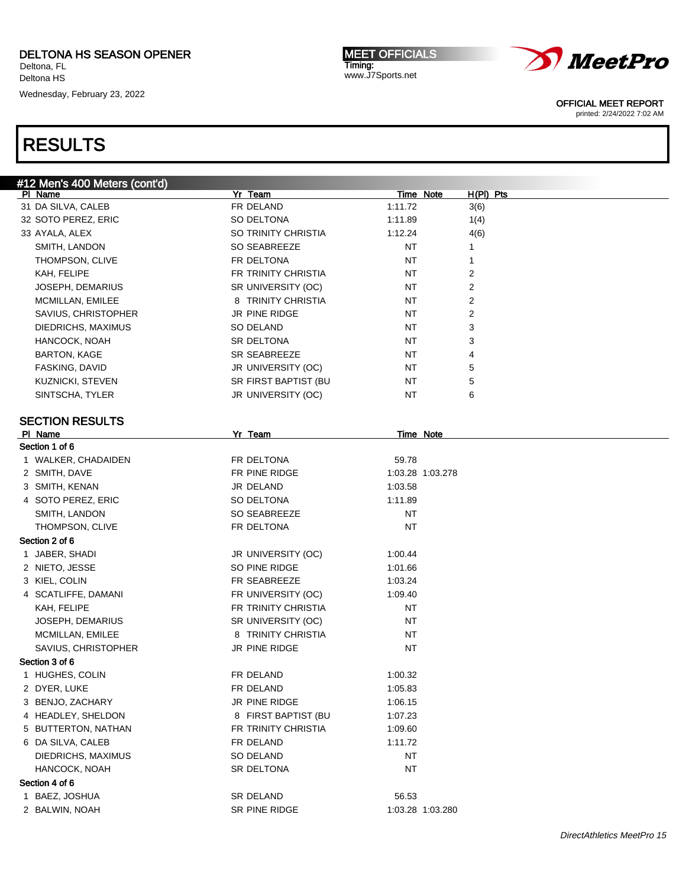DELTONA HS SEASON OPENER
Deltona, FL
Deltona HS
Wednesday, February 23, 2022

MEET OFFICIALS
Timing:
www.J7Sports.net

OFFICIAL MEET REPORT
printed: 2/24/2022 7:02 AM

# RESULTS

## #12 Men's 400 Meters (cont'd)

| Pl | Name | Yr | Team | Time | Note | H(Pl) | Pts |
|---|---|---|---|---|---|---|---|
| 31 | DA SILVA, CALEB | FR | DELAND | 1:11.72 | | 3(6) | |
| 32 | SOTO PEREZ, ERIC | SO | DELTONA | 1:11.89 | | 1(4) | |
| 33 | AYALA, ALEX | SO | TRINITY CHRISTIA | 1:12.24 | | 4(6) | |
| | SMITH, LANDON | SO | SEABREEZE | NT | | 1 | |
| | THOMPSON, CLIVE | FR | DELTONA | NT | | 1 | |
| | KAH, FELIPE | FR | TRINITY CHRISTIA | NT | | 2 | |
| | JOSEPH, DEMARIUS | SR | UNIVERSITY (OC) | NT | | 2 | |
| | MCMILLAN, EMILEE | 8 | TRINITY CHRISTIA | NT | | 2 | |
| | SAVIUS, CHRISTOPHER | JR | PINE RIDGE | NT | | 2 | |
| | DIEDRICHS, MAXIMUS | SO | DELAND | NT | | 3 | |
| | HANCOCK, NOAH | SR | DELTONA | NT | | 3 | |
| | BARTON, KAGE | SR | SEABREEZE | NT | | 4 | |
| | FASKING, DAVID | JR | UNIVERSITY (OC) | NT | | 5 | |
| | KUZNICKI, STEVEN | SR | FIRST BAPTIST (BU | NT | | 5 | |
| | SINTSCHA, TYLER | JR | UNIVERSITY (OC) | NT | | 6 | |

### SECTION RESULTS

| Pl | Name | Yr | Team | Time | Note |
|---|---|---|---|---|---|
| **Section 1 of 6** | | | | | |
| 1 | WALKER, CHADAIDEN | FR | DELTONA | 59.78 | |
| 2 | SMITH, DAVE | FR | PINE RIDGE | 1:03.28 | 1:03.278 |
| 3 | SMITH, KENAN | JR | DELAND | 1:03.58 | |
| 4 | SOTO PEREZ, ERIC | SO | DELTONA | 1:11.89 | |
| | SMITH, LANDON | SO | SEABREEZE | NT | |
| | THOMPSON, CLIVE | FR | DELTONA | NT | |
| **Section 2 of 6** | | | | | |
| 1 | JABER, SHADI | JR | UNIVERSITY (OC) | 1:00.44 | |
| 2 | NIETO, JESSE | SO | PINE RIDGE | 1:01.66 | |
| 3 | KIEL, COLIN | FR | SEABREEZE | 1:03.24 | |
| 4 | SCATLIFFE, DAMANI | FR | UNIVERSITY (OC) | 1:09.40 | |
| | KAH, FELIPE | FR | TRINITY CHRISTIA | NT | |
| | JOSEPH, DEMARIUS | SR | UNIVERSITY (OC) | NT | |
| | MCMILLAN, EMILEE | 8 | TRINITY CHRISTIA | NT | |
| | SAVIUS, CHRISTOPHER | JR | PINE RIDGE | NT | |
| **Section 3 of 6** | | | | | |
| 1 | HUGHES, COLIN | FR | DELAND | 1:00.32 | |
| 2 | DYER, LUKE | FR | DELAND | 1:05.83 | |
| 3 | BENJO, ZACHARY | JR | PINE RIDGE | 1:06.15 | |
| 4 | HEADLEY, SHELDON | 8 | FIRST BAPTIST (BU | 1:07.23 | |
| 5 | BUTTERTON, NATHAN | FR | TRINITY CHRISTIA | 1:09.60 | |
| 6 | DA SILVA, CALEB | FR | DELAND | 1:11.72 | |
| | DIEDRICHS, MAXIMUS | SO | DELAND | NT | |
| | HANCOCK, NOAH | SR | DELTONA | NT | |
| **Section 4 of 6** | | | | | |
| 1 | BAEZ, JOSHUA | SR | DELAND | 56.53 | |
| 2 | BALWIN, NOAH | SR | PINE RIDGE | 1:03.28 | 1:03.280 |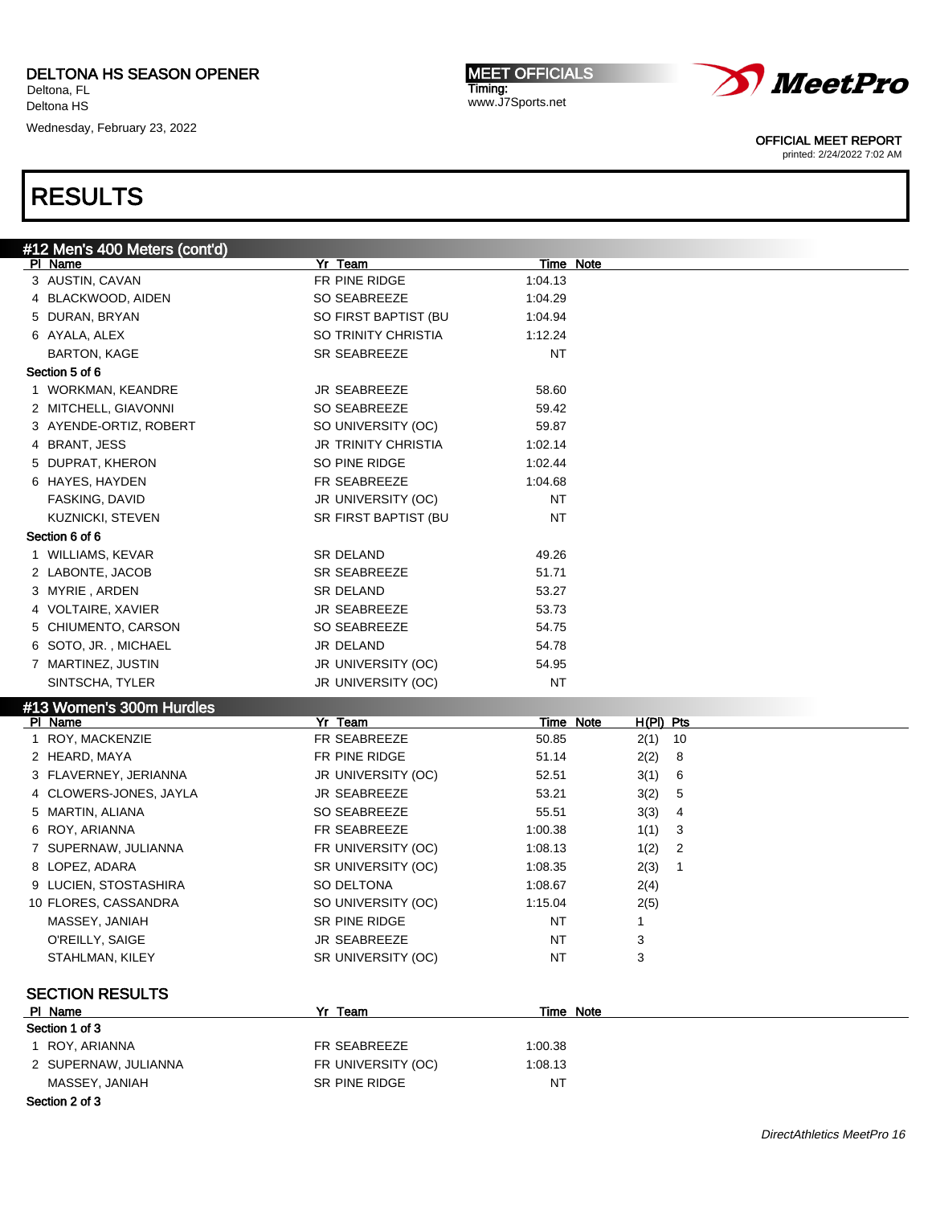DELTONA HS SEASON OPENER
Deltona, FL
Deltona HS
Wednesday, February 23, 2022

MEET OFFICIALS
Timing:
www.J7Sports.net

OFFICIAL MEET REPORT
printed: 2/24/2022 7:02 AM

# RESULTS

## #12 Men's 400 Meters (cont'd)

| Pl | Name | Yr | Team | Time | Note |
|---|---|---|---|---|---|
| 3 | AUSTIN, CAVAN | FR | PINE RIDGE | 1:04.13 | |
| 4 | BLACKWOOD, AIDEN | SO | SEABREEZE | 1:04.29 | |
| 5 | DURAN, BRYAN | SO | FIRST BAPTIST (BU | 1:04.94 | |
| 6 | AYALA, ALEX | SO | TRINITY CHRISTIA | 1:12.24 | |
| | BARTON, KAGE | SR | SEABREEZE | NT | |
| **Section 5 of 6** | | | | | |
| 1 | WORKMAN, KEANDRE | JR | SEABREEZE | 58.60 | |
| 2 | MITCHELL, GIAVONNI | SO | SEABREEZE | 59.42 | |
| 3 | AYENDE-ORTIZ, ROBERT | SO | UNIVERSITY (OC) | 59.87 | |
| 4 | BRANT, JESS | JR | TRINITY CHRISTIA | 1:02.14 | |
| 5 | DUPRAT, KHERON | SO | PINE RIDGE | 1:02.44 | |
| 6 | HAYES, HAYDEN | FR | SEABREEZE | 1:04.68 | |
| | FASKING, DAVID | JR | UNIVERSITY (OC) | NT | |
| | KUZNICKI, STEVEN | SR | FIRST BAPTIST (BU | NT | |
| **Section 6 of 6** | | | | | |
| 1 | WILLIAMS, KEVAR | SR | DELAND | 49.26 | |
| 2 | LABONTE, JACOB | SR | SEABREEZE | 51.71 | |
| 3 | MYRIE , ARDEN | SR | DELAND | 53.27 | |
| 4 | VOLTAIRE, XAVIER | JR | SEABREEZE | 53.73 | |
| 5 | CHIUMENTO, CARSON | SO | SEABREEZE | 54.75 | |
| 6 | SOTO, JR. , MICHAEL | JR | DELAND | 54.78 | |
| 7 | MARTINEZ, JUSTIN | JR | UNIVERSITY (OC) | 54.95 | |
| | SINTSCHA, TYLER | JR | UNIVERSITY (OC) | NT | |

## #13 Women's 300m Hurdles

| Pl | Name | Yr | Team | Time | Note | H(Pl) | Pts |
|---|---|---|---|---|---|---|---|
| 1 | ROY, MACKENZIE | FR | SEABREEZE | 50.85 | | 2(1) | 10 |
| 2 | HEARD, MAYA | FR | PINE RIDGE | 51.14 | | 2(2) | 8 |
| 3 | FLAVERNEY, JERIANNA | JR | UNIVERSITY (OC) | 52.51 | | 3(1) | 6 |
| 4 | CLOWERS-JONES, JAYLA | JR | SEABREEZE | 53.21 | | 3(2) | 5 |
| 5 | MARTIN, ALIANA | SO | SEABREEZE | 55.51 | | 3(3) | 4 |
| 6 | ROY, ARIANNA | FR | SEABREEZE | 1:00.38 | | 1(1) | 3 |
| 7 | SUPERNAW, JULIANNA | FR | UNIVERSITY (OC) | 1:08.13 | | 1(2) | 2 |
| 8 | LOPEZ, ADARA | SR | UNIVERSITY (OC) | 1:08.35 | | 2(3) | 1 |
| 9 | LUCIEN, STOSTASHIRA | SO | DELTONA | 1:08.67 | | 2(4) | |
| 10 | FLORES, CASSANDRA | SO | UNIVERSITY (OC) | 1:15.04 | | 2(5) | |
| | MASSEY, JANIAH | SR | PINE RIDGE | NT | | 1 | |
| | O'REILLY, SAIGE | JR | SEABREEZE | NT | | 3 | |
| | STAHLMAN, KILEY | SR | UNIVERSITY (OC) | NT | | 3 | |

### SECTION RESULTS

| Pl | Name | Yr | Team | Time | Note |
|---|---|---|---|---|---|
| **Section 1 of 3** | | | | | |
| 1 | ROY, ARIANNA | FR | SEABREEZE | 1:00.38 | |
| 2 | SUPERNAW, JULIANNA | FR | UNIVERSITY (OC) | 1:08.13 | |
| | MASSEY, JANIAH | SR | PINE RIDGE | NT | |
| **Section 2 of 3** | | | | | |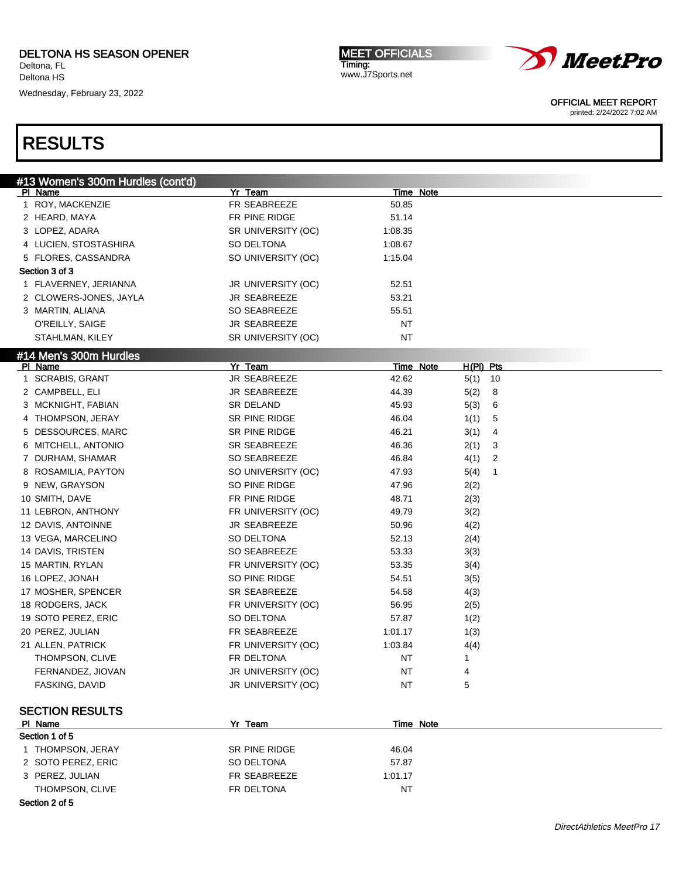DELTONA HS SEASON OPENER
Deltona, FL
Deltona HS
Wednesday, February 23, 2022

MEET OFFICIALS
Timing:
www.J7Sports.net

OFFICIAL MEET REPORT
printed: 2/24/2022 7:02 AM

# RESULTS

## #13 Women's 300m Hurdles (cont'd)

| Pl | Name | Yr | Team | Time | Note |
|---|---|---|---|---|---|
| 1 | ROY, MACKENZIE | FR | SEABREEZE | 50.85 | |
| 2 | HEARD, MAYA | FR | PINE RIDGE | 51.14 | |
| 3 | LOPEZ, ADARA | SR | UNIVERSITY (OC) | 1:08.35 | |
| 4 | LUCIEN, STOSTASHIRA | SO | DELTONA | 1:08.67 | |
| 5 | FLORES, CASSANDRA | SO | UNIVERSITY (OC) | 1:15.04 | |
| **Section 3 of 3** | | | | | |
| 1 | FLAVERNEY, JERIANNA | JR | UNIVERSITY (OC) | 52.51 | |
| 2 | CLOWERS-JONES, JAYLA | JR | SEABREEZE | 53.21 | |
| 3 | MARTIN, ALIANA | SO | SEABREEZE | 55.51 | |
| | O'REILLY, SAIGE | JR | SEABREEZE | NT | |
| | STAHLMAN, KILEY | SR | UNIVERSITY (OC) | NT | |

## #14 Men's 300m Hurdles

| Pl | Name | Yr | Team | Time | Note | H(Pl) | Pts |
|---|---|---|---|---|---|---|---|
| 1 | SCRABIS, GRANT | JR | SEABREEZE | 42.62 | | 5(1) | 10 |
| 2 | CAMPBELL, ELI | JR | SEABREEZE | 44.39 | | 5(2) | 8 |
| 3 | MCKNIGHT, FABIAN | SR | DELAND | 45.93 | | 5(3) | 6 |
| 4 | THOMPSON, JERAY | SR | PINE RIDGE | 46.04 | | 1(1) | 5 |
| 5 | DESSOURCES, MARC | SR | PINE RIDGE | 46.21 | | 3(1) | 4 |
| 6 | MITCHELL, ANTONIO | SR | SEABREEZE | 46.36 | | 2(1) | 3 |
| 7 | DURHAM, SHAMAR | SO | SEABREEZE | 46.84 | | 4(1) | 2 |
| 8 | ROSAMILIA, PAYTON | SO | UNIVERSITY (OC) | 47.93 | | 5(4) | 1 |
| 9 | NEW, GRAYSON | SO | PINE RIDGE | 47.96 | | 2(2) | |
| 10 | SMITH, DAVE | FR | PINE RIDGE | 48.71 | | 2(3) | |
| 11 | LEBRON, ANTHONY | FR | UNIVERSITY (OC) | 49.79 | | 3(2) | |
| 12 | DAVIS, ANTOINNE | JR | SEABREEZE | 50.96 | | 4(2) | |
| 13 | VEGA, MARCELINO | SO | DELTONA | 52.13 | | 2(4) | |
| 14 | DAVIS, TRISTEN | SO | SEABREEZE | 53.33 | | 3(3) | |
| 15 | MARTIN, RYLAN | FR | UNIVERSITY (OC) | 53.35 | | 3(4) | |
| 16 | LOPEZ, JONAH | SO | PINE RIDGE | 54.51 | | 3(5) | |
| 17 | MOSHER, SPENCER | SR | SEABREEZE | 54.58 | | 4(3) | |
| 18 | RODGERS, JACK | FR | UNIVERSITY (OC) | 56.95 | | 2(5) | |
| 19 | SOTO PEREZ, ERIC | SO | DELTONA | 57.87 | | 1(2) | |
| 20 | PEREZ, JULIAN | FR | SEABREEZE | 1:01.17 | | 1(3) | |
| 21 | ALLEN, PATRICK | FR | UNIVERSITY (OC) | 1:03.84 | | 4(4) | |
| | THOMPSON, CLIVE | FR | DELTONA | NT | | 1 | |
| | FERNANDEZ, JIOVAN | JR | UNIVERSITY (OC) | NT | | 4 | |
| | FASKING, DAVID | JR | UNIVERSITY (OC) | NT | | 5 | |

### SECTION RESULTS

| Pl | Name | Yr | Team | Time | Note |
|---|---|---|---|---|---|
| **Section 1 of 5** | | | | | |
| 1 | THOMPSON, JERAY | SR | PINE RIDGE | 46.04 | |
| 2 | SOTO PEREZ, ERIC | SO | DELTONA | 57.87 | |
| 3 | PEREZ, JULIAN | FR | SEABREEZE | 1:01.17 | |
| | THOMPSON, CLIVE | FR | DELTONA | NT | |
| **Section 2 of 5** | | | | | |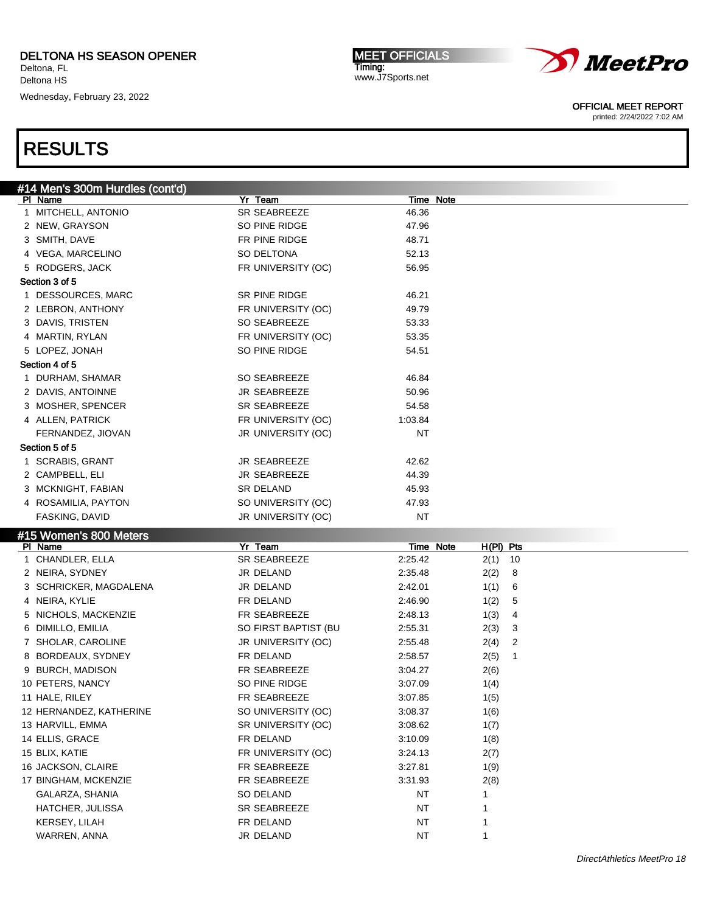DELTONA HS SEASON OPENER
Deltona, FL
Deltona HS
Wednesday, February 23, 2022

MEET OFFICIALS
Timing:
www.J7Sports.net

OFFICIAL MEET REPORT
printed: 2/24/2022 7:02 AM

# RESULTS

## #14 Men's 300m Hurdles (cont'd)

| Pl | Name | Yr | Team | Time | Note |
|---|---|---|---|---|---|
| 1 | MITCHELL, ANTONIO | SR | SEABREEZE | 46.36 | |
| 2 | NEW, GRAYSON | SO | PINE RIDGE | 47.96 | |
| 3 | SMITH, DAVE | FR | PINE RIDGE | 48.71 | |
| 4 | VEGA, MARCELINO | SO | DELTONA | 52.13 | |
| 5 | RODGERS, JACK | FR | UNIVERSITY (OC) | 56.95 | |
| **Section 3 of 5** | | | | | |
| 1 | DESSOURCES, MARC | SR | PINE RIDGE | 46.21 | |
| 2 | LEBRON, ANTHONY | FR | UNIVERSITY (OC) | 49.79 | |
| 3 | DAVIS, TRISTEN | SO | SEABREEZE | 53.33 | |
| 4 | MARTIN, RYLAN | FR | UNIVERSITY (OC) | 53.35 | |
| 5 | LOPEZ, JONAH | SO | PINE RIDGE | 54.51 | |
| **Section 4 of 5** | | | | | |
| 1 | DURHAM, SHAMAR | SO | SEABREEZE | 46.84 | |
| 2 | DAVIS, ANTOINNE | JR | SEABREEZE | 50.96 | |
| 3 | MOSHER, SPENCER | SR | SEABREEZE | 54.58 | |
| 4 | ALLEN, PATRICK | FR | UNIVERSITY (OC) | 1:03.84 | |
| | FERNANDEZ, JIOVAN | JR | UNIVERSITY (OC) | NT | |
| **Section 5 of 5** | | | | | |
| 1 | SCRABIS, GRANT | JR | SEABREEZE | 42.62 | |
| 2 | CAMPBELL, ELI | JR | SEABREEZE | 44.39 | |
| 3 | MCKNIGHT, FABIAN | SR | DELAND | 45.93 | |
| 4 | ROSAMILIA, PAYTON | SO | UNIVERSITY (OC) | 47.93 | |
| | FASKING, DAVID | JR | UNIVERSITY (OC) | NT | |

## #15 Women's 800 Meters

| Pl | Name | Yr | Team | Time | Note | H(Pl) | Pts |
|---|---|---|---|---|---|---|---|
| 1 | CHANDLER, ELLA | SR | SEABREEZE | 2:25.42 | | 2(1) | 10 |
| 2 | NEIRA, SYDNEY | JR | DELAND | 2:35.48 | | 2(2) | 8 |
| 3 | SCHRICKER, MAGDALENA | JR | DELAND | 2:42.01 | | 1(1) | 6 |
| 4 | NEIRA, KYLIE | FR | DELAND | 2:46.90 | | 1(2) | 5 |
| 5 | NICHOLS, MACKENZIE | FR | SEABREEZE | 2:48.13 | | 1(3) | 4 |
| 6 | DIMILLO, EMILIA | SO | FIRST BAPTIST (BU | 2:55.31 | | 2(3) | 3 |
| 7 | SHOLAR, CAROLINE | JR | UNIVERSITY (OC) | 2:55.48 | | 2(4) | 2 |
| 8 | BORDEAUX, SYDNEY | FR | DELAND | 2:58.57 | | 2(5) | 1 |
| 9 | BURCH, MADISON | FR | SEABREEZE | 3:04.27 | | 2(6) | |
| 10 | PETERS, NANCY | SO | PINE RIDGE | 3:07.09 | | 1(4) | |
| 11 | HALE, RILEY | FR | SEABREEZE | 3:07.85 | | 1(5) | |
| 12 | HERNANDEZ, KATHERINE | SO | UNIVERSITY (OC) | 3:08.37 | | 1(6) | |
| 13 | HARVILL, EMMA | SR | UNIVERSITY (OC) | 3:08.62 | | 1(7) | |
| 14 | ELLIS, GRACE | FR | DELAND | 3:10.09 | | 1(8) | |
| 15 | BLIX, KATIE | FR | UNIVERSITY (OC) | 3:24.13 | | 2(7) | |
| 16 | JACKSON, CLAIRE | FR | SEABREEZE | 3:27.81 | | 1(9) | |
| 17 | BINGHAM, MCKENZIE | FR | SEABREEZE | 3:31.93 | | 2(8) | |
| | GALARZA, SHANIA | SO | DELAND | NT | | 1 | |
| | HATCHER, JULISSA | SR | SEABREEZE | NT | | 1 | |
| | KERSEY, LILAH | FR | DELAND | NT | | 1 | |
| | WARREN, ANNA | JR | DELAND | NT | | 1 | |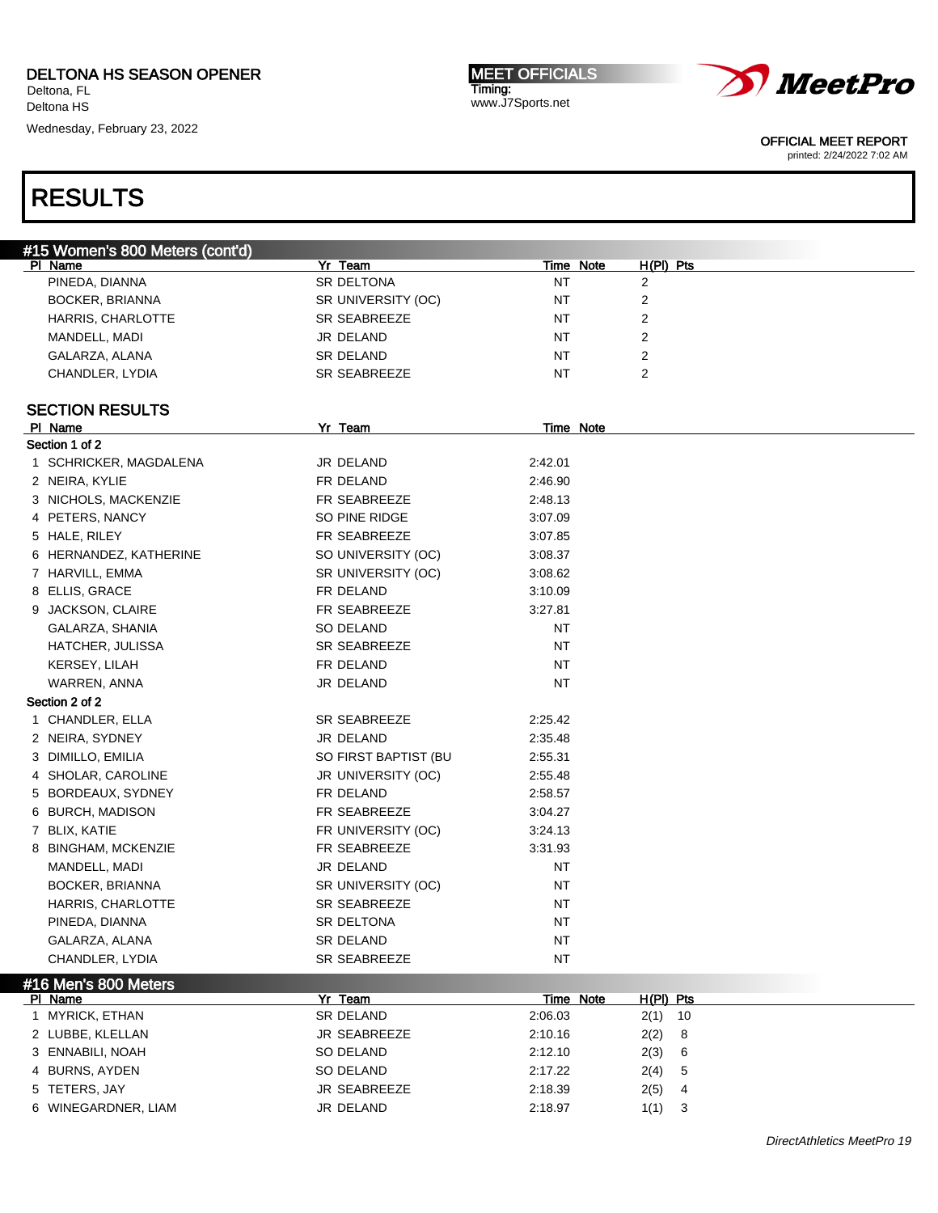# RESULTS

## #15 Women's 800 Meters (cont'd)

| Pl | Name | Yr | Team | Time | Note | H(Pl) | Pts |
|---|---|---|---|---|---|---|---|
| | PINEDA, DIANNA | SR | DELTONA | NT | | 2 | |
| | BOCKER, BRIANNA | SR | UNIVERSITY (OC) | NT | | 2 | |
| | HARRIS, CHARLOTTE | SR | SEABREEZE | NT | | 2 | |
| | MANDELL, MADI | JR | DELAND | NT | | 2 | |
| | GALARZA, ALANA | SR | DELAND | NT | | 2 | |
| | CHANDLER, LYDIA | SR | SEABREEZE | NT | | 2 | |

### SECTION RESULTS

| Pl | Name | Yr | Team | Time | Note |
|---|---|---|---|---|---|
| **Section 1 of 2** | | | | | |
| 1 | SCHRICKER, MAGDALENA | JR | DELAND | 2:42.01 | |
| 2 | NEIRA, KYLIE | FR | DELAND | 2:46.90 | |
| 3 | NICHOLS, MACKENZIE | FR | SEABREEZE | 2:48.13 | |
| 4 | PETERS, NANCY | SO | PINE RIDGE | 3:07.09 | |
| 5 | HALE, RILEY | FR | SEABREEZE | 3:07.85 | |
| 6 | HERNANDEZ, KATHERINE | SO | UNIVERSITY (OC) | 3:08.37 | |
| 7 | HARVILL, EMMA | SR | UNIVERSITY (OC) | 3:08.62 | |
| 8 | ELLIS, GRACE | FR | DELAND | 3:10.09 | |
| 9 | JACKSON, CLAIRE | FR | SEABREEZE | 3:27.81 | |
| | GALARZA, SHANIA | SO | DELAND | NT | |
| | HATCHER, JULISSA | SR | SEABREEZE | NT | |
| | KERSEY, LILAH | FR | DELAND | NT | |
| | WARREN, ANNA | JR | DELAND | NT | |
| **Section 2 of 2** | | | | | |
| 1 | CHANDLER, ELLA | SR | SEABREEZE | 2:25.42 | |
| 2 | NEIRA, SYDNEY | JR | DELAND | 2:35.48 | |
| 3 | DIMILLO, EMILIA | SO | FIRST BAPTIST (BU | 2:55.31 | |
| 4 | SHOLAR, CAROLINE | JR | UNIVERSITY (OC) | 2:55.48 | |
| 5 | BORDEAUX, SYDNEY | FR | DELAND | 2:58.57 | |
| 6 | BURCH, MADISON | FR | SEABREEZE | 3:04.27 | |
| 7 | BLIX, KATIE | FR | UNIVERSITY (OC) | 3:24.13 | |
| 8 | BINGHAM, MCKENZIE | FR | SEABREEZE | 3:31.93 | |
| | MANDELL, MADI | JR | DELAND | NT | |
| | BOCKER, BRIANNA | SR | UNIVERSITY (OC) | NT | |
| | HARRIS, CHARLOTTE | SR | SEABREEZE | NT | |
| | PINEDA, DIANNA | SR | DELTONA | NT | |
| | GALARZA, ALANA | SR | DELAND | NT | |
| | CHANDLER, LYDIA | SR | SEABREEZE | NT | |

## #16 Men's 800 Meters

| Pl | Name | Yr | Team | Time | Note | H(Pl) | Pts |
|---|---|---|---|---|---|---|---|
| 1 | MYRICK, ETHAN | SR | DELAND | 2:06.03 | | 2(1) | 10 |
| 2 | LUBBE, KLELLAN | JR | SEABREEZE | 2:10.16 | | 2(2) | 8 |
| 3 | ENNABILI, NOAH | SO | DELAND | 2:12.10 | | 2(3) | 6 |
| 4 | BURNS, AYDEN | SO | DELAND | 2:17.22 | | 2(4) | 5 |
| 5 | TETERS, JAY | JR | SEABREEZE | 2:18.39 | | 2(5) | 4 |
| 6 | WINEGARDNER, LIAM | JR | DELAND | 2:18.97 | | 1(1) | 3 |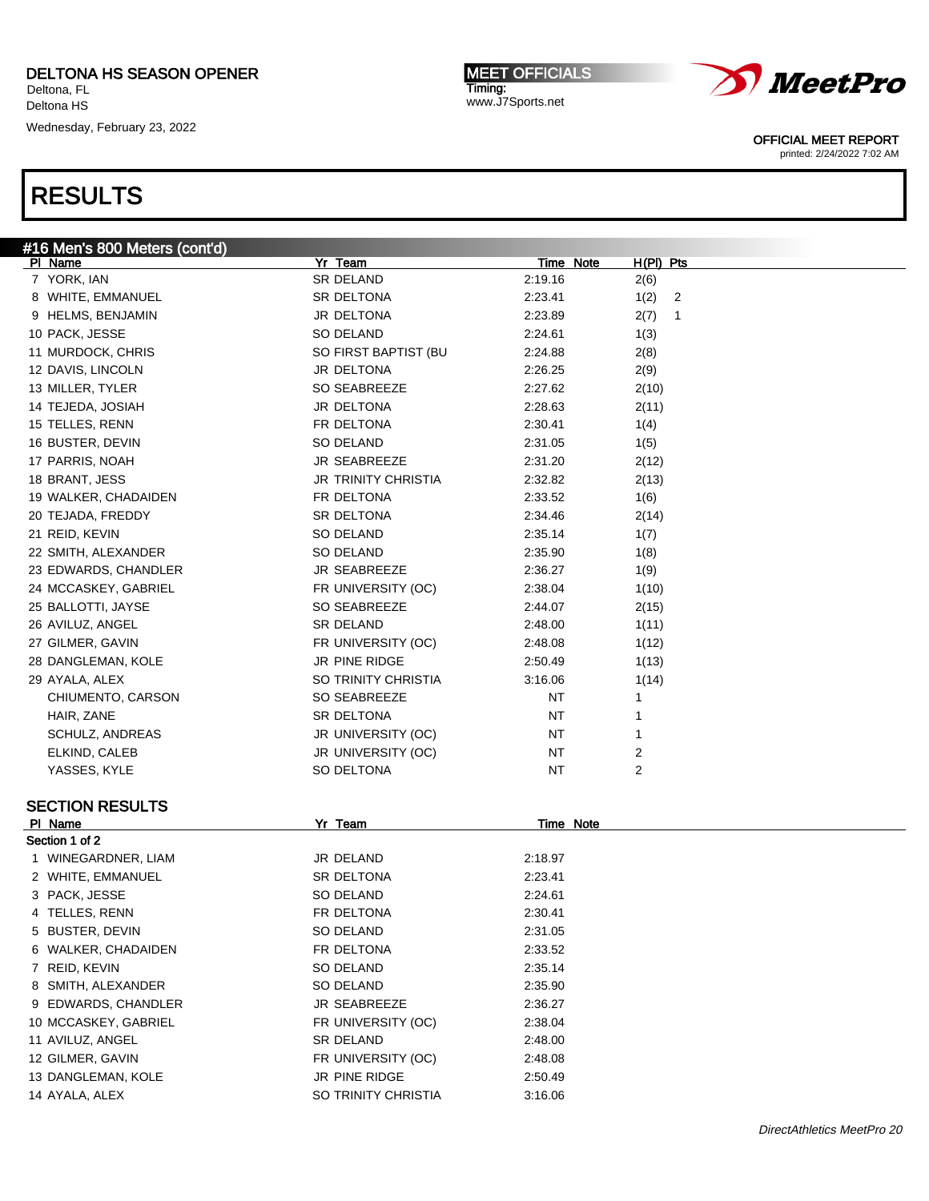DELTONA HS SEASON OPENER
Deltona, FL
Deltona HS
Wednesday, February 23, 2022

MEET OFFICIALS
Timing:
www.J7Sports.net

OFFICIAL MEET REPORT
printed: 2/24/2022 7:02 AM

# RESULTS

## #16 Men's 800 Meters (cont'd)

| Pl | Name | Yr | Team | Time | Note | H(Pl) | Pts |
|---|---|---|---|---|---|---|---|
| 7 | YORK, IAN | SR | DELAND | 2:19.16 | | 2(6) | |
| 8 | WHITE, EMMANUEL | SR | DELTONA | 2:23.41 | | 1(2) | 2 |
| 9 | HELMS, BENJAMIN | JR | DELTONA | 2:23.89 | | 2(7) | 1 |
| 10 | PACK, JESSE | SO | DELAND | 2:24.61 | | 1(3) | |
| 11 | MURDOCK, CHRIS | SO | FIRST BAPTIST (BU | 2:24.88 | | 2(8) | |
| 12 | DAVIS, LINCOLN | JR | DELTONA | 2:26.25 | | 2(9) | |
| 13 | MILLER, TYLER | SO | SEABREEZE | 2:27.62 | | 2(10) | |
| 14 | TEJEDA, JOSIAH | JR | DELTONA | 2:28.63 | | 2(11) | |
| 15 | TELLES, RENN | FR | DELTONA | 2:30.41 | | 1(4) | |
| 16 | BUSTER, DEVIN | SO | DELAND | 2:31.05 | | 1(5) | |
| 17 | PARRIS, NOAH | JR | SEABREEZE | 2:31.20 | | 2(12) | |
| 18 | BRANT, JESS | JR | TRINITY CHRISTIA | 2:32.82 | | 2(13) | |
| 19 | WALKER, CHADAIDEN | FR | DELTONA | 2:33.52 | | 1(6) | |
| 20 | TEJADA, FREDDY | SR | DELTONA | 2:34.46 | | 2(14) | |
| 21 | REID, KEVIN | SO | DELAND | 2:35.14 | | 1(7) | |
| 22 | SMITH, ALEXANDER | SO | DELAND | 2:35.90 | | 1(8) | |
| 23 | EDWARDS, CHANDLER | JR | SEABREEZE | 2:36.27 | | 1(9) | |
| 24 | MCCASKEY, GABRIEL | FR | UNIVERSITY (OC) | 2:38.04 | | 1(10) | |
| 25 | BALLOTTI, JAYSE | SO | SEABREEZE | 2:44.07 | | 2(15) | |
| 26 | AVILUZ, ANGEL | SR | DELAND | 2:48.00 | | 1(11) | |
| 27 | GILMER, GAVIN | FR | UNIVERSITY (OC) | 2:48.08 | | 1(12) | |
| 28 | DANGLEMAN, KOLE | JR | PINE RIDGE | 2:50.49 | | 1(13) | |
| 29 | AYALA, ALEX | SO | TRINITY CHRISTIA | 3:16.06 | | 1(14) | |
| | CHIUMENTO, CARSON | SO | SEABREEZE | NT | | 1 | |
| | HAIR, ZANE | SR | DELTONA | NT | | 1 | |
| | SCHULZ, ANDREAS | JR | UNIVERSITY (OC) | NT | | 1 | |
| | ELKIND, CALEB | JR | UNIVERSITY (OC) | NT | | 2 | |
| | YASSES, KYLE | SO | DELTONA | NT | | 2 | |

### SECTION RESULTS

Section 1 of 2

| Pl | Name | Yr | Team | Time | Note |
|---|---|---|---|---|---|
| 1 | WINEGARDNER, LIAM | JR | DELAND | 2:18.97 | |
| 2 | WHITE, EMMANUEL | SR | DELTONA | 2:23.41 | |
| 3 | PACK, JESSE | SO | DELAND | 2:24.61 | |
| 4 | TELLES, RENN | FR | DELTONA | 2:30.41 | |
| 5 | BUSTER, DEVIN | SO | DELAND | 2:31.05 | |
| 6 | WALKER, CHADAIDEN | FR | DELTONA | 2:33.52 | |
| 7 | REID, KEVIN | SO | DELAND | 2:35.14 | |
| 8 | SMITH, ALEXANDER | SO | DELAND | 2:35.90 | |
| 9 | EDWARDS, CHANDLER | JR | SEABREEZE | 2:36.27 | |
| 10 | MCCASKEY, GABRIEL | FR | UNIVERSITY (OC) | 2:38.04 | |
| 11 | AVILUZ, ANGEL | SR | DELAND | 2:48.00 | |
| 12 | GILMER, GAVIN | FR | UNIVERSITY (OC) | 2:48.08 | |
| 13 | DANGLEMAN, KOLE | JR | PINE RIDGE | 2:50.49 | |
| 14 | AYALA, ALEX | SO | TRINITY CHRISTIA | 3:16.06 | |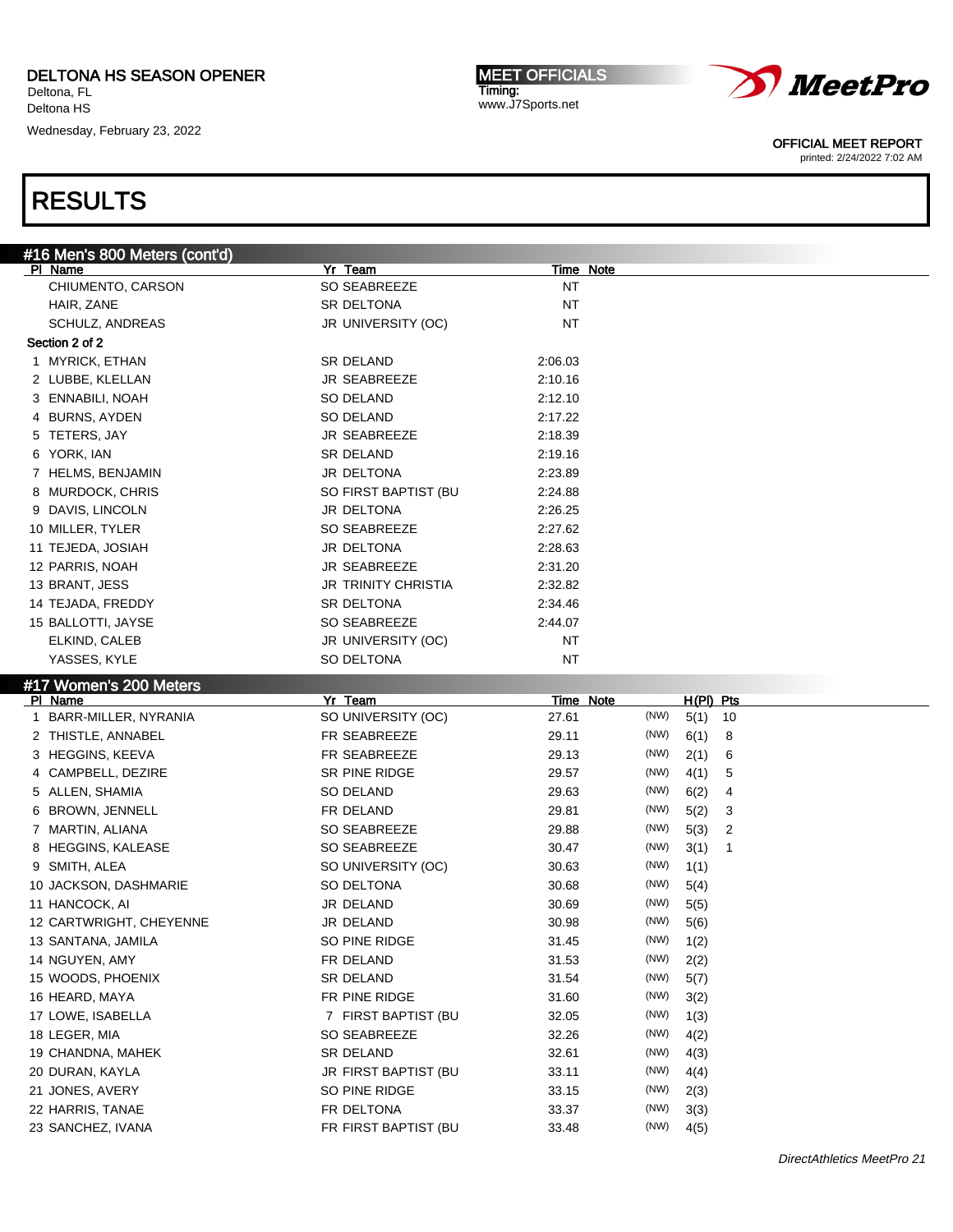# RESULTS

## #16 Men's 800 Meters (cont'd)

| Pl | Name | Yr | Team | Time | Note |
|---|---|---|---|---|---|
| | CHIUMENTO, CARSON | SO | SEABREEZE | NT | |
| | HAIR, ZANE | SR | DELTONA | NT | |
| | SCHULZ, ANDREAS | JR | UNIVERSITY (OC) | NT | |

**Section 2 of 2**

| Pl | Name | Yr | Team | Time | Note |
|---|---|---|---|---|---|
| 1 | MYRICK, ETHAN | SR | DELAND | 2:06.03 | |
| 2 | LUBBE, KLELLAN | JR | SEABREEZE | 2:10.16 | |
| 3 | ENNABILI, NOAH | SO | DELAND | 2:12.10 | |
| 4 | BURNS, AYDEN | SO | DELAND | 2:17.22 | |
| 5 | TETERS, JAY | JR | SEABREEZE | 2:18.39 | |
| 6 | YORK, IAN | SR | DELAND | 2:19.16 | |
| 7 | HELMS, BENJAMIN | JR | DELTONA | 2:23.89 | |
| 8 | MURDOCK, CHRIS | SO | FIRST BAPTIST (BU | 2:24.88 | |
| 9 | DAVIS, LINCOLN | JR | DELTONA | 2:26.25 | |
| 10 | MILLER, TYLER | SO | SEABREEZE | 2:27.62 | |
| 11 | TEJEDA, JOSIAH | JR | DELTONA | 2:28.63 | |
| 12 | PARRIS, NOAH | JR | SEABREEZE | 2:31.20 | |
| 13 | BRANT, JESS | JR | TRINITY CHRISTIA | 2:32.82 | |
| 14 | TEJADA, FREDDY | SR | DELTONA | 2:34.46 | |
| 15 | BALLOTTI, JAYSE | SO | SEABREEZE | 2:44.07 | |
| | ELKIND, CALEB | JR | UNIVERSITY (OC) | NT | |
| | YASSES, KYLE | SO | DELTONA | NT | |

## #17 Women's 200 Meters

| Pl | Name | Yr | Team | Time | Note | | H(Pl) | Pts |
|---|---|---|---|---|---|---|---|---|
| 1 | BARR-MILLER, NYRANIA | SO | UNIVERSITY (OC) | 27.61 | | (NW) | 5(1) | 10 |
| 2 | THISTLE, ANNABEL | FR | SEABREEZE | 29.11 | | (NW) | 6(1) | 8 |
| 3 | HEGGINS, KEEVA | FR | SEABREEZE | 29.13 | | (NW) | 2(1) | 6 |
| 4 | CAMPBELL, DEZIRE | SR | PINE RIDGE | 29.57 | | (NW) | 4(1) | 5 |
| 5 | ALLEN, SHAMIA | SO | DELAND | 29.63 | | (NW) | 6(2) | 4 |
| 6 | BROWN, JENNELL | FR | DELAND | 29.81 | | (NW) | 5(2) | 3 |
| 7 | MARTIN, ALIANA | SO | SEABREEZE | 29.88 | | (NW) | 5(3) | 2 |
| 8 | HEGGINS, KALEASE | SO | SEABREEZE | 30.47 | | (NW) | 3(1) | 1 |
| 9 | SMITH, ALEA | SO | UNIVERSITY (OC) | 30.63 | | (NW) | 1(1) | |
| 10 | JACKSON, DASHMARIE | SO | DELTONA | 30.68 | | (NW) | 5(4) | |
| 11 | HANCOCK, AI | JR | DELAND | 30.69 | | (NW) | 5(5) | |
| 12 | CARTWRIGHT, CHEYENNE | JR | DELAND | 30.98 | | (NW) | 5(6) | |
| 13 | SANTANA, JAMILA | SO | PINE RIDGE | 31.45 | | (NW) | 1(2) | |
| 14 | NGUYEN, AMY | FR | DELAND | 31.53 | | (NW) | 2(2) | |
| 15 | WOODS, PHOENIX | SR | DELAND | 31.54 | | (NW) | 5(7) | |
| 16 | HEARD, MAYA | FR | PINE RIDGE | 31.60 | | (NW) | 3(2) | |
| 17 | LOWE, ISABELLA | 7 | FIRST BAPTIST (BU | 32.05 | | (NW) | 1(3) | |
| 18 | LEGER, MIA | SO | SEABREEZE | 32.26 | | (NW) | 4(2) | |
| 19 | CHANDNA, MAHEK | SR | DELAND | 32.61 | | (NW) | 4(3) | |
| 20 | DURAN, KAYLA | JR | FIRST BAPTIST (BU | 33.11 | | (NW) | 4(4) | |
| 21 | JONES, AVERY | SO | PINE RIDGE | 33.15 | | (NW) | 2(3) | |
| 22 | HARRIS, TANAE | FR | DELTONA | 33.37 | | (NW) | 3(3) | |
| 23 | SANCHEZ, IVANA | FR | FIRST BAPTIST (BU | 33.48 | | (NW) | 4(5) | |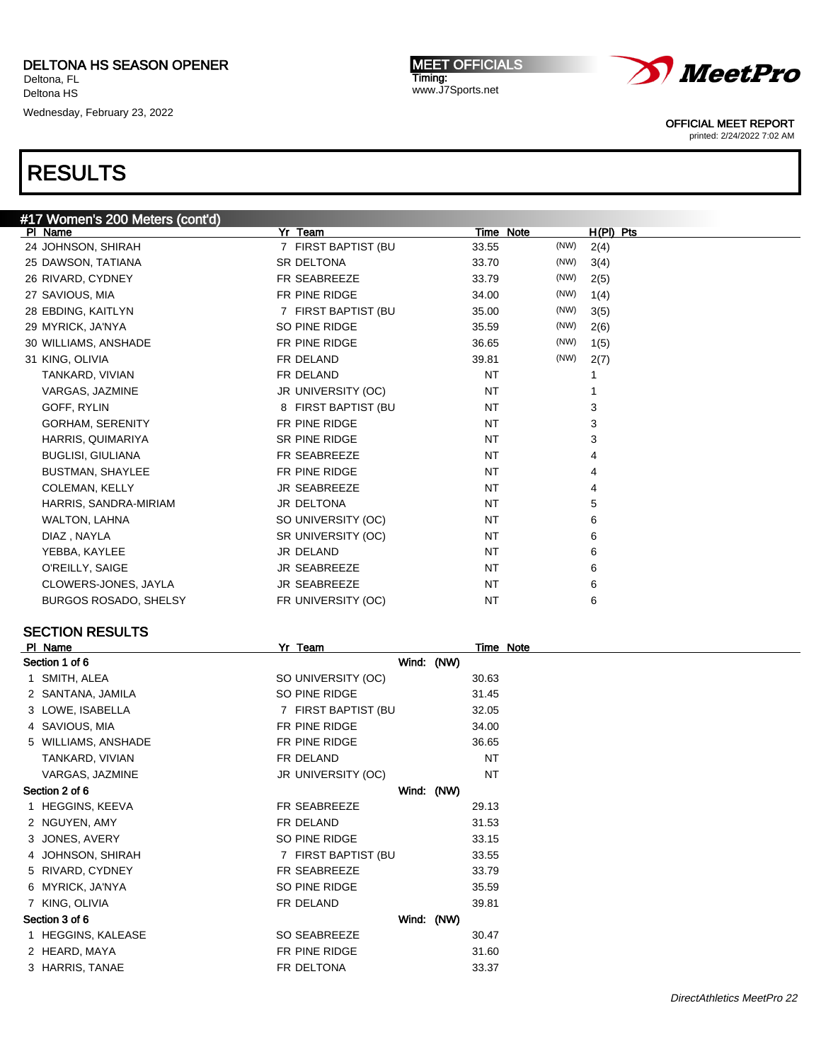DELTONA HS SEASON OPENER
Deltona, FL
Deltona HS
Wednesday, February 23, 2022

MEET OFFICIALS
Timing:
www.J7Sports.net

OFFICIAL MEET REPORT
printed: 2/24/2022 7:02 AM

# RESULTS

## #17 Women's 200 Meters (cont'd)

| Pl | Name | Yr | Team | Time | Note | | H(Pl) | Pts |
|---|---|---|---|---|---|---|---|---|
| 24 | JOHNSON, SHIRAH | 7 | FIRST BAPTIST (BU | 33.55 | | (NW) | 2(4) | |
| 25 | DAWSON, TATIANA | SR | DELTONA | 33.70 | | (NW) | 3(4) | |
| 26 | RIVARD, CYDNEY | FR | SEABREEZE | 33.79 | | (NW) | 2(5) | |
| 27 | SAVIOUS, MIA | FR | PINE RIDGE | 34.00 | | (NW) | 1(4) | |
| 28 | EBDING, KAITLYN | 7 | FIRST BAPTIST (BU | 35.00 | | (NW) | 3(5) | |
| 29 | MYRICK, JA'NYA | SO | PINE RIDGE | 35.59 | | (NW) | 2(6) | |
| 30 | WILLIAMS, ANSHADE | FR | PINE RIDGE | 36.65 | | (NW) | 1(5) | |
| 31 | KING, OLIVIA | FR | DELAND | 39.81 | | (NW) | 2(7) | |
| | TANKARD, VIVIAN | FR | DELAND | NT | | | 1 | |
| | VARGAS, JAZMINE | JR | UNIVERSITY (OC) | NT | | | 1 | |
| | GOFF, RYLIN | 8 | FIRST BAPTIST (BU | NT | | | 3 | |
| | GORHAM, SERENITY | FR | PINE RIDGE | NT | | | 3 | |
| | HARRIS, QUIMARIYA | SR | PINE RIDGE | NT | | | 3 | |
| | BUGLISI, GIULIANA | FR | SEABREEZE | NT | | | 4 | |
| | BUSTMAN, SHAYLEE | FR | PINE RIDGE | NT | | | 4 | |
| | COLEMAN, KELLY | JR | SEABREEZE | NT | | | 4 | |
| | HARRIS, SANDRA-MIRIAM | JR | DELTONA | NT | | | 5 | |
| | WALTON, LAHNA | SO | UNIVERSITY (OC) | NT | | | 6 | |
| | DIAZ , NAYLA | SR | UNIVERSITY (OC) | NT | | | 6 | |
| | YEBBA, KAYLEE | JR | DELAND | NT | | | 6 | |
| | O'REILLY, SAIGE | JR | SEABREEZE | NT | | | 6 | |
| | CLOWERS-JONES, JAYLA | JR | SEABREEZE | NT | | | 6 | |
| | BURGOS ROSADO, SHELSY | FR | UNIVERSITY (OC) | NT | | | 6 | |

## SECTION RESULTS

| Pl | Name | Yr | Team | Time | Note |
|---|---|---|---|---|---|
| **Section 1 of 6** | | | Wind: (NW) | | |
| 1 | SMITH, ALEA | SO | UNIVERSITY (OC) | 30.63 | |
| 2 | SANTANA, JAMILA | SO | PINE RIDGE | 31.45 | |
| 3 | LOWE, ISABELLA | 7 | FIRST BAPTIST (BU | 32.05 | |
| 4 | SAVIOUS, MIA | FR | PINE RIDGE | 34.00 | |
| 5 | WILLIAMS, ANSHADE | FR | PINE RIDGE | 36.65 | |
| | TANKARD, VIVIAN | FR | DELAND | NT | |
| | VARGAS, JAZMINE | JR | UNIVERSITY (OC) | NT | |
| **Section 2 of 6** | | | Wind: (NW) | | |
| 1 | HEGGINS, KEEVA | FR | SEABREEZE | 29.13 | |
| 2 | NGUYEN, AMY | FR | DELAND | 31.53 | |
| 3 | JONES, AVERY | SO | PINE RIDGE | 33.15 | |
| 4 | JOHNSON, SHIRAH | 7 | FIRST BAPTIST (BU | 33.55 | |
| 5 | RIVARD, CYDNEY | FR | SEABREEZE | 33.79 | |
| 6 | MYRICK, JA'NYA | SO | PINE RIDGE | 35.59 | |
| 7 | KING, OLIVIA | FR | DELAND | 39.81 | |
| **Section 3 of 6** | | | Wind: (NW) | | |
| 1 | HEGGINS, KALEASE | SO | SEABREEZE | 30.47 | |
| 2 | HEARD, MAYA | FR | PINE RIDGE | 31.60 | |
| 3 | HARRIS, TANAE | FR | DELTONA | 33.37 | |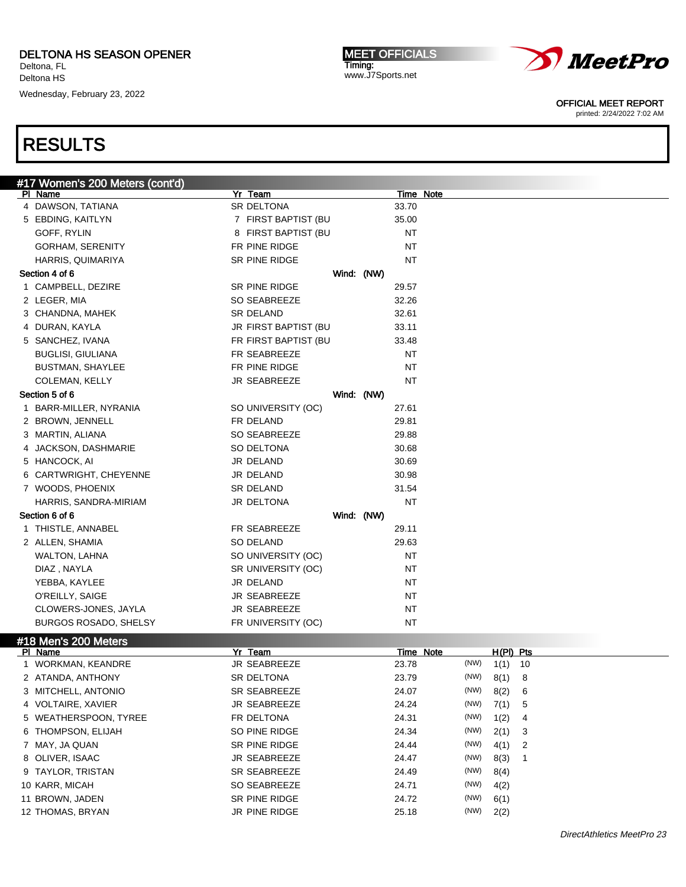DELTONA HS SEASON OPENER
Deltona, FL
Deltona HS
Wednesday, February 23, 2022

MEET OFFICIALS
Timing:
www.J7Sports.net

OFFICIAL MEET REPORT
printed: 2/24/2022 7:02 AM

# RESULTS

## #17 Women's 200 Meters (cont'd)

| Pl | Name | Yr | Team | Time | Note |
|---|---|---|---|---|---|
| 4 | DAWSON, TATIANA | SR | DELTONA | 33.70 | |
| 5 | EBDING, KAITLYN | 7 | FIRST BAPTIST (BU | 35.00 | |
| | GOFF, RYLIN | 8 | FIRST BAPTIST (BU | NT | |
| | GORHAM, SERENITY | FR | PINE RIDGE | NT | |
| | HARRIS, QUIMARIYA | SR | PINE RIDGE | NT | |

**Section 4 of 6** Wind: (NW)

| Pl | Name | Yr | Team | Time | Note |
|---|---|---|---|---|---|
| 1 | CAMPBELL, DEZIRE | SR | PINE RIDGE | 29.57 | |
| 2 | LEGER, MIA | SO | SEABREEZE | 32.26 | |
| 3 | CHANDNA, MAHEK | SR | DELAND | 32.61 | |
| 4 | DURAN, KAYLA | JR | FIRST BAPTIST (BU | 33.11 | |
| 5 | SANCHEZ, IVANA | FR | FIRST BAPTIST (BU | 33.48 | |
| | BUGLISI, GIULIANA | FR | SEABREEZE | NT | |
| | BUSTMAN, SHAYLEE | FR | PINE RIDGE | NT | |
| | COLEMAN, KELLY | JR | SEABREEZE | NT | |

**Section 5 of 6** Wind: (NW)

| Pl | Name | Yr | Team | Time | Note |
|---|---|---|---|---|---|
| 1 | BARR-MILLER, NYRANIA | SO | UNIVERSITY (OC) | 27.61 | |
| 2 | BROWN, JENNELL | FR | DELAND | 29.81 | |
| 3 | MARTIN, ALIANA | SO | SEABREEZE | 29.88 | |
| 4 | JACKSON, DASHMARIE | SO | DELTONA | 30.68 | |
| 5 | HANCOCK, AI | JR | DELAND | 30.69 | |
| 6 | CARTWRIGHT, CHEYENNE | JR | DELAND | 30.98 | |
| 7 | WOODS, PHOENIX | SR | DELAND | 31.54 | |
| | HARRIS, SANDRA-MIRIAM | JR | DELTONA | NT | |

**Section 6 of 6** Wind: (NW)

| Pl | Name | Yr | Team | Time | Note |
|---|---|---|---|---|---|
| 1 | THISTLE, ANNABEL | FR | SEABREEZE | 29.11 | |
| 2 | ALLEN, SHAMIA | SO | DELAND | 29.63 | |
| | WALTON, LAHNA | SO | UNIVERSITY (OC) | NT | |
| | DIAZ , NAYLA | SR | UNIVERSITY (OC) | NT | |
| | YEBBA, KAYLEE | JR | DELAND | NT | |
| | O'REILLY, SAIGE | JR | SEABREEZE | NT | |
| | CLOWERS-JONES, JAYLA | JR | SEABREEZE | NT | |
| | BURGOS ROSADO, SHELSY | FR | UNIVERSITY (OC) | NT | |

## #18 Men's 200 Meters

| Pl | Name | Yr | Team | Time | Note | | H(Pl) | Pts |
|---|---|---|---|---|---|---|---|---|
| 1 | WORKMAN, KEANDRE | JR | SEABREEZE | 23.78 | | (NW) | 1(1) | 10 |
| 2 | ATANDA, ANTHONY | SR | DELTONA | 23.79 | | (NW) | 8(1) | 8 |
| 3 | MITCHELL, ANTONIO | SR | SEABREEZE | 24.07 | | (NW) | 8(2) | 6 |
| 4 | VOLTAIRE, XAVIER | JR | SEABREEZE | 24.24 | | (NW) | 7(1) | 5 |
| 5 | WEATHERSPOON, TYREE | FR | DELTONA | 24.31 | | (NW) | 1(2) | 4 |
| 6 | THOMPSON, ELIJAH | SO | PINE RIDGE | 24.34 | | (NW) | 2(1) | 3 |
| 7 | MAY, JA QUAN | SR | PINE RIDGE | 24.44 | | (NW) | 4(1) | 2 |
| 8 | OLIVER, ISAAC | JR | SEABREEZE | 24.47 | | (NW) | 8(3) | 1 |
| 9 | TAYLOR, TRISTAN | SR | SEABREEZE | 24.49 | | (NW) | 8(4) | |
| 10 | KARR, MICAH | SO | SEABREEZE | 24.71 | | (NW) | 4(2) | |
| 11 | BROWN, JADEN | SR | PINE RIDGE | 24.72 | | (NW) | 6(1) | |
| 12 | THOMAS, BRYAN | JR | PINE RIDGE | 25.18 | | (NW) | 2(2) | |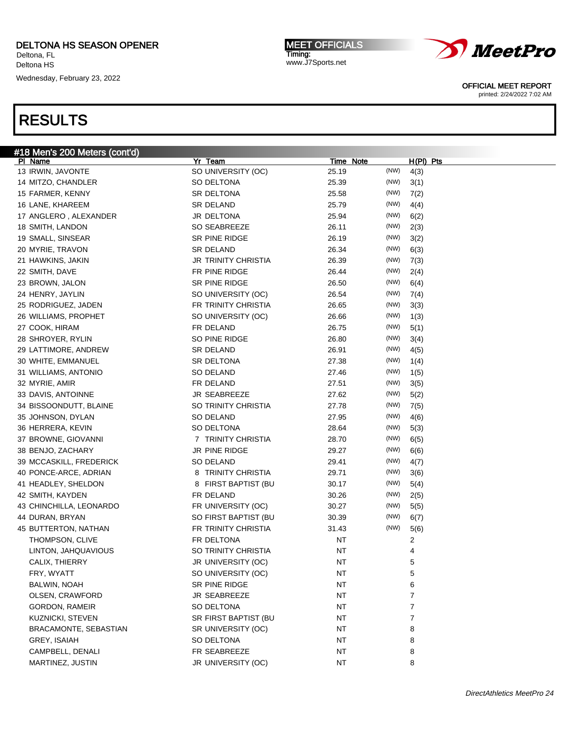# RESULTS

## #18 Men's 200 Meters (cont'd)

| Pl | Name | Yr | Team | Time | Note | H(Pl) | Pts |
|---|---|---|---|---|---|---|---|
| 13 | IRWIN, JAVONTE | SO | UNIVERSITY (OC) | 25.19 | (NW) | 4(3) | |
| 14 | MITZO, CHANDLER | SO | DELTONA | 25.39 | (NW) | 3(1) | |
| 15 | FARMER, KENNY | SR | DELTONA | 25.58 | (NW) | 7(2) | |
| 16 | LANE, KHAREEM | SR | DELAND | 25.79 | (NW) | 4(4) | |
| 17 | ANGLERO , ALEXANDER | JR | DELTONA | 25.94 | (NW) | 6(2) | |
| 18 | SMITH, LANDON | SO | SEABREEZE | 26.11 | (NW) | 2(3) | |
| 19 | SMALL, SINSEAR | SR | PINE RIDGE | 26.19 | (NW) | 3(2) | |
| 20 | MYRIE, TRAVON | SR | DELAND | 26.34 | (NW) | 6(3) | |
| 21 | HAWKINS, JAKIN | JR | TRINITY CHRISTIA | 26.39 | (NW) | 7(3) | |
| 22 | SMITH, DAVE | FR | PINE RIDGE | 26.44 | (NW) | 2(4) | |
| 23 | BROWN, JALON | SR | PINE RIDGE | 26.50 | (NW) | 6(4) | |
| 24 | HENRY, JAYLIN | SO | UNIVERSITY (OC) | 26.54 | (NW) | 7(4) | |
| 25 | RODRIGUEZ, JADEN | FR | TRINITY CHRISTIA | 26.65 | (NW) | 3(3) | |
| 26 | WILLIAMS, PROPHET | SO | UNIVERSITY (OC) | 26.66 | (NW) | 1(3) | |
| 27 | COOK, HIRAM | FR | DELAND | 26.75 | (NW) | 5(1) | |
| 28 | SHROYER, RYLIN | SO | PINE RIDGE | 26.80 | (NW) | 3(4) | |
| 29 | LATTIMORE, ANDREW | SR | DELAND | 26.91 | (NW) | 4(5) | |
| 30 | WHITE, EMMANUEL | SR | DELTONA | 27.38 | (NW) | 1(4) | |
| 31 | WILLIAMS, ANTONIO | SO | DELAND | 27.46 | (NW) | 1(5) | |
| 32 | MYRIE, AMIR | FR | DELAND | 27.51 | (NW) | 3(5) | |
| 33 | DAVIS, ANTOINNE | JR | SEABREEZE | 27.62 | (NW) | 5(2) | |
| 34 | BISSOONDUTT, BLAINE | SO | TRINITY CHRISTIA | 27.78 | (NW) | 7(5) | |
| 35 | JOHNSON, DYLAN | SO | DELAND | 27.95 | (NW) | 4(6) | |
| 36 | HERRERA, KEVIN | SO | DELTONA | 28.64 | (NW) | 5(3) | |
| 37 | BROWNE, GIOVANNI | 7 | TRINITY CHRISTIA | 28.70 | (NW) | 6(5) | |
| 38 | BENJO, ZACHARY | JR | PINE RIDGE | 29.27 | (NW) | 6(6) | |
| 39 | MCCASKILL, FREDERICK | SO | DELAND | 29.41 | (NW) | 4(7) | |
| 40 | PONCE-ARCE, ADRIAN | 8 | TRINITY CHRISTIA | 29.71 | (NW) | 3(6) | |
| 41 | HEADLEY, SHELDON | 8 | FIRST BAPTIST (BU | 30.17 | (NW) | 5(4) | |
| 42 | SMITH, KAYDEN | FR | DELAND | 30.26 | (NW) | 2(5) | |
| 43 | CHINCHILLA, LEONARDO | FR | UNIVERSITY (OC) | 30.27 | (NW) | 5(5) | |
| 44 | DURAN, BRYAN | SO | FIRST BAPTIST (BU | 30.39 | (NW) | 6(7) | |
| 45 | BUTTERTON, NATHAN | FR | TRINITY CHRISTIA | 31.43 | (NW) | 5(6) | |
| | THOMPSON, CLIVE | FR | DELTONA | NT | | 2 | |
| | LINTON, JAHQUAVIOUS | SO | TRINITY CHRISTIA | NT | | 4 | |
| | CALIX, THIERRY | JR | UNIVERSITY (OC) | NT | | 5 | |
| | FRY, WYATT | SO | UNIVERSITY (OC) | NT | | 5 | |
| | BALWIN, NOAH | SR | PINE RIDGE | NT | | 6 | |
| | OLSEN, CRAWFORD | JR | SEABREEZE | NT | | 7 | |
| | GORDON, RAMEIR | SO | DELTONA | NT | | 7 | |
| | KUZNICKI, STEVEN | SR | FIRST BAPTIST (BU | NT | | 7 | |
| | BRACAMONTE, SEBASTIAN | SR | UNIVERSITY (OC) | NT | | 8 | |
| | GREY, ISAIAH | SO | DELTONA | NT | | 8 | |
| | CAMPBELL, DENALI | FR | SEABREEZE | NT | | 8 | |
| | MARTINEZ, JUSTIN | JR | UNIVERSITY (OC) | NT | | 8 | |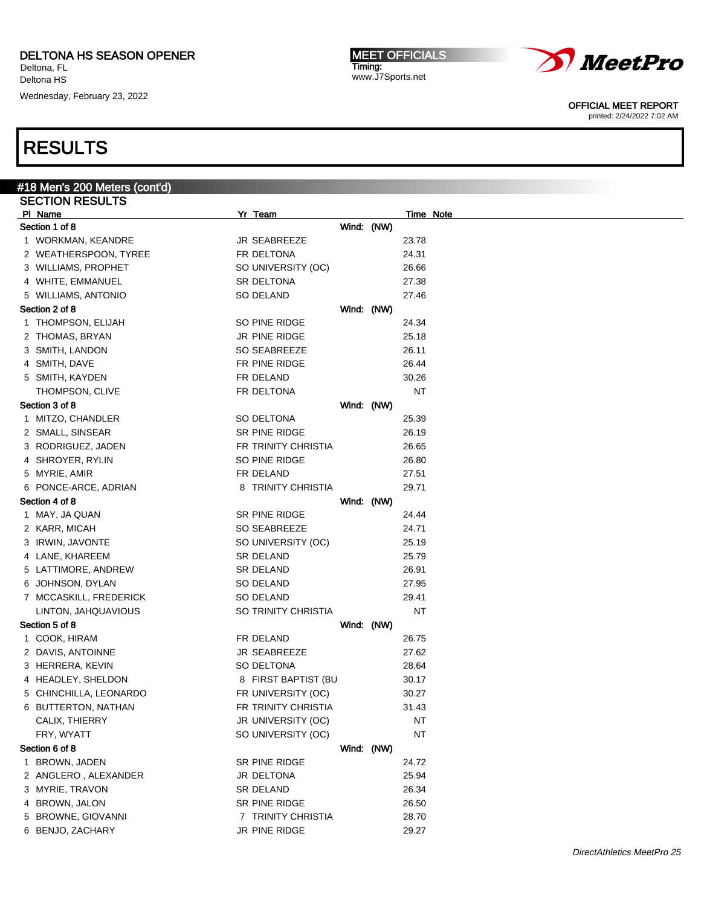DELTONA HS SEASON OPENER
Deltona, FL
Deltona HS
Wednesday, February 23, 2022

MEET OFFICIALS
Timing:
www.J7Sports.net

OFFICIAL MEET REPORT
printed: 2/24/2022 7:02 AM

# RESULTS

## #18 Men's 200 Meters (cont'd)

### SECTION RESULTS

| Pl | Name | Yr | Team | Wind | Time | Note |
|---|---|---|---|---|---|---|
| **Section 1 of 8** | | | | Wind: (NW) | | |
| 1 | WORKMAN, KEANDRE | JR | SEABREEZE | | 23.78 | |
| 2 | WEATHERSPOON, TYREE | FR | DELTONA | | 24.31 | |
| 3 | WILLIAMS, PROPHET | SO | UNIVERSITY (OC) | | 26.66 | |
| 4 | WHITE, EMMANUEL | SR | DELTONA | | 27.38 | |
| 5 | WILLIAMS, ANTONIO | SO | DELAND | | 27.46 | |
| **Section 2 of 8** | | | | Wind: (NW) | | |
| 1 | THOMPSON, ELIJAH | SO | PINE RIDGE | | 24.34 | |
| 2 | THOMAS, BRYAN | JR | PINE RIDGE | | 25.18 | |
| 3 | SMITH, LANDON | SO | SEABREEZE | | 26.11 | |
| 4 | SMITH, DAVE | FR | PINE RIDGE | | 26.44 | |
| 5 | SMITH, KAYDEN | FR | DELAND | | 30.26 | |
| | THOMPSON, CLIVE | FR | DELTONA | | NT | |
| **Section 3 of 8** | | | | Wind: (NW) | | |
| 1 | MITZO, CHANDLER | SO | DELTONA | | 25.39 | |
| 2 | SMALL, SINSEAR | SR | PINE RIDGE | | 26.19 | |
| 3 | RODRIGUEZ, JADEN | FR | TRINITY CHRISTIA | | 26.65 | |
| 4 | SHROYER, RYLIN | SO | PINE RIDGE | | 26.80 | |
| 5 | MYRIE, AMIR | FR | DELAND | | 27.51 | |
| 6 | PONCE-ARCE, ADRIAN | 8 | TRINITY CHRISTIA | | 29.71 | |
| **Section 4 of 8** | | | | Wind: (NW) | | |
| 1 | MAY, JA QUAN | SR | PINE RIDGE | | 24.44 | |
| 2 | KARR, MICAH | SO | SEABREEZE | | 24.71 | |
| 3 | IRWIN, JAVONTE | SO | UNIVERSITY (OC) | | 25.19 | |
| 4 | LANE, KHAREEM | SR | DELAND | | 25.79 | |
| 5 | LATTIMORE, ANDREW | SR | DELAND | | 26.91 | |
| 6 | JOHNSON, DYLAN | SO | DELAND | | 27.95 | |
| 7 | MCCASKILL, FREDERICK | SO | DELAND | | 29.41 | |
| | LINTON, JAHQUAVIOUS | SO | TRINITY CHRISTIA | | NT | |
| **Section 5 of 8** | | | | Wind: (NW) | | |
| 1 | COOK, HIRAM | FR | DELAND | | 26.75 | |
| 2 | DAVIS, ANTOINNE | JR | SEABREEZE | | 27.62 | |
| 3 | HERRERA, KEVIN | SO | DELTONA | | 28.64 | |
| 4 | HEADLEY, SHELDON | 8 | FIRST BAPTIST (BU | | 30.17 | |
| 5 | CHINCHILLA, LEONARDO | FR | UNIVERSITY (OC) | | 30.27 | |
| 6 | BUTTERTON, NATHAN | FR | TRINITY CHRISTIA | | 31.43 | |
| | CALIX, THIERRY | JR | UNIVERSITY (OC) | | NT | |
| | FRY, WYATT | SO | UNIVERSITY (OC) | | NT | |
| **Section 6 of 8** | | | | Wind: (NW) | | |
| 1 | BROWN, JADEN | SR | PINE RIDGE | | 24.72 | |
| 2 | ANGLERO , ALEXANDER | JR | DELTONA | | 25.94 | |
| 3 | MYRIE, TRAVON | SR | DELAND | | 26.34 | |
| 4 | BROWN, JALON | SR | PINE RIDGE | | 26.50 | |
| 5 | BROWNE, GIOVANNI | 7 | TRINITY CHRISTIA | | 28.70 | |
| 6 | BENJO, ZACHARY | JR | PINE RIDGE | | 29.27 | |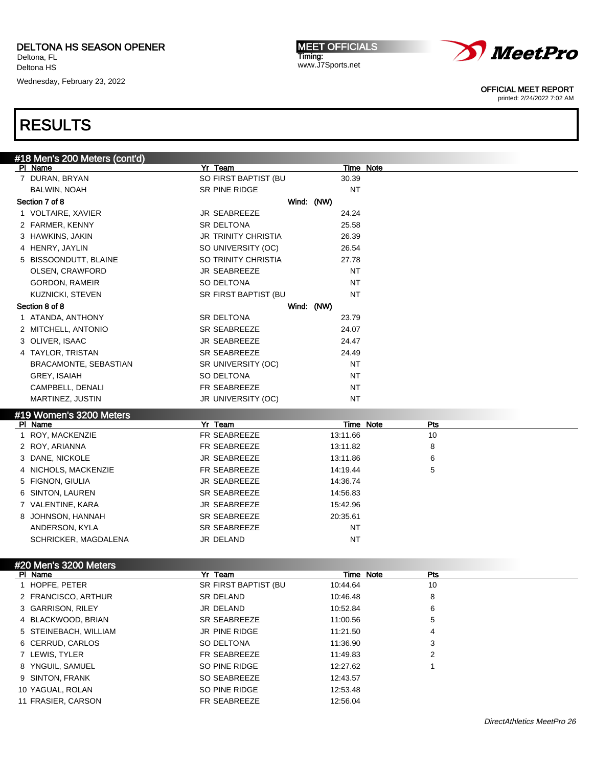# RESULTS

## #18 Men's 200 Meters (cont'd)

| Pl | Name | Yr | Team | Time | Note |
|---|---|---|---|---|---|
| 7 | DURAN, BRYAN | SO | FIRST BAPTIST (BU | 30.39 | |
| | BALWIN, NOAH | SR | PINE RIDGE | NT | |

**Section 7 of 8** Wind: (NW)

| Pl | Name | Yr | Team | Time | Note |
|---|---|---|---|---|---|
| 1 | VOLTAIRE, XAVIER | JR | SEABREEZE | 24.24 | |
| 2 | FARMER, KENNY | SR | DELTONA | 25.58 | |
| 3 | HAWKINS, JAKIN | JR | TRINITY CHRISTIA | 26.39 | |
| 4 | HENRY, JAYLIN | SO | UNIVERSITY (OC) | 26.54 | |
| 5 | BISSOONDUTT, BLAINE | SO | TRINITY CHRISTIA | 27.78 | |
| | OLSEN, CRAWFORD | JR | SEABREEZE | NT | |
| | GORDON, RAMEIR | SO | DELTONA | NT | |
| | KUZNICKI, STEVEN | SR | FIRST BAPTIST (BU | NT | |

**Section 8 of 8** Wind: (NW)

| Pl | Name | Yr | Team | Time | Note |
|---|---|---|---|---|---|
| 1 | ATANDA, ANTHONY | SR | DELTONA | 23.79 | |
| 2 | MITCHELL, ANTONIO | SR | SEABREEZE | 24.07 | |
| 3 | OLIVER, ISAAC | JR | SEABREEZE | 24.47 | |
| 4 | TAYLOR, TRISTAN | SR | SEABREEZE | 24.49 | |
| | BRACAMONTE, SEBASTIAN | SR | UNIVERSITY (OC) | NT | |
| | GREY, ISAIAH | SO | DELTONA | NT | |
| | CAMPBELL, DENALI | FR | SEABREEZE | NT | |
| | MARTINEZ, JUSTIN | JR | UNIVERSITY (OC) | NT | |

## #19 Women's 3200 Meters

| Pl | Name | Yr | Team | Time | Note | Pts |
|---|---|---|---|---|---|---|
| 1 | ROY, MACKENZIE | FR | SEABREEZE | 13:11.66 | | 10 |
| 2 | ROY, ARIANNA | FR | SEABREEZE | 13:11.82 | | 8 |
| 3 | DANE, NICKOLE | JR | SEABREEZE | 13:11.86 | | 6 |
| 4 | NICHOLS, MACKENZIE | FR | SEABREEZE | 14:19.44 | | 5 |
| 5 | FIGNON, GIULIA | JR | SEABREEZE | 14:36.74 | | |
| 6 | SINTON, LAUREN | SR | SEABREEZE | 14:56.83 | | |
| 7 | VALENTINE, KARA | JR | SEABREEZE | 15:42.96 | | |
| 8 | JOHNSON, HANNAH | SR | SEABREEZE | 20:35.61 | | |
| | ANDERSON, KYLA | SR | SEABREEZE | NT | | |
| | SCHRICKER, MAGDALENA | JR | DELAND | NT | | |

## #20 Men's 3200 Meters

| Pl | Name | Yr | Team | Time | Note | Pts |
|---|---|---|---|---|---|---|
| 1 | HOPFE, PETER | SR | FIRST BAPTIST (BU | 10:44.64 | | 10 |
| 2 | FRANCISCO, ARTHUR | SR | DELAND | 10:46.48 | | 8 |
| 3 | GARRISON, RILEY | JR | DELAND | 10:52.84 | | 6 |
| 4 | BLACKWOOD, BRIAN | SR | SEABREEZE | 11:00.56 | | 5 |
| 5 | STEINEBACH, WILLIAM | JR | PINE RIDGE | 11:21.50 | | 4 |
| 6 | CERRUD, CARLOS | SO | DELTONA | 11:36.90 | | 3 |
| 7 | LEWIS, TYLER | FR | SEABREEZE | 11:49.83 | | 2 |
| 8 | YNGUIL, SAMUEL | SO | PINE RIDGE | 12:27.62 | | 1 |
| 9 | SINTON, FRANK | SO | SEABREEZE | 12:43.57 | | |
| 10 | YAGUAL, ROLAN | SO | PINE RIDGE | 12:53.48 | | |
| 11 | FRASIER, CARSON | FR | SEABREEZE | 12:56.04 | | |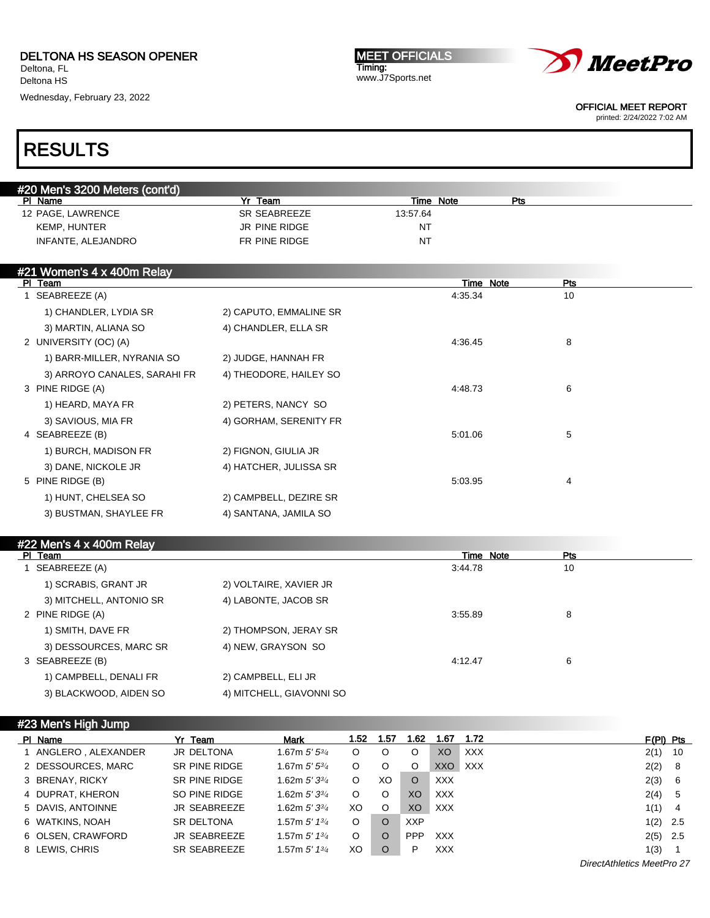DELTONA HS SEASON OPENER
Deltona, FL
Deltona HS
Wednesday, February 23, 2022

MEET OFFICIALS
Timing:
www.J7Sports.net

OFFICIAL MEET REPORT
printed: 2/24/2022 7:02 AM

# RESULTS

## #20 Men's 3200 Meters (cont'd)

| Pl | Name | Yr | Team | Time | Note | Pts |
|---|---|---|---|---|---|---|
| 12 | PAGE, LAWRENCE | SR | SEABREEZE | 13:57.64 | | |
| | KEMP, HUNTER | JR | PINE RIDGE | NT | | |
| | INFANTE, ALEJANDRO | FR | PINE RIDGE | NT | | |

## #21 Women's 4 x 400m Relay

| Pl | Team | Time | Note | Pts |
|---|---|---|---|---|
| 1 | SEABREEZE (A) | 4:35.34 | | 10 |
| | 1) CHANDLER, LYDIA SR; 2) CAPUTO, EMMALINE SR; 3) MARTIN, ALIANA SO; 4) CHANDLER, ELLA SR | | | |
| 2 | UNIVERSITY (OC) (A) | 4:36.45 | | 8 |
| | 1) BARR-MILLER, NYRANIA SO; 2) JUDGE, HANNAH FR; 3) ARROYO CANALES, SARAHI FR; 4) THEODORE, HAILEY SO | | | |
| 3 | PINE RIDGE (A) | 4:48.73 | | 6 |
| | 1) HEARD, MAYA FR; 2) PETERS, NANCY SO; 3) SAVIOUS, MIA FR; 4) GORHAM, SERENITY FR | | | |
| 4 | SEABREEZE (B) | 5:01.06 | | 5 |
| | 1) BURCH, MADISON FR; 2) FIGNON, GIULIA JR; 3) DANE, NICKOLE JR; 4) HATCHER, JULISSA SR | | | |
| 5 | PINE RIDGE (B) | 5:03.95 | | 4 |
| | 1) HUNT, CHELSEA SO; 2) CAMPBELL, DEZIRE SR; 3) BUSTMAN, SHAYLEE FR; 4) SANTANA, JAMILA SO | | | |

## #22 Men's 4 x 400m Relay

| Pl | Team | Time | Note | Pts |
|---|---|---|---|---|
| 1 | SEABREEZE (A) | 3:44.78 | | 10 |
| | 1) SCRABIS, GRANT JR; 2) VOLTAIRE, XAVIER JR; 3) MITCHELL, ANTONIO SR; 4) LABONTE, JACOB SR | | | |
| 2 | PINE RIDGE (A) | 3:55.89 | | 8 |
| | 1) SMITH, DAVE FR; 2) THOMPSON, JERAY SR; 3) DESSOURCES, MARC SR; 4) NEW, GRAYSON SO | | | |
| 3 | SEABREEZE (B) | 4:12.47 | | 6 |
| | 1) CAMPBELL, DENALI FR; 2) CAMPBELL, ELI JR; 3) BLACKWOOD, AIDEN SO; 4) MITCHELL, GIAVONNI SO | | | |

## #23 Men's High Jump

| Pl | Name | Yr | Team | Mark | 1.52 | 1.57 | 1.62 | 1.67 | 1.72 | F(Pl) | Pts |
|---|---|---|---|---|---|---|---|---|---|---|---|
| 1 | ANGLERO , ALEXANDER | JR | DELTONA | 1.67m 5' 5¾ | O | O | O | XO | XXX | 2(1) | 10 |
| 2 | DESSOURCES, MARC | SR | PINE RIDGE | 1.67m 5' 5¾ | O | O | O | XXO | XXX | 2(2) | 8 |
| 3 | BRENAY, RICKY | SR | PINE RIDGE | 1.62m 5' 3¾ | O | XO | O | XXX | | 2(3) | 6 |
| 4 | DUPRAT, KHERON | SO | PINE RIDGE | 1.62m 5' 3¾ | O | O | XO | XXX | | 2(4) | 5 |
| 5 | DAVIS, ANTOINNE | JR | SEABREEZE | 1.62m 5' 3¾ | XO | O | XO | XXX | | 1(1) | 4 |
| 6 | WATKINS, NOAH | SR | DELTONA | 1.57m 5' 1¾ | O | O | XXP | | | 1(2) | 2.5 |
| 6 | OLSEN, CRAWFORD | JR | SEABREEZE | 1.57m 5' 1¾ | O | O | PPP | XXX | | 2(5) | 2.5 |
| 8 | LEWIS, CHRIS | SR | SEABREEZE | 1.57m 5' 1¾ | XO | O | P | XXX | | 1(3) | 1 |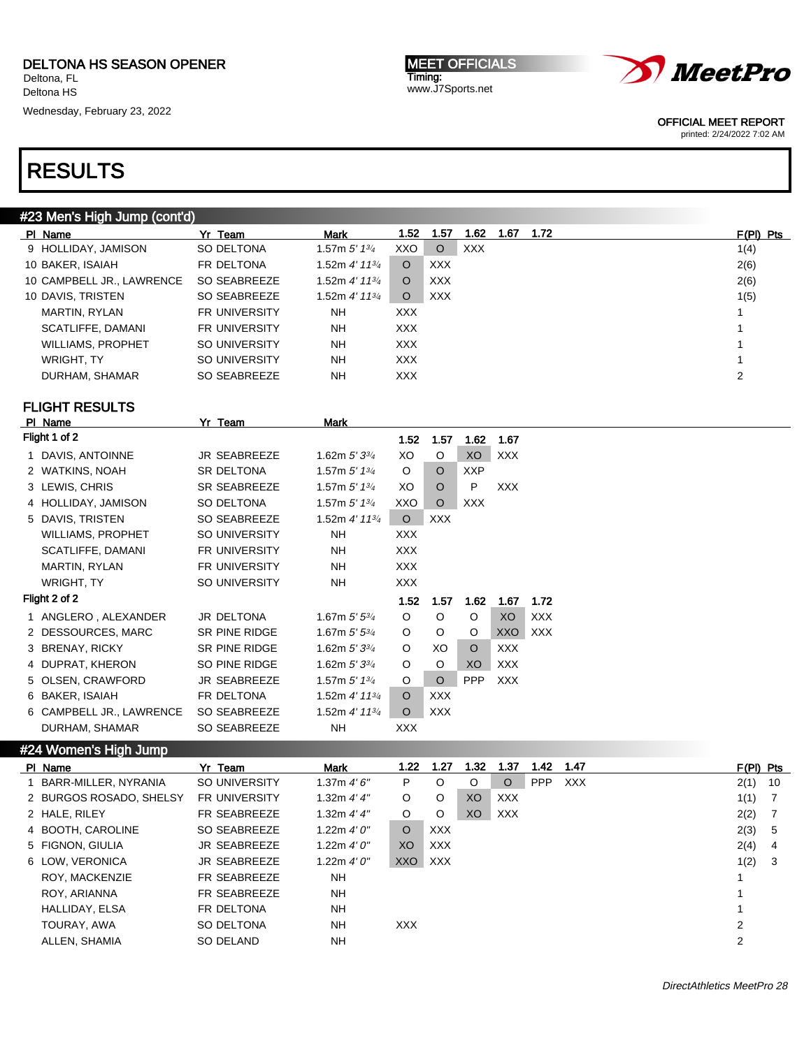DELTONA HS SEASON OPENER
Deltona, FL
Deltona HS
Wednesday, February 23, 2022

MEET OFFICIALS
Timing:
www.J7Sports.net

OFFICIAL MEET REPORT
printed: 2/24/2022 7:02 AM

# RESULTS

## #23 Men's High Jump (cont'd)

| Pl | Name | Yr | Team | Mark | 1.52 | 1.57 | 1.62 | 1.67 | 1.72 | F(Pl) | Pts |
|---|---|---|---|---|---|---|---|---|---|---|---|
| 9 | HOLLIDAY, JAMISON | SO | DELTONA | 1.57m 5' 1¾ | XXO | O | XXX | | | 1(4) | |
| 10 | BAKER, ISAIAH | FR | DELTONA | 1.52m 4' 11¾ | O | XXX | | | | 2(6) | |
| 10 | CAMPBELL JR., LAWRENCE | SO | SEABREEZE | 1.52m 4' 11¾ | O | XXX | | | | 2(6) | |
| 10 | DAVIS, TRISTEN | SO | SEABREEZE | 1.52m 4' 11¾ | O | XXX | | | | 1(5) | |
| | MARTIN, RYLAN | FR | UNIVERSITY | NH | XXX | | | | | 1 | |
| | SCATLIFFE, DAMANI | FR | UNIVERSITY | NH | XXX | | | | | 1 | |
| | WILLIAMS, PROPHET | SO | UNIVERSITY | NH | XXX | | | | | 1 | |
| | WRIGHT, TY | SO | UNIVERSITY | NH | XXX | | | | | 1 | |
| | DURHAM, SHAMAR | SO | SEABREEZE | NH | XXX | | | | | 2 | |

### FLIGHT RESULTS

**Flight 1 of 2**

| Pl | Name | Yr | Team | Mark | 1.52 | 1.57 | 1.62 | 1.67 |
|---|---|---|---|---|---|---|---|---|
| 1 | DAVIS, ANTOINNE | JR | SEABREEZE | 1.62m 5' 3¾ | XO | O | XO | XXX |
| 2 | WATKINS, NOAH | SR | DELTONA | 1.57m 5' 1¾ | O | O | XXP | |
| 3 | LEWIS, CHRIS | SR | SEABREEZE | 1.57m 5' 1¾ | XO | O | P | XXX |
| 4 | HOLLIDAY, JAMISON | SO | DELTONA | 1.57m 5' 1¾ | XXO | O | XXX | |
| 5 | DAVIS, TRISTEN | SO | SEABREEZE | 1.52m 4' 11¾ | O | XXX | | |
| | WILLIAMS, PROPHET | SO | UNIVERSITY | NH | XXX | | | |
| | SCATLIFFE, DAMANI | FR | UNIVERSITY | NH | XXX | | | |
| | MARTIN, RYLAN | FR | UNIVERSITY | NH | XXX | | | |
| | WRIGHT, TY | SO | UNIVERSITY | NH | XXX | | | |

**Flight 2 of 2**

| Pl | Name | Yr | Team | Mark | 1.52 | 1.57 | 1.62 | 1.67 | 1.72 |
|---|---|---|---|---|---|---|---|---|---|
| 1 | ANGLERO , ALEXANDER | JR | DELTONA | 1.67m 5' 5¾ | O | O | O | XO | XXX |
| 2 | DESSOURCES, MARC | SR | PINE RIDGE | 1.67m 5' 5¾ | O | O | O | XXO | XXX |
| 3 | BRENAY, RICKY | SR | PINE RIDGE | 1.62m 5' 3¾ | O | XO | O | XXX | |
| 4 | DUPRAT, KHERON | SO | PINE RIDGE | 1.62m 5' 3¾ | O | O | XO | XXX | |
| 5 | OLSEN, CRAWFORD | JR | SEABREEZE | 1.57m 5' 1¾ | O | O | PPP | XXX | |
| 6 | BAKER, ISAIAH | FR | DELTONA | 1.52m 4' 11¾ | O | XXX | | | |
| 6 | CAMPBELL JR., LAWRENCE | SO | SEABREEZE | 1.52m 4' 11¾ | O | XXX | | | |
| | DURHAM, SHAMAR | SO | SEABREEZE | NH | XXX | | | | |

## #24 Women's High Jump

| Pl | Name | Yr | Team | Mark | 1.22 | 1.27 | 1.32 | 1.37 | 1.42 | 1.47 | F(Pl) | Pts |
|---|---|---|---|---|---|---|---|---|---|---|---|---|
| 1 | BARR-MILLER, NYRANIA | SO | UNIVERSITY | 1.37m 4' 6" | P | O | O | O | PPP | XXX | 2(1) | 10 |
| 2 | BURGOS ROSADO, SHELSY | FR | UNIVERSITY | 1.32m 4' 4" | O | O | XO | XXX | | | 1(1) | 7 |
| 2 | HALE, RILEY | FR | SEABREEZE | 1.32m 4' 4" | O | O | XO | XXX | | | 2(2) | 7 |
| 4 | BOOTH, CAROLINE | SO | SEABREEZE | 1.22m 4' 0" | O | XXX | | | | | 2(3) | 5 |
| 5 | FIGNON, GIULIA | JR | SEABREEZE | 1.22m 4' 0" | XO | XXX | | | | | 2(4) | 4 |
| 6 | LOW, VERONICA | JR | SEABREEZE | 1.22m 4' 0" | XXO | XXX | | | | | 1(2) | 3 |
| | ROY, MACKENZIE | FR | SEABREEZE | NH | | | | | | | 1 | |
| | ROY, ARIANNA | FR | SEABREEZE | NH | | | | | | | 1 | |
| | HALLIDAY, ELSA | FR | DELTONA | NH | | | | | | | 1 | |
| | TOURAY, AWA | SO | DELTONA | NH | XXX | | | | | | 2 | |
| | ALLEN, SHAMIA | SO | DELAND | NH | | | | | | | 2 | |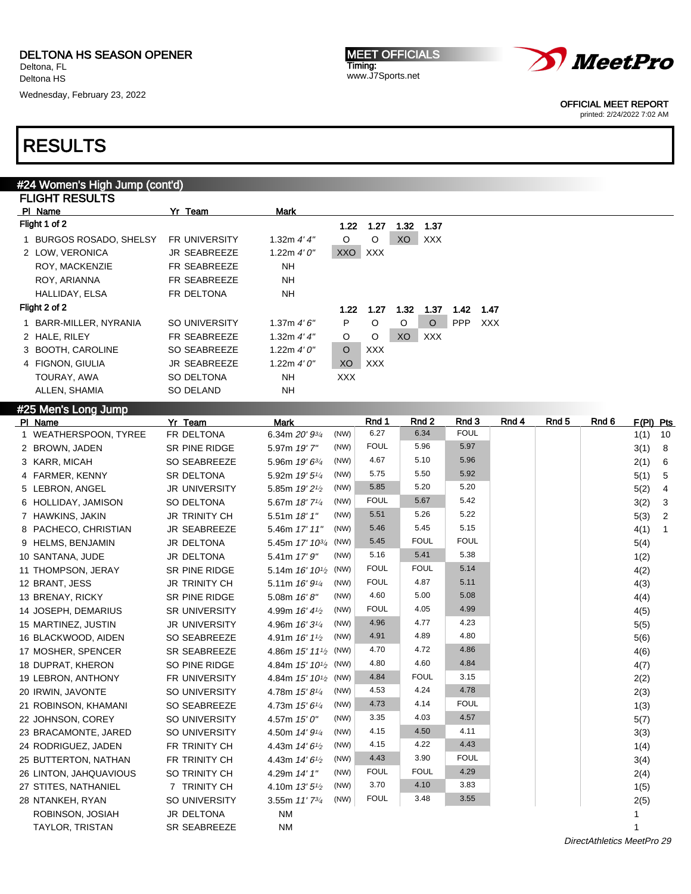# DELTONA HS SEASON OPENER

Deltona, FL
Deltona HS
Wednesday, February 23, 2022

MEET OFFICIALS
Timing:
www.J7Sports.net

OFFICIAL MEET REPORT
printed: 2/24/2022 7:02 AM

# RESULTS

## #24 Women's High Jump (cont'd)

### FLIGHT RESULTS

**Flight 1 of 2**

| Pl | Name | Yr | Team | Mark | 1.22 | 1.27 | 1.32 | 1.37 |
|---|---|---|---|---|---|---|---|---|
| 1 | BURGOS ROSADO, SHELSY | FR | UNIVERSITY | 1.32m *4' 4"* | O | O | XO | XXX |
| 2 | LOW, VERONICA | JR | SEABREEZE | 1.22m *4' 0"* | XXO | XXX | | |
| | ROY, MACKENZIE | FR | SEABREEZE | NH | | | | |
| | ROY, ARIANNA | FR | SEABREEZE | NH | | | | |
| | HALLIDAY, ELSA | FR | DELTONA | NH | | | | |

**Flight 2 of 2**

| Pl | Name | Yr | Team | Mark | 1.22 | 1.27 | 1.32 | 1.37 | 1.42 | 1.47 |
|---|---|---|---|---|---|---|---|---|---|---|
| 1 | BARR-MILLER, NYRANIA | SO | UNIVERSITY | 1.37m *4' 6"* | P | O | O | O | PPP | XXX |
| 2 | HALE, RILEY | FR | SEABREEZE | 1.32m *4' 4"* | O | O | XO | XXX | | |
| 3 | BOOTH, CAROLINE | SO | SEABREEZE | 1.22m *4' 0"* | O | XXX | | | | |
| 4 | FIGNON, GIULIA | JR | SEABREEZE | 1.22m *4' 0"* | XO | XXX | | | | |
| | TOURAY, AWA | SO | DELTONA | NH | XXX | | | | | |
| | ALLEN, SHAMIA | SO | DELAND | NH | | | | | | |

## #25 Men's Long Jump

| Pl | Name | Yr | Team | Mark | | Rnd 1 | Rnd 2 | Rnd 3 | Rnd 4 | Rnd 5 | Rnd 6 | F(Pl) | Pts |
|---|---|---|---|---|---|---|---|---|---|---|---|---|---|
| 1 | WEATHERSPOON, TYREE | FR | DELTONA | 6.34m *20' 9¾* | (NW) | 6.27 | 6.34 | FOUL | | | | 1(1) | 10 |
| 2 | BROWN, JADEN | SR | PINE RIDGE | 5.97m *19' 7"* | (NW) | FOUL | 5.96 | 5.97 | | | | 3(1) | 8 |
| 3 | KARR, MICAH | SO | SEABREEZE | 5.96m *19' 6¾* | (NW) | 4.67 | 5.10 | 5.96 | | | | 2(1) | 6 |
| 4 | FARMER, KENNY | SR | DELTONA | 5.92m *19' 5¼* | (NW) | 5.75 | 5.50 | 5.92 | | | | 5(1) | 5 |
| 5 | LEBRON, ANGEL | JR | UNIVERSITY | 5.85m *19' 2½* | (NW) | 5.85 | 5.20 | 5.20 | | | | 5(2) | 4 |
| 6 | HOLLIDAY, JAMISON | SO | DELTONA | 5.67m *18' 7¼* | (NW) | FOUL | 5.67 | 5.42 | | | | 3(2) | 3 |
| 7 | HAWKINS, JAKIN | JR | TRINITY CH | 5.51m *18' 1"* | (NW) | 5.51 | 5.26 | 5.22 | | | | 5(3) | 2 |
| 8 | PACHECO, CHRISTIAN | JR | SEABREEZE | 5.46m *17' 11"* | (NW) | 5.46 | 5.45 | 5.15 | | | | 4(1) | 1 |
| 9 | HELMS, BENJAMIN | JR | DELTONA | 5.45m *17' 10¾* | (NW) | 5.45 | FOUL | FOUL | | | | 5(4) | |
| 10 | SANTANA, JUDE | JR | DELTONA | 5.41m *17' 9"* | (NW) | 5.16 | 5.41 | 5.38 | | | | 1(2) | |
| 11 | THOMPSON, JERAY | SR | PINE RIDGE | 5.14m *16' 10½* | (NW) | FOUL | FOUL | 5.14 | | | | 4(2) | |
| 12 | BRANT, JESS | JR | TRINITY CH | 5.11m *16' 9¼* | (NW) | FOUL | 4.87 | 5.11 | | | | 4(3) | |
| 13 | BRENAY, RICKY | SR | PINE RIDGE | 5.08m *16' 8"* | (NW) | 4.60 | 5.00 | 5.08 | | | | 4(4) | |
| 14 | JOSEPH, DEMARIUS | SR | UNIVERSITY | 4.99m *16' 4½* | (NW) | FOUL | 4.05 | 4.99 | | | | 4(5) | |
| 15 | MARTINEZ, JUSTIN | JR | UNIVERSITY | 4.96m *16' 3¼* | (NW) | 4.96 | 4.77 | 4.23 | | | | 5(5) | |
| 16 | BLACKWOOD, AIDEN | SO | SEABREEZE | 4.91m *16' 1½* | (NW) | 4.91 | 4.89 | 4.80 | | | | 5(6) | |
| 17 | MOSHER, SPENCER | SR | SEABREEZE | 4.86m *15' 11½* | (NW) | 4.70 | 4.72 | 4.86 | | | | 4(6) | |
| 18 | DUPRAT, KHERON | SO | PINE RIDGE | 4.84m *15' 10½* | (NW) | 4.80 | 4.60 | 4.84 | | | | 4(7) | |
| 19 | LEBRON, ANTHONY | FR | UNIVERSITY | 4.84m *15' 10½* | (NW) | 4.84 | FOUL | 3.15 | | | | 2(2) | |
| 20 | IRWIN, JAVONTE | SO | UNIVERSITY | 4.78m *15' 8¼* | (NW) | 4.53 | 4.24 | 4.78 | | | | 2(3) | |
| 21 | ROBINSON, KHAMANI | SO | SEABREEZE | 4.73m *15' 6¼* | (NW) | 4.73 | 4.14 | FOUL | | | | 1(3) | |
| 22 | JOHNSON, COREY | SO | UNIVERSITY | 4.57m *15' 0"* | (NW) | 3.35 | 4.03 | 4.57 | | | | 5(7) | |
| 23 | BRACAMONTE, JARED | SO | UNIVERSITY | 4.50m *14' 9¼* | (NW) | 4.15 | 4.50 | 4.11 | | | | 3(3) | |
| 24 | RODRIGUEZ, JADEN | FR | TRINITY CH | 4.43m *14' 6½* | (NW) | 4.15 | 4.22 | 4.43 | | | | 1(4) | |
| 25 | BUTTERTON, NATHAN | FR | TRINITY CH | 4.43m *14' 6½* | (NW) | 4.43 | 3.90 | FOUL | | | | 3(4) | |
| 26 | LINTON, JAHQUAVIOUS | SO | TRINITY CH | 4.29m *14' 1"* | (NW) | FOUL | FOUL | 4.29 | | | | 2(4) | |
| 27 | STITES, NATHANIEL | 7 | TRINITY CH | 4.10m *13' 5½* | (NW) | 3.70 | 4.10 | 3.83 | | | | 1(5) | |
| 28 | NTANKEH, RYAN | SO | UNIVERSITY | 3.55m *11' 7¾* | (NW) | FOUL | 3.48 | 3.55 | | | | 2(5) | |
| | ROBINSON, JOSIAH | JR | DELTONA | NM | | | | | | | | 1 | |
| | TAYLOR, TRISTAN | SR | SEABREEZE | NM | | | | | | | | 1 | |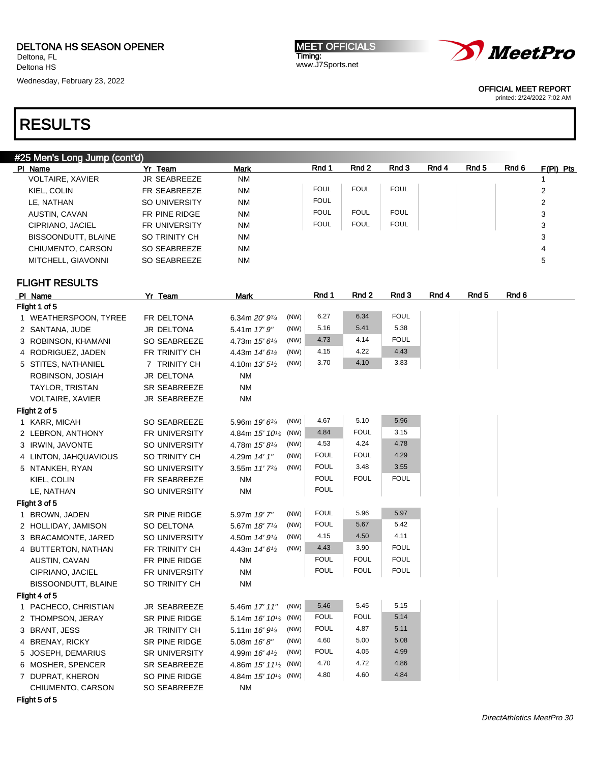DELTONA HS SEASON OPENER
Deltona, FL
Deltona HS
Wednesday, February 23, 2022

MEET OFFICIALS
Timing:
www.J7Sports.net

OFFICIAL MEET REPORT
printed: 2/24/2022 7:02 AM

# RESULTS

## #25 Men's Long Jump (cont'd)

| Pl | Name | Yr | Team | Mark | Rnd 1 | Rnd 2 | Rnd 3 | Rnd 4 | Rnd 5 | Rnd 6 | F(Pl) | Pts |
|---|---|---|---|---|---|---|---|---|---|---|---|---|
| | VOLTAIRE, XAVIER | JR | SEABREEZE | NM | | | | | | | 1 | |
| | KIEL, COLIN | FR | SEABREEZE | NM | FOUL | FOUL | FOUL | | | | 2 | |
| | LE, NATHAN | SO | UNIVERSITY | NM | FOUL | | | | | | 2 | |
| | AUSTIN, CAVAN | FR | PINE RIDGE | NM | FOUL | FOUL | FOUL | | | | 3 | |
| | CIPRIANO, JACIEL | FR | UNIVERSITY | NM | FOUL | FOUL | FOUL | | | | 3 | |
| | BISSOONDUTT, BLAINE | SO | TRINITY CH | NM | | | | | | | 3 | |
| | CHIUMENTO, CARSON | SO | SEABREEZE | NM | | | | | | | 4 | |
| | MITCHELL, GIAVONNI | SO | SEABREEZE | NM | | | | | | | 5 | |

### FLIGHT RESULTS

| Pl | Name | Yr | Team | Mark | | Rnd 1 | Rnd 2 | Rnd 3 | Rnd 4 | Rnd 5 | Rnd 6 |
|---|---|---|---|---|---|---|---|---|---|---|---|
| **Flight 1 of 5** | | | | | | | | | | | |
| 1 | WEATHERSPOON, TYREE | FR | DELTONA | 6.34m *20' 9¾* | (NW) | 6.27 | 6.34 | FOUL | | | |
| 2 | SANTANA, JUDE | JR | DELTONA | 5.41m *17' 9"* | (NW) | 5.16 | 5.41 | 5.38 | | | |
| 3 | ROBINSON, KHAMANI | SO | SEABREEZE | 4.73m *15' 6¼* | (NW) | 4.73 | 4.14 | FOUL | | | |
| 4 | RODRIGUEZ, JADEN | FR | TRINITY CH | 4.43m *14' 6½* | (NW) | 4.15 | 4.22 | 4.43 | | | |
| 5 | STITES, NATHANIEL | 7 | TRINITY CH | 4.10m *13' 5½* | (NW) | 3.70 | 4.10 | 3.83 | | | |
| | ROBINSON, JOSIAH | JR | DELTONA | NM | | | | | | | |
| | TAYLOR, TRISTAN | SR | SEABREEZE | NM | | | | | | | |
| | VOLTAIRE, XAVIER | JR | SEABREEZE | NM | | | | | | | |
| **Flight 2 of 5** | | | | | | | | | | | |
| 1 | KARR, MICAH | SO | SEABREEZE | 5.96m *19' 6¾* | (NW) | 4.67 | 5.10 | 5.96 | | | |
| 2 | LEBRON, ANTHONY | FR | UNIVERSITY | 4.84m *15' 10½* | (NW) | 4.84 | FOUL | 3.15 | | | |
| 3 | IRWIN, JAVONTE | SO | UNIVERSITY | 4.78m *15' 8¼* | (NW) | 4.53 | 4.24 | 4.78 | | | |
| 4 | LINTON, JAHQUAVIOUS | SO | TRINITY CH | 4.29m *14' 1"* | (NW) | FOUL | FOUL | 4.29 | | | |
| 5 | NTANKEH, RYAN | SO | UNIVERSITY | 3.55m *11' 7¾* | (NW) | FOUL | 3.48 | 3.55 | | | |
| | KIEL, COLIN | FR | SEABREEZE | NM | | FOUL | FOUL | FOUL | | | |
| | LE, NATHAN | SO | UNIVERSITY | NM | | FOUL | | | | | |
| **Flight 3 of 5** | | | | | | | | | | | |
| 1 | BROWN, JADEN | SR | PINE RIDGE | 5.97m *19' 7"* | (NW) | FOUL | 5.96 | 5.97 | | | |
| 2 | HOLLIDAY, JAMISON | SO | DELTONA | 5.67m *18' 7¼* | (NW) | FOUL | 5.67 | 5.42 | | | |
| 3 | BRACAMONTE, JARED | SO | UNIVERSITY | 4.50m *14' 9¼* | (NW) | 4.15 | 4.50 | 4.11 | | | |
| 4 | BUTTERTON, NATHAN | FR | TRINITY CH | 4.43m *14' 6½* | (NW) | 4.43 | 3.90 | FOUL | | | |
| | AUSTIN, CAVAN | FR | PINE RIDGE | NM | | FOUL | FOUL | FOUL | | | |
| | CIPRIANO, JACIEL | FR | UNIVERSITY | NM | | FOUL | FOUL | FOUL | | | |
| | BISSOONDUTT, BLAINE | SO | TRINITY CH | NM | | | | | | | |
| **Flight 4 of 5** | | | | | | | | | | | |
| 1 | PACHECO, CHRISTIAN | JR | SEABREEZE | 5.46m *17' 11"* | (NW) | 5.46 | 5.45 | 5.15 | | | |
| 2 | THOMPSON, JERAY | SR | PINE RIDGE | 5.14m *16' 10½* | (NW) | FOUL | FOUL | 5.14 | | | |
| 3 | BRANT, JESS | JR | TRINITY CH | 5.11m *16' 9¼* | (NW) | FOUL | 4.87 | 5.11 | | | |
| 4 | BRENAY, RICKY | SR | PINE RIDGE | 5.08m *16' 8"* | (NW) | 4.60 | 5.00 | 5.08 | | | |
| 5 | JOSEPH, DEMARIUS | SR | UNIVERSITY | 4.99m *16' 4½* | (NW) | FOUL | 4.05 | 4.99 | | | |
| 6 | MOSHER, SPENCER | SR | SEABREEZE | 4.86m *15' 11½* | (NW) | 4.70 | 4.72 | 4.86 | | | |
| 7 | DUPRAT, KHERON | SO | PINE RIDGE | 4.84m *15' 10½* | (NW) | 4.80 | 4.60 | 4.84 | | | |
| | CHIUMENTO, CARSON | SO | SEABREEZE | NM | | | | | | | |
| **Flight 5 of 5** | | | | | | | | | | | |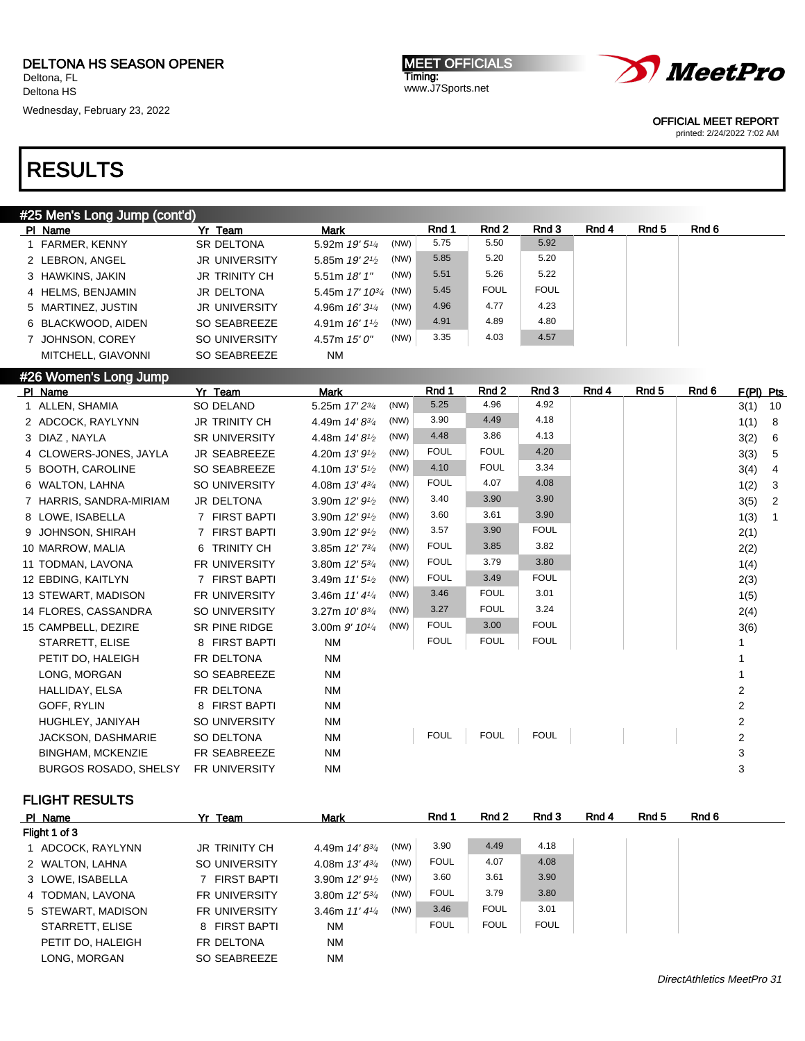DELTONA HS SEASON OPENER
Deltona, FL
Deltona HS
Wednesday, February 23, 2022

MEET OFFICIALS
Timing:
www.J7Sports.net

OFFICIAL MEET REPORT
printed: 2/24/2022 7:02 AM

# RESULTS

## #25 Men's Long Jump (cont'd)

| Pl | Name | Yr | Team | Mark | | Rnd 1 | Rnd 2 | Rnd 3 | Rnd 4 | Rnd 5 | Rnd 6 |
|---|---|---|---|---|---|---|---|---|---|---|---|
| 1 | FARMER, KENNY | SR | DELTONA | 5.92m *19' 5¼* | (NW) | 5.75 | 5.50 | 5.92 | | | |
| 2 | LEBRON, ANGEL | JR | UNIVERSITY | 5.85m *19' 2½* | (NW) | 5.85 | 5.20 | 5.20 | | | |
| 3 | HAWKINS, JAKIN | JR | TRINITY CH | 5.51m *18' 1"* | (NW) | 5.51 | 5.26 | 5.22 | | | |
| 4 | HELMS, BENJAMIN | JR | DELTONA | 5.45m *17' 10¾* | (NW) | 5.45 | FOUL | FOUL | | | |
| 5 | MARTINEZ, JUSTIN | JR | UNIVERSITY | 4.96m *16' 3¼* | (NW) | 4.96 | 4.77 | 4.23 | | | |
| 6 | BLACKWOOD, AIDEN | SO | SEABREEZE | 4.91m *16' 1½* | (NW) | 4.91 | 4.89 | 4.80 | | | |
| 7 | JOHNSON, COREY | SO | UNIVERSITY | 4.57m *15' 0"* | (NW) | 3.35 | 4.03 | 4.57 | | | |
| | MITCHELL, GIAVONNI | SO | SEABREEZE | NM | | | | | | | |

## #26 Women's Long Jump

| Pl | Name | Yr | Team | Mark | | Rnd 1 | Rnd 2 | Rnd 3 | Rnd 4 | Rnd 5 | Rnd 6 | F(Pl) | Pts |
|---|---|---|---|---|---|---|---|---|---|---|---|---|---|
| 1 | ALLEN, SHAMIA | SO | DELAND | 5.25m *17' 2¾* | (NW) | 5.25 | 4.96 | 4.92 | | | | 3(1) | 10 |
| 2 | ADCOCK, RAYLYNN | JR | TRINITY CH | 4.49m *14' 8¾* | (NW) | 3.90 | 4.49 | 4.18 | | | | 1(1) | 8 |
| 3 | DIAZ , NAYLA | SR | UNIVERSITY | 4.48m *14' 8½* | (NW) | 4.48 | 3.86 | 4.13 | | | | 3(2) | 6 |
| 4 | CLOWERS-JONES, JAYLA | JR | SEABREEZE | 4.20m *13' 9½* | (NW) | FOUL | FOUL | 4.20 | | | | 3(3) | 5 |
| 5 | BOOTH, CAROLINE | SO | SEABREEZE | 4.10m *13' 5½* | (NW) | 4.10 | FOUL | 3.34 | | | | 3(4) | 4 |
| 6 | WALTON, LAHNA | SO | UNIVERSITY | 4.08m *13' 4¾* | (NW) | FOUL | 4.07 | 4.08 | | | | 1(2) | 3 |
| 7 | HARRIS, SANDRA-MIRIAM | JR | DELTONA | 3.90m *12' 9½* | (NW) | 3.40 | 3.90 | 3.90 | | | | 3(5) | 2 |
| 8 | LOWE, ISABELLA | 7 | FIRST BAPTI | 3.90m *12' 9½* | (NW) | 3.60 | 3.61 | 3.90 | | | | 1(3) | 1 |
| 9 | JOHNSON, SHIRAH | 7 | FIRST BAPTI | 3.90m *12' 9½* | (NW) | 3.57 | 3.90 | FOUL | | | | 2(1) | |
| 10 | MARROW, MALIA | 6 | TRINITY CH | 3.85m *12' 7¾* | (NW) | FOUL | 3.85 | 3.82 | | | | 2(2) | |
| 11 | TODMAN, LAVONA | FR | UNIVERSITY | 3.80m *12' 5¾* | (NW) | FOUL | 3.79 | 3.80 | | | | 1(4) | |
| 12 | EBDING, KAITLYN | 7 | FIRST BAPTI | 3.49m *11' 5½* | (NW) | FOUL | 3.49 | FOUL | | | | 2(3) | |
| 13 | STEWART, MADISON | FR | UNIVERSITY | 3.46m *11' 4¼* | (NW) | 3.46 | FOUL | 3.01 | | | | 1(5) | |
| 14 | FLORES, CASSANDRA | SO | UNIVERSITY | 3.27m *10' 8¾* | (NW) | 3.27 | FOUL | 3.24 | | | | 2(4) | |
| 15 | CAMPBELL, DEZIRE | SR | PINE RIDGE | 3.00m *9' 10¼* | (NW) | FOUL | 3.00 | FOUL | | | | 3(6) | |
| | STARRETT, ELISE | 8 | FIRST BAPTI | NM | | FOUL | FOUL | FOUL | | | | 1 | |
| | PETIT DO, HALEIGH | FR | DELTONA | NM | | | | | | | | 1 | |
| | LONG, MORGAN | SO | SEABREEZE | NM | | | | | | | | 1 | |
| | HALLIDAY, ELSA | FR | DELTONA | NM | | | | | | | | 2 | |
| | GOFF, RYLIN | 8 | FIRST BAPTI | NM | | | | | | | | 2 | |
| | HUGHLEY, JANIYAH | SO | UNIVERSITY | NM | | | | | | | | 2 | |
| | JACKSON, DASHMARIE | SO | DELTONA | NM | | FOUL | FOUL | FOUL | | | | 2 | |
| | BINGHAM, MCKENZIE | FR | SEABREEZE | NM | | | | | | | | 3 | |
| | BURGOS ROSADO, SHELSY | FR | UNIVERSITY | NM | | | | | | | | 3 | |

### FLIGHT RESULTS

| Pl | Name | Yr | Team | Mark | | Rnd 1 | Rnd 2 | Rnd 3 | Rnd 4 | Rnd 5 | Rnd 6 |
|---|---|---|---|---|---|---|---|---|---|---|---|
| **Flight 1 of 3** | | | | | | | | | | | |
| 1 | ADCOCK, RAYLYNN | JR | TRINITY CH | 4.49m *14' 8¾* | (NW) | 3.90 | 4.49 | 4.18 | | | |
| 2 | WALTON, LAHNA | SO | UNIVERSITY | 4.08m *13' 4¾* | (NW) | FOUL | 4.07 | 4.08 | | | |
| 3 | LOWE, ISABELLA | 7 | FIRST BAPTI | 3.90m *12' 9½* | (NW) | 3.60 | 3.61 | 3.90 | | | |
| 4 | TODMAN, LAVONA | FR | UNIVERSITY | 3.80m *12' 5¾* | (NW) | FOUL | 3.79 | 3.80 | | | |
| 5 | STEWART, MADISON | FR | UNIVERSITY | 3.46m *11' 4¼* | (NW) | 3.46 | FOUL | 3.01 | | | |
| | STARRETT, ELISE | 8 | FIRST BAPTI | NM | | FOUL | FOUL | FOUL | | | |
| | PETIT DO, HALEIGH | FR | DELTONA | NM | | | | | | | |
| | LONG, MORGAN | SO | SEABREEZE | NM | | | | | | | |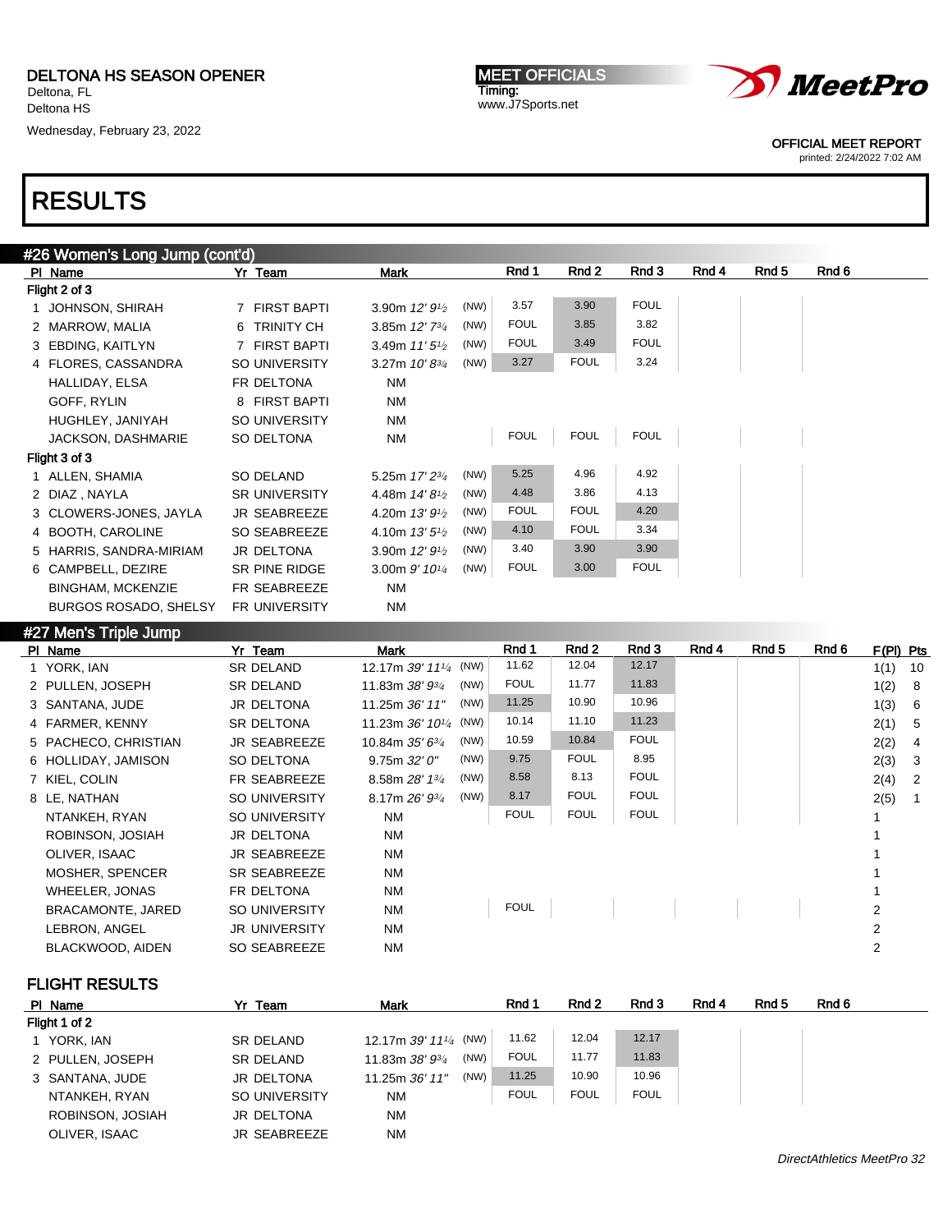DELTONA HS SEASON OPENER
Deltona, FL
Deltona HS
Wednesday, February 23, 2022

MEET OFFICIALS
Timing:
www.J7Sports.net

OFFICIAL MEET REPORT
printed: 2/24/2022 7:02 AM

# RESULTS

## #26 Women's Long Jump (cont'd)

| Pl | Name | Yr | Team | Mark | | Rnd 1 | Rnd 2 | Rnd 3 | Rnd 4 | Rnd 5 | Rnd 6 |
|---|---|---|---|---|---|---|---|---|---|---|---|
| **Flight 2 of 3** | | | | | | | | | | | |
| 1 | JOHNSON, SHIRAH | 7 | FIRST BAPTI | 3.90m *12' 9½* | (NW) | 3.57 | 3.90 | FOUL | | | |
| 2 | MARROW, MALIA | 6 | TRINITY CH | 3.85m *12' 7¾* | (NW) | FOUL | 3.85 | 3.82 | | | |
| 3 | EBDING, KAITLYN | 7 | FIRST BAPTI | 3.49m *11' 5½* | (NW) | FOUL | 3.49 | FOUL | | | |
| 4 | FLORES, CASSANDRA | SO | UNIVERSITY | 3.27m *10' 8¾* | (NW) | 3.27 | FOUL | 3.24 | | | |
| | HALLIDAY, ELSA | FR | DELTONA | NM | | | | | | | |
| | GOFF, RYLIN | 8 | FIRST BAPTI | NM | | | | | | | |
| | HUGHLEY, JANIYAH | SO | UNIVERSITY | NM | | | | | | | |
| | JACKSON, DASHMARIE | SO | DELTONA | NM | | FOUL | FOUL | FOUL | | | |
| **Flight 3 of 3** | | | | | | | | | | | |
| 1 | ALLEN, SHAMIA | SO | DELAND | 5.25m *17' 2¾* | (NW) | 5.25 | 4.96 | 4.92 | | | |
| 2 | DIAZ , NAYLA | SR | UNIVERSITY | 4.48m *14' 8½* | (NW) | 4.48 | 3.86 | 4.13 | | | |
| 3 | CLOWERS-JONES, JAYLA | JR | SEABREEZE | 4.20m *13' 9½* | (NW) | FOUL | FOUL | 4.20 | | | |
| 4 | BOOTH, CAROLINE | SO | SEABREEZE | 4.10m *13' 5½* | (NW) | 4.10 | FOUL | 3.34 | | | |
| 5 | HARRIS, SANDRA-MIRIAM | JR | DELTONA | 3.90m *12' 9½* | (NW) | 3.40 | 3.90 | 3.90 | | | |
| 6 | CAMPBELL, DEZIRE | SR | PINE RIDGE | 3.00m *9' 10¼* | (NW) | FOUL | 3.00 | FOUL | | | |
| | BINGHAM, MCKENZIE | FR | SEABREEZE | NM | | | | | | | |
| | BURGOS ROSADO, SHELSY | FR | UNIVERSITY | NM | | | | | | | |

## #27 Men's Triple Jump

| Pl | Name | Yr | Team | Mark | | Rnd 1 | Rnd 2 | Rnd 3 | Rnd 4 | Rnd 5 | Rnd 6 | F(Pl) | Pts |
|---|---|---|---|---|---|---|---|---|---|---|---|---|---|
| 1 | YORK, IAN | SR | DELAND | 12.17m *39' 11¼* | (NW) | 11.62 | 12.04 | 12.17 | | | | 1(1) | 10 |
| 2 | PULLEN, JOSEPH | SR | DELAND | 11.83m *38' 9¾* | (NW) | FOUL | 11.77 | 11.83 | | | | 1(2) | 8 |
| 3 | SANTANA, JUDE | JR | DELTONA | 11.25m *36' 11"* | (NW) | 11.25 | 10.90 | 10.96 | | | | 1(3) | 6 |
| 4 | FARMER, KENNY | SR | DELTONA | 11.23m *36' 10¼* | (NW) | 10.14 | 11.10 | 11.23 | | | | 2(1) | 5 |
| 5 | PACHECO, CHRISTIAN | JR | SEABREEZE | 10.84m *35' 6¾* | (NW) | 10.59 | 10.84 | FOUL | | | | 2(2) | 4 |
| 6 | HOLLIDAY, JAMISON | SO | DELTONA | 9.75m *32' 0"* | (NW) | 9.75 | FOUL | 8.95 | | | | 2(3) | 3 |
| 7 | KIEL, COLIN | FR | SEABREEZE | 8.58m *28' 1¾* | (NW) | 8.58 | 8.13 | FOUL | | | | 2(4) | 2 |
| 8 | LE, NATHAN | SO | UNIVERSITY | 8.17m *26' 9¾* | (NW) | 8.17 | FOUL | FOUL | | | | 2(5) | 1 |
| | NTANKEH, RYAN | SO | UNIVERSITY | NM | | FOUL | FOUL | FOUL | | | | 1 | |
| | ROBINSON, JOSIAH | JR | DELTONA | NM | | | | | | | | 1 | |
| | OLIVER, ISAAC | JR | SEABREEZE | NM | | | | | | | | 1 | |
| | MOSHER, SPENCER | SR | SEABREEZE | NM | | | | | | | | 1 | |
| | WHEELER, JONAS | FR | DELTONA | NM | | | | | | | | 1 | |
| | BRACAMONTE, JARED | SO | UNIVERSITY | NM | | FOUL | | | | | | 2 | |
| | LEBRON, ANGEL | JR | UNIVERSITY | NM | | | | | | | | 2 | |
| | BLACKWOOD, AIDEN | SO | SEABREEZE | NM | | | | | | | | 2 | |

### FLIGHT RESULTS

| Pl | Name | Yr | Team | Mark | | Rnd 1 | Rnd 2 | Rnd 3 | Rnd 4 | Rnd 5 | Rnd 6 |
|---|---|---|---|---|---|---|---|---|---|---|---|
| **Flight 1 of 2** | | | | | | | | | | | |
| 1 | YORK, IAN | SR | DELAND | 12.17m *39' 11¼* | (NW) | 11.62 | 12.04 | 12.17 | | | |
| 2 | PULLEN, JOSEPH | SR | DELAND | 11.83m *38' 9¾* | (NW) | FOUL | 11.77 | 11.83 | | | |
| 3 | SANTANA, JUDE | JR | DELTONA | 11.25m *36' 11"* | (NW) | 11.25 | 10.90 | 10.96 | | | |
| | NTANKEH, RYAN | SO | UNIVERSITY | NM | | FOUL | FOUL | FOUL | | | |
| | ROBINSON, JOSIAH | JR | DELTONA | NM | | | | | | | |
| | OLIVER, ISAAC | JR | SEABREEZE | NM | | | | | | | |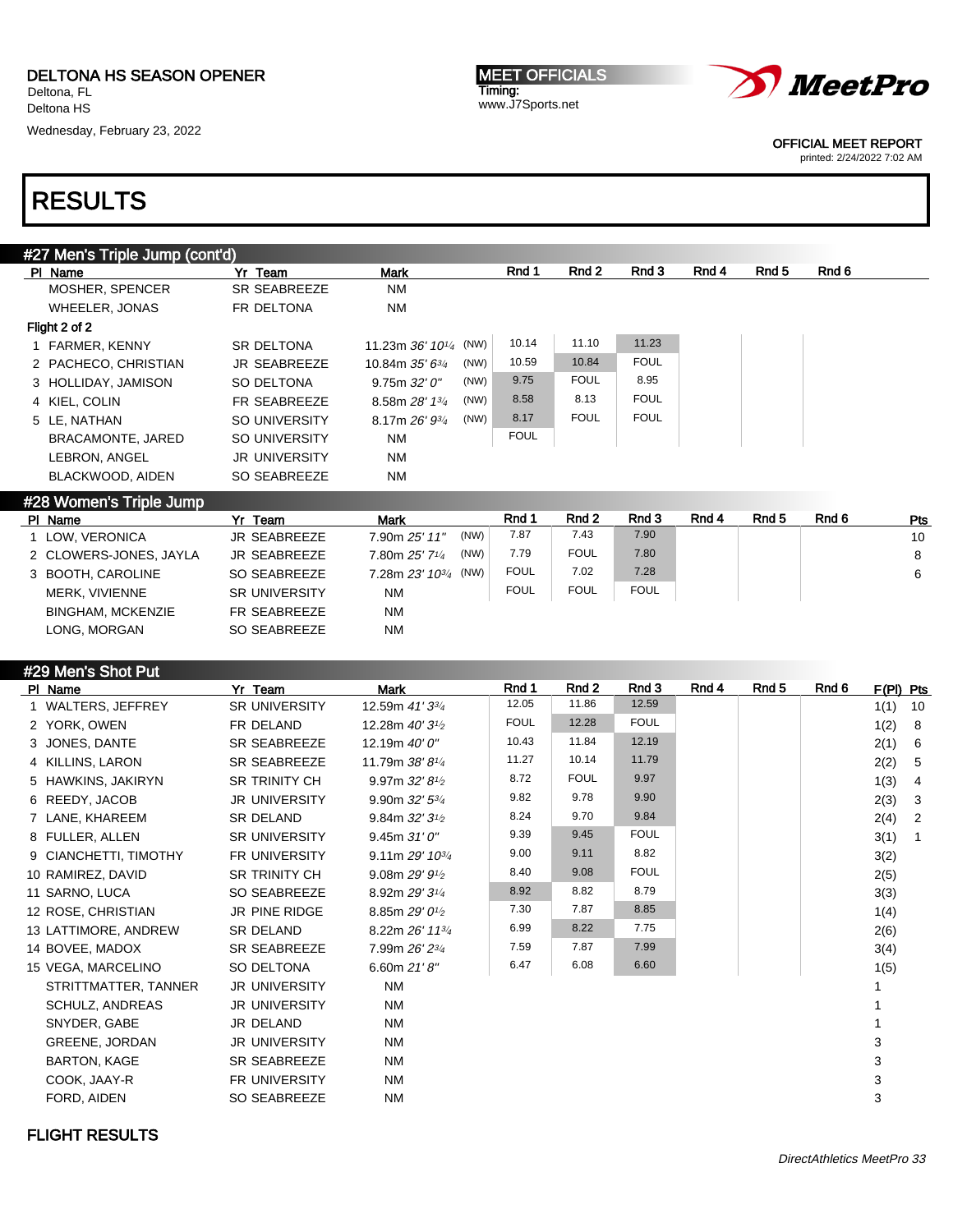DELTONA HS SEASON OPENER
Deltona, FL
Deltona HS
Wednesday, February 23, 2022

MEET OFFICIALS
Timing:
www.J7Sports.net

OFFICIAL MEET REPORT
printed: 2/24/2022 7:02 AM

# RESULTS

## #27 Men's Triple Jump (cont'd)

| Pl | Name | Yr | Team | Mark | | Rnd 1 | Rnd 2 | Rnd 3 | Rnd 4 | Rnd 5 | Rnd 6 |
|---|---|---|---|---|---|---|---|---|---|---|---|
| | MOSHER, SPENCER | SR | SEABREEZE | NM | | | | | | | |
| | WHEELER, JONAS | FR | DELTONA | NM | | | | | | | |
| **Flight 2 of 2** | | | | | | | | | | | |
| 1 | FARMER, KENNY | SR | DELTONA | 11.23m *36' 10¼* | (NW) | 10.14 | 11.10 | 11.23 | | | |
| 2 | PACHECO, CHRISTIAN | JR | SEABREEZE | 10.84m *35' 6¾* | (NW) | 10.59 | 10.84 | FOUL | | | |
| 3 | HOLLIDAY, JAMISON | SO | DELTONA | 9.75m *32' 0"* | (NW) | 9.75 | FOUL | 8.95 | | | |
| 4 | KIEL, COLIN | FR | SEABREEZE | 8.58m *28' 1¾* | (NW) | 8.58 | 8.13 | FOUL | | | |
| 5 | LE, NATHAN | SO | UNIVERSITY | 8.17m *26' 9¾* | (NW) | 8.17 | FOUL | FOUL | | | |
| | BRACAMONTE, JARED | SO | UNIVERSITY | NM | | FOUL | | | | | |
| | LEBRON, ANGEL | JR | UNIVERSITY | NM | | | | | | | |
| | BLACKWOOD, AIDEN | SO | SEABREEZE | NM | | | | | | | |

## #28 Women's Triple Jump

| Pl | Name | Yr | Team | Mark | | Rnd 1 | Rnd 2 | Rnd 3 | Rnd 4 | Rnd 5 | Rnd 6 | Pts |
|---|---|---|---|---|---|---|---|---|---|---|---|---|
| 1 | LOW, VERONICA | JR | SEABREEZE | 7.90m *25' 11"* | (NW) | 7.87 | 7.43 | 7.90 | | | | 10 |
| 2 | CLOWERS-JONES, JAYLA | JR | SEABREEZE | 7.80m *25' 7¼* | (NW) | 7.79 | FOUL | 7.80 | | | | 8 |
| 3 | BOOTH, CAROLINE | SO | SEABREEZE | 7.28m *23' 10¾* | (NW) | FOUL | 7.02 | 7.28 | | | | 6 |
| | MERK, VIVIENNE | SR | UNIVERSITY | NM | | FOUL | FOUL | FOUL | | | | |
| | BINGHAM, MCKENZIE | FR | SEABREEZE | NM | | | | | | | | |
| | LONG, MORGAN | SO | SEABREEZE | NM | | | | | | | | |

## #29 Men's Shot Put

| Pl | Name | Yr | Team | Mark | Rnd 1 | Rnd 2 | Rnd 3 | Rnd 4 | Rnd 5 | Rnd 6 | F(Pl) | Pts |
|---|---|---|---|---|---|---|---|---|---|---|---|---|
| 1 | WALTERS, JEFFREY | SR | UNIVERSITY | 12.59m *41' 3¾* | 12.05 | 11.86 | 12.59 | | | | 1(1) | 10 |
| 2 | YORK, OWEN | FR | DELAND | 12.28m *40' 3½* | FOUL | 12.28 | FOUL | | | | 1(2) | 8 |
| 3 | JONES, DANTE | SR | SEABREEZE | 12.19m *40' 0"* | 10.43 | 11.84 | 12.19 | | | | 2(1) | 6 |
| 4 | KILLINS, LARON | SR | SEABREEZE | 11.79m *38' 8¼* | 11.27 | 10.14 | 11.79 | | | | 2(2) | 5 |
| 5 | HAWKINS, JAKIRYN | SR | TRINITY CH | 9.97m *32' 8½* | 8.72 | FOUL | 9.97 | | | | 1(3) | 4 |
| 6 | REEDY, JACOB | JR | UNIVERSITY | 9.90m *32' 5¾* | 9.82 | 9.78 | 9.90 | | | | 2(3) | 3 |
| 7 | LANE, KHAREEM | SR | DELAND | 9.84m *32' 3½* | 8.24 | 9.70 | 9.84 | | | | 2(4) | 2 |
| 8 | FULLER, ALLEN | SR | UNIVERSITY | 9.45m *31' 0"* | 9.39 | 9.45 | FOUL | | | | 3(1) | 1 |
| 9 | CIANCHETTI, TIMOTHY | FR | UNIVERSITY | 9.11m *29' 10¾* | 9.00 | 9.11 | 8.82 | | | | 3(2) | |
| 10 | RAMIREZ, DAVID | SR | TRINITY CH | 9.08m *29' 9½* | 8.40 | 9.08 | FOUL | | | | 2(5) | |
| 11 | SARNO, LUCA | SO | SEABREEZE | 8.92m *29' 3¼* | 8.92 | 8.82 | 8.79 | | | | 3(3) | |
| 12 | ROSE, CHRISTIAN | JR | PINE RIDGE | 8.85m *29' 0½* | 7.30 | 7.87 | 8.85 | | | | 1(4) | |
| 13 | LATTIMORE, ANDREW | SR | DELAND | 8.22m *26' 11¾* | 6.99 | 8.22 | 7.75 | | | | 2(6) | |
| 14 | BOVEE, MADOX | SR | SEABREEZE | 7.99m *26' 2¾* | 7.59 | 7.87 | 7.99 | | | | 3(4) | |
| 15 | VEGA, MARCELINO | SO | DELTONA | 6.60m *21' 8"* | 6.47 | 6.08 | 6.60 | | | | 1(5) | |
| | STRITTMATTER, TANNER | JR | UNIVERSITY | NM | | | | | | | 1 | |
| | SCHULZ, ANDREAS | JR | UNIVERSITY | NM | | | | | | | 1 | |
| | SNYDER, GABE | JR | DELAND | NM | | | | | | | 1 | |
| | GREENE, JORDAN | JR | UNIVERSITY | NM | | | | | | | 3 | |
| | BARTON, KAGE | SR | SEABREEZE | NM | | | | | | | 3 | |
| | COOK, JAAY-R | FR | UNIVERSITY | NM | | | | | | | 3 | |
| | FORD, AIDEN | SO | SEABREEZE | NM | | | | | | | 3 | |

FLIGHT RESULTS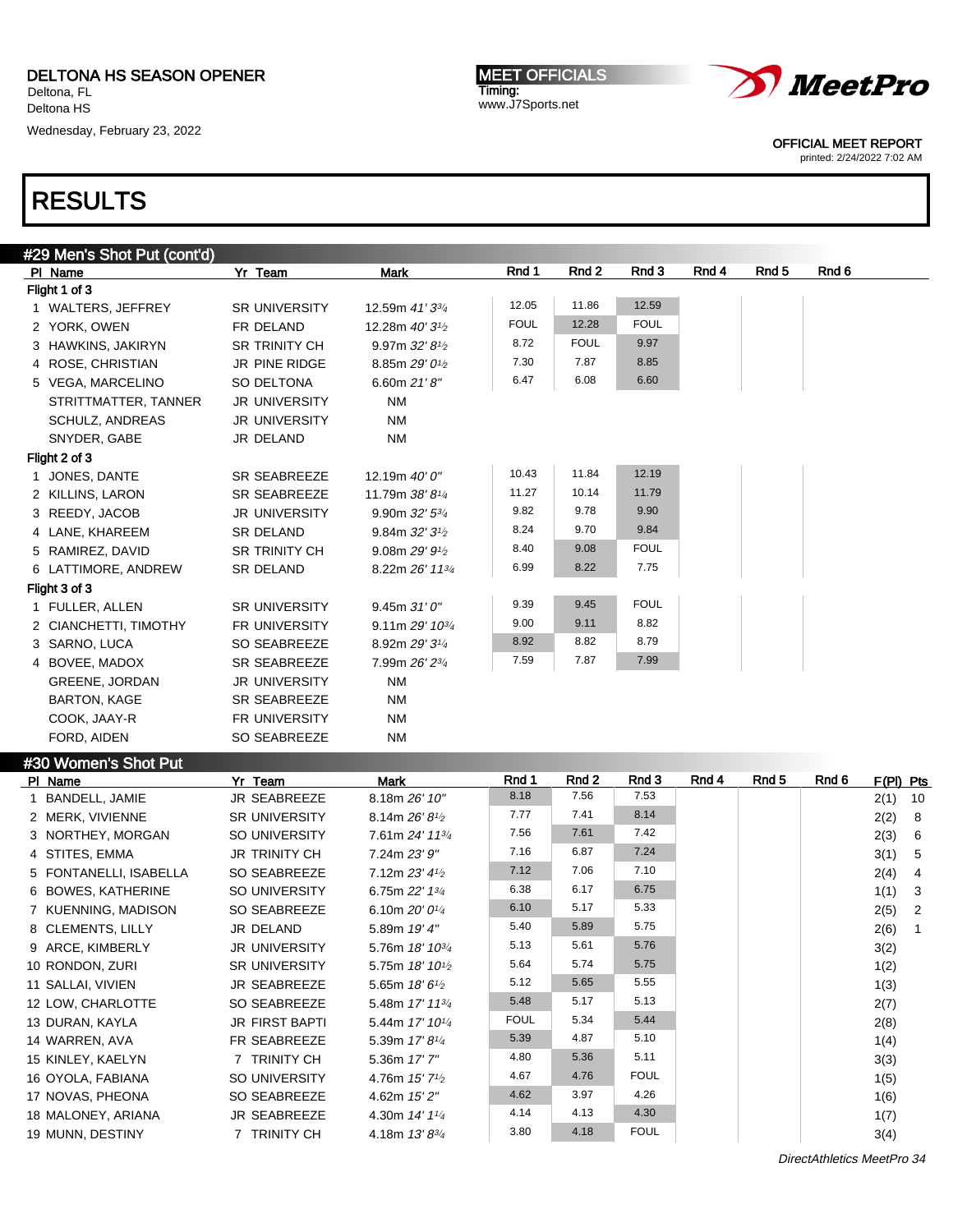DELTONA HS SEASON OPENER
Deltona, FL
Deltona HS
Wednesday, February 23, 2022

MEET OFFICIALS
Timing:
www.J7Sports.net

OFFICIAL MEET REPORT
printed: 2/24/2022 7:02 AM

# RESULTS

## #29 Men's Shot Put (cont'd)

| Pl | Name | Yr | Team | Mark | Rnd 1 | Rnd 2 | Rnd 3 | Rnd 4 | Rnd 5 | Rnd 6 |
|---|---|---|---|---|---|---|---|---|---|---|
| **Flight 1 of 3** | | | | | | | | | | |
| 1 | WALTERS, JEFFREY | SR | UNIVERSITY | 12.59m *41' 3¾* | 12.05 | 11.86 | 12.59 | | | |
| 2 | YORK, OWEN | FR | DELAND | 12.28m *40' 3½* | FOUL | 12.28 | FOUL | | | |
| 3 | HAWKINS, JAKIRYN | SR | TRINITY CH | 9.97m *32' 8½* | 8.72 | FOUL | 9.97 | | | |
| 4 | ROSE, CHRISTIAN | JR | PINE RIDGE | 8.85m *29' 0½* | 7.30 | 7.87 | 8.85 | | | |
| 5 | VEGA, MARCELINO | SO | DELTONA | 6.60m *21' 8"* | 6.47 | 6.08 | 6.60 | | | |
| | STRITTMATTER, TANNER | JR | UNIVERSITY | NM | | | | | | |
| | SCHULZ, ANDREAS | JR | UNIVERSITY | NM | | | | | | |
| | SNYDER, GABE | JR | DELAND | NM | | | | | | |
| **Flight 2 of 3** | | | | | | | | | | |
| 1 | JONES, DANTE | SR | SEABREEZE | 12.19m *40' 0"* | 10.43 | 11.84 | 12.19 | | | |
| 2 | KILLINS, LARON | SR | SEABREEZE | 11.79m *38' 8¼* | 11.27 | 10.14 | 11.79 | | | |
| 3 | REEDY, JACOB | JR | UNIVERSITY | 9.90m *32' 5¾* | 9.82 | 9.78 | 9.90 | | | |
| 4 | LANE, KHAREEM | SR | DELAND | 9.84m *32' 3½* | 8.24 | 9.70 | 9.84 | | | |
| 5 | RAMIREZ, DAVID | SR | TRINITY CH | 9.08m *29' 9½* | 8.40 | 9.08 | FOUL | | | |
| 6 | LATTIMORE, ANDREW | SR | DELAND | 8.22m *26' 11¾* | 6.99 | 8.22 | 7.75 | | | |
| **Flight 3 of 3** | | | | | | | | | | |
| 1 | FULLER, ALLEN | SR | UNIVERSITY | 9.45m *31' 0"* | 9.39 | 9.45 | FOUL | | | |
| 2 | CIANCHETTI, TIMOTHY | FR | UNIVERSITY | 9.11m *29' 10¾* | 9.00 | 9.11 | 8.82 | | | |
| 3 | SARNO, LUCA | SO | SEABREEZE | 8.92m *29' 3¼* | 8.92 | 8.82 | 8.79 | | | |
| 4 | BOVEE, MADOX | SR | SEABREEZE | 7.99m *26' 2¾* | 7.59 | 7.87 | 7.99 | | | |
| | GREENE, JORDAN | JR | UNIVERSITY | NM | | | | | | |
| | BARTON, KAGE | SR | SEABREEZE | NM | | | | | | |
| | COOK, JAAY-R | FR | UNIVERSITY | NM | | | | | | |
| | FORD, AIDEN | SO | SEABREEZE | NM | | | | | | |

## #30 Women's Shot Put

| Pl | Name | Yr | Team | Mark | Rnd 1 | Rnd 2 | Rnd 3 | Rnd 4 | Rnd 5 | Rnd 6 | F(Pl) | Pts |
|---|---|---|---|---|---|---|---|---|---|---|---|---|
| 1 | BANDELL, JAMIE | JR | SEABREEZE | 8.18m *26' 10"* | 8.18 | 7.56 | 7.53 | | | | 2(1) | 10 |
| 2 | MERK, VIVIENNE | SR | UNIVERSITY | 8.14m *26' 8½* | 7.77 | 7.41 | 8.14 | | | | 2(2) | 8 |
| 3 | NORTHEY, MORGAN | SO | UNIVERSITY | 7.61m *24' 11¾* | 7.56 | 7.61 | 7.42 | | | | 2(3) | 6 |
| 4 | STITES, EMMA | JR | TRINITY CH | 7.24m *23' 9"* | 7.16 | 6.87 | 7.24 | | | | 3(1) | 5 |
| 5 | FONTANELLI, ISABELLA | SO | SEABREEZE | 7.12m *23' 4½* | 7.12 | 7.06 | 7.10 | | | | 2(4) | 4 |
| 6 | BOWES, KATHERINE | SO | UNIVERSITY | 6.75m *22' 1¾* | 6.38 | 6.17 | 6.75 | | | | 1(1) | 3 |
| 7 | KUENNING, MADISON | SO | SEABREEZE | 6.10m *20' 0¼* | 6.10 | 5.17 | 5.33 | | | | 2(5) | 2 |
| 8 | CLEMENTS, LILLY | JR | DELAND | 5.89m *19' 4"* | 5.40 | 5.89 | 5.75 | | | | 2(6) | 1 |
| 9 | ARCE, KIMBERLY | JR | UNIVERSITY | 5.76m *18' 10¾* | 5.13 | 5.61 | 5.76 | | | | 3(2) | |
| 10 | RONDON, ZURI | SR | UNIVERSITY | 5.75m *18' 10½* | 5.64 | 5.74 | 5.75 | | | | 1(2) | |
| 11 | SALLAI, VIVIEN | JR | SEABREEZE | 5.65m *18' 6½* | 5.12 | 5.65 | 5.55 | | | | 1(3) | |
| 12 | LOW, CHARLOTTE | SO | SEABREEZE | 5.48m *17' 11¾* | 5.48 | 5.17 | 5.13 | | | | 2(7) | |
| 13 | DURAN, KAYLA | JR | FIRST BAPTI | 5.44m *17' 10¼* | FOUL | 5.34 | 5.44 | | | | 2(8) | |
| 14 | WARREN, AVA | FR | SEABREEZE | 5.39m *17' 8¼* | 5.39 | 4.87 | 5.10 | | | | 1(4) | |
| 15 | KINLEY, KAELYN | 7 | TRINITY CH | 5.36m *17' 7"* | 4.80 | 5.36 | 5.11 | | | | 3(3) | |
| 16 | OYOLA, FABIANA | SO | UNIVERSITY | 4.76m *15' 7½* | 4.67 | 4.76 | FOUL | | | | 1(5) | |
| 17 | NOVAS, PHEONA | SO | SEABREEZE | 4.62m *15' 2"* | 4.62 | 3.97 | 4.26 | | | | 1(6) | |
| 18 | MALONEY, ARIANA | JR | SEABREEZE | 4.30m *14' 1¼* | 4.14 | 4.13 | 4.30 | | | | 1(7) | |
| 19 | MUNN, DESTINY | 7 | TRINITY CH | 4.18m *13' 8¾* | 3.80 | 4.18 | FOUL | | | | 3(4) | |

*DirectAthletics MeetPro 34*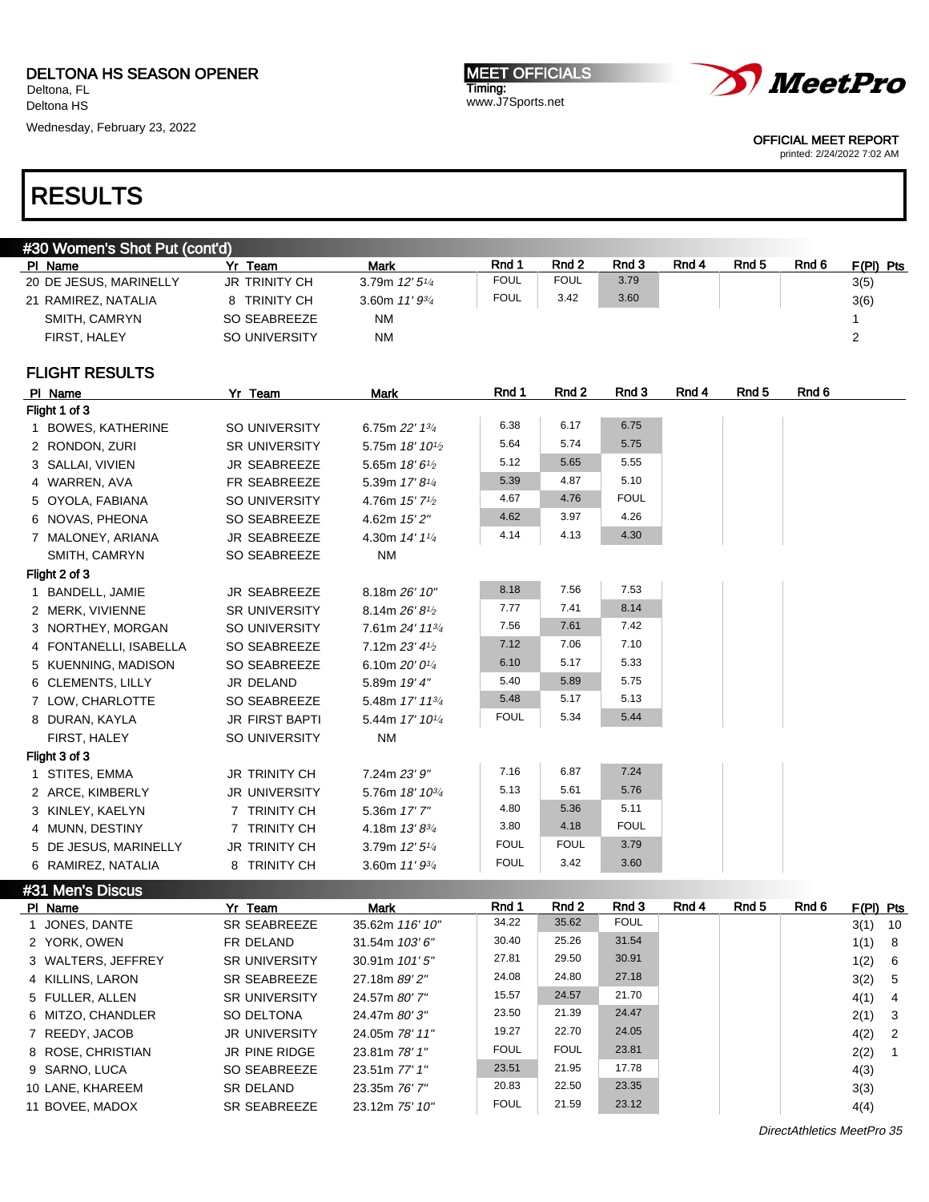DELTONA HS SEASON OPENER
Deltona, FL
Deltona HS
Wednesday, February 23, 2022

MEET OFFICIALS
Timing:
www.J7Sports.net

OFFICIAL MEET REPORT
printed: 2/24/2022 7:02 AM

# RESULTS

## #30 Women's Shot Put (cont'd)

| Pl | Name | Yr | Team | Mark | Rnd 1 | Rnd 2 | Rnd 3 | Rnd 4 | Rnd 5 | Rnd 6 | F(Pl) | Pts |
|---|---|---|---|---|---|---|---|---|---|---|---|---|
| 20 | DE JESUS, MARINELLY | JR | TRINITY CH | 3.79m *12' 5¼* | FOUL | FOUL | 3.79 | | | | 3(5) | |
| 21 | RAMIREZ, NATALIA | 8 | TRINITY CH | 3.60m *11' 9¾* | FOUL | 3.42 | 3.60 | | | | 3(6) | |
| | SMITH, CAMRYN | SO | SEABREEZE | NM | | | | | | | 1 | |
| | FIRST, HALEY | SO | UNIVERSITY | NM | | | | | | | 2 | |

### FLIGHT RESULTS

| Pl | Name | Yr | Team | Mark | Rnd 1 | Rnd 2 | Rnd 3 | Rnd 4 | Rnd 5 | Rnd 6 |
|---|---|---|---|---|---|---|---|---|---|---|
| **Flight 1 of 3** | | | | | | | | | | |
| 1 | BOWES, KATHERINE | SO | UNIVERSITY | 6.75m *22' 1¾* | 6.38 | 6.17 | 6.75 | | | |
| 2 | RONDON, ZURI | SR | UNIVERSITY | 5.75m *18' 10½* | 5.64 | 5.74 | 5.75 | | | |
| 3 | SALLAI, VIVIEN | JR | SEABREEZE | 5.65m *18' 6½* | 5.12 | 5.65 | 5.55 | | | |
| 4 | WARREN, AVA | FR | SEABREEZE | 5.39m *17' 8¼* | 5.39 | 4.87 | 5.10 | | | |
| 5 | OYOLA, FABIANA | SO | UNIVERSITY | 4.76m *15' 7½* | 4.67 | 4.76 | FOUL | | | |
| 6 | NOVAS, PHEONA | SO | SEABREEZE | 4.62m *15' 2"* | 4.62 | 3.97 | 4.26 | | | |
| 7 | MALONEY, ARIANA | JR | SEABREEZE | 4.30m *14' 1¼* | 4.14 | 4.13 | 4.30 | | | |
| | SMITH, CAMRYN | SO | SEABREEZE | NM | | | | | | |
| **Flight 2 of 3** | | | | | | | | | | |
| 1 | BANDELL, JAMIE | JR | SEABREEZE | 8.18m *26' 10"* | 8.18 | 7.56 | 7.53 | | | |
| 2 | MERK, VIVIENNE | SR | UNIVERSITY | 8.14m *26' 8½* | 7.77 | 7.41 | 8.14 | | | |
| 3 | NORTHEY, MORGAN | SO | UNIVERSITY | 7.61m *24' 11¾* | 7.56 | 7.61 | 7.42 | | | |
| 4 | FONTANELLI, ISABELLA | SO | SEABREEZE | 7.12m *23' 4½* | 7.12 | 7.06 | 7.10 | | | |
| 5 | KUENNING, MADISON | SO | SEABREEZE | 6.10m *20' 0¼* | 6.10 | 5.17 | 5.33 | | | |
| 6 | CLEMENTS, LILLY | JR | DELAND | 5.89m *19' 4"* | 5.40 | 5.89 | 5.75 | | | |
| 7 | LOW, CHARLOTTE | SO | SEABREEZE | 5.48m *17' 11¾* | 5.48 | 5.17 | 5.13 | | | |
| 8 | DURAN, KAYLA | JR | FIRST BAPTI | 5.44m *17' 10¼* | FOUL | 5.34 | 5.44 | | | |
| | FIRST, HALEY | SO | UNIVERSITY | NM | | | | | | |
| **Flight 3 of 3** | | | | | | | | | | |
| 1 | STITES, EMMA | JR | TRINITY CH | 7.24m *23' 9"* | 7.16 | 6.87 | 7.24 | | | |
| 2 | ARCE, KIMBERLY | JR | UNIVERSITY | 5.76m *18' 10¾* | 5.13 | 5.61 | 5.76 | | | |
| 3 | KINLEY, KAELYN | 7 | TRINITY CH | 5.36m *17' 7"* | 4.80 | 5.36 | 5.11 | | | |
| 4 | MUNN, DESTINY | 7 | TRINITY CH | 4.18m *13' 8¾* | 3.80 | 4.18 | FOUL | | | |
| 5 | DE JESUS, MARINELLY | JR | TRINITY CH | 3.79m *12' 5¼* | FOUL | FOUL | 3.79 | | | |
| 6 | RAMIREZ, NATALIA | 8 | TRINITY CH | 3.60m *11' 9¾* | FOUL | 3.42 | 3.60 | | | |

## #31 Men's Discus

| Pl | Name | Yr | Team | Mark | Rnd 1 | Rnd 2 | Rnd 3 | Rnd 4 | Rnd 5 | Rnd 6 | F(Pl) | Pts |
|---|---|---|---|---|---|---|---|---|---|---|---|---|
| 1 | JONES, DANTE | SR | SEABREEZE | 35.62m *116' 10"* | 34.22 | 35.62 | FOUL | | | | 3(1) | 10 |
| 2 | YORK, OWEN | FR | DELAND | 31.54m *103' 6"* | 30.40 | 25.26 | 31.54 | | | | 1(1) | 8 |
| 3 | WALTERS, JEFFREY | SR | UNIVERSITY | 30.91m *101' 5"* | 27.81 | 29.50 | 30.91 | | | | 1(2) | 6 |
| 4 | KILLINS, LARON | SR | SEABREEZE | 27.18m *89' 2"* | 24.08 | 24.80 | 27.18 | | | | 3(2) | 5 |
| 5 | FULLER, ALLEN | SR | UNIVERSITY | 24.57m *80' 7"* | 15.57 | 24.57 | 21.70 | | | | 4(1) | 4 |
| 6 | MITZO, CHANDLER | SO | DELTONA | 24.47m *80' 3"* | 23.50 | 21.39 | 24.47 | | | | 2(1) | 3 |
| 7 | REEDY, JACOB | JR | UNIVERSITY | 24.05m *78' 11"* | 19.27 | 22.70 | 24.05 | | | | 4(2) | 2 |
| 8 | ROSE, CHRISTIAN | JR | PINE RIDGE | 23.81m *78' 1"* | FOUL | FOUL | 23.81 | | | | 2(2) | 1 |
| 9 | SARNO, LUCA | SO | SEABREEZE | 23.51m *77' 1"* | 23.51 | 21.95 | 17.78 | | | | 4(3) | |
| 10 | LANE, KHAREEM | SR | DELAND | 23.35m *76' 7"* | 20.83 | 22.50 | 23.35 | | | | 3(3) | |
| 11 | BOVEE, MADOX | SR | SEABREEZE | 23.12m *75' 10"* | FOUL | 21.59 | 23.12 | | | | 4(4) | |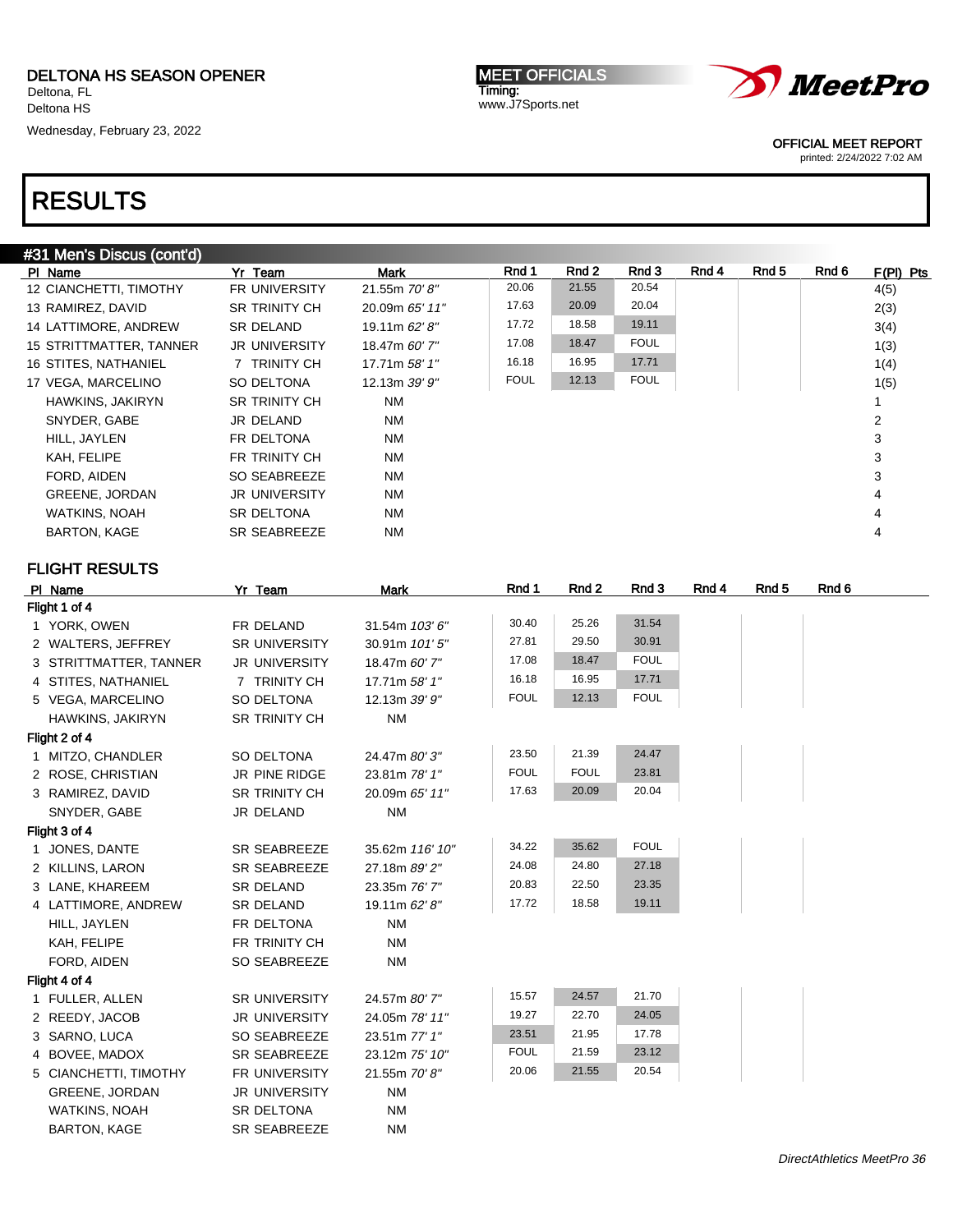DELTONA HS SEASON OPENER
Deltona, FL
Deltona HS
Wednesday, February 23, 2022

MEET OFFICIALS
Timing:
www.J7Sports.net

OFFICIAL MEET REPORT
printed: 2/24/2022 7:02 AM

# RESULTS

## #31 Men's Discus (cont'd)

| Pl | Name | Yr | Team | Mark | Rnd 1 | Rnd 2 | Rnd 3 | Rnd 4 | Rnd 5 | Rnd 6 | F(Pl) | Pts |
|---|---|---|---|---|---|---|---|---|---|---|---|---|
| 12 | CIANCHETTI, TIMOTHY | FR | UNIVERSITY | 21.55m *70' 8"* | 20.06 | 21.55 | 20.54 | | | | 4(5) | |
| 13 | RAMIREZ, DAVID | SR | TRINITY CH | 20.09m *65' 11"* | 17.63 | 20.09 | 20.04 | | | | 2(3) | |
| 14 | LATTIMORE, ANDREW | SR | DELAND | 19.11m *62' 8"* | 17.72 | 18.58 | 19.11 | | | | 3(4) | |
| 15 | STRITTMATTER, TANNER | JR | UNIVERSITY | 18.47m *60' 7"* | 17.08 | 18.47 | FOUL | | | | 1(3) | |
| 16 | STITES, NATHANIEL | 7 | TRINITY CH | 17.71m *58' 1"* | 16.18 | 16.95 | 17.71 | | | | 1(4) | |
| 17 | VEGA, MARCELINO | SO | DELTONA | 12.13m *39' 9"* | FOUL | 12.13 | FOUL | | | | 1(5) | |
| | HAWKINS, JAKIRYN | SR | TRINITY CH | NM | | | | | | | 1 | |
| | SNYDER, GABE | JR | DELAND | NM | | | | | | | 2 | |
| | HILL, JAYLEN | FR | DELTONA | NM | | | | | | | 3 | |
| | KAH, FELIPE | FR | TRINITY CH | NM | | | | | | | 3 | |
| | FORD, AIDEN | SO | SEABREEZE | NM | | | | | | | 3 | |
| | GREENE, JORDAN | JR | UNIVERSITY | NM | | | | | | | 4 | |
| | WATKINS, NOAH | SR | DELTONA | NM | | | | | | | 4 | |
| | BARTON, KAGE | SR | SEABREEZE | NM | | | | | | | 4 | |

### FLIGHT RESULTS

| Pl | Name | Yr | Team | Mark | Rnd 1 | Rnd 2 | Rnd 3 | Rnd 4 | Rnd 5 | Rnd 6 |
|---|---|---|---|---|---|---|---|---|---|---|
| **Flight 1 of 4** | | | | | | | | | | |
| 1 | YORK, OWEN | FR | DELAND | 31.54m *103' 6"* | 30.40 | 25.26 | 31.54 | | | |
| 2 | WALTERS, JEFFREY | SR | UNIVERSITY | 30.91m *101' 5"* | 27.81 | 29.50 | 30.91 | | | |
| 3 | STRITTMATTER, TANNER | JR | UNIVERSITY | 18.47m *60' 7"* | 17.08 | 18.47 | FOUL | | | |
| 4 | STITES, NATHANIEL | 7 | TRINITY CH | 17.71m *58' 1"* | 16.18 | 16.95 | 17.71 | | | |
| 5 | VEGA, MARCELINO | SO | DELTONA | 12.13m *39' 9"* | FOUL | 12.13 | FOUL | | | |
| | HAWKINS, JAKIRYN | SR | TRINITY CH | NM | | | | | | |
| **Flight 2 of 4** | | | | | | | | | | |
| 1 | MITZO, CHANDLER | SO | DELTONA | 24.47m *80' 3"* | 23.50 | 21.39 | 24.47 | | | |
| 2 | ROSE, CHRISTIAN | JR | PINE RIDGE | 23.81m *78' 1"* | FOUL | FOUL | 23.81 | | | |
| 3 | RAMIREZ, DAVID | SR | TRINITY CH | 20.09m *65' 11"* | 17.63 | 20.09 | 20.04 | | | |
| | SNYDER, GABE | JR | DELAND | NM | | | | | | |
| **Flight 3 of 4** | | | | | | | | | | |
| 1 | JONES, DANTE | SR | SEABREEZE | 35.62m *116' 10"* | 34.22 | 35.62 | FOUL | | | |
| 2 | KILLINS, LARON | SR | SEABREEZE | 27.18m *89' 2"* | 24.08 | 24.80 | 27.18 | | | |
| 3 | LANE, KHAREEM | SR | DELAND | 23.35m *76' 7"* | 20.83 | 22.50 | 23.35 | | | |
| 4 | LATTIMORE, ANDREW | SR | DELAND | 19.11m *62' 8"* | 17.72 | 18.58 | 19.11 | | | |
| | HILL, JAYLEN | FR | DELTONA | NM | | | | | | |
| | KAH, FELIPE | FR | TRINITY CH | NM | | | | | | |
| | FORD, AIDEN | SO | SEABREEZE | NM | | | | | | |
| **Flight 4 of 4** | | | | | | | | | | |
| 1 | FULLER, ALLEN | SR | UNIVERSITY | 24.57m *80' 7"* | 15.57 | 24.57 | 21.70 | | | |
| 2 | REEDY, JACOB | JR | UNIVERSITY | 24.05m *78' 11"* | 19.27 | 22.70 | 24.05 | | | |
| 3 | SARNO, LUCA | SO | SEABREEZE | 23.51m *77' 1"* | 23.51 | 21.95 | 17.78 | | | |
| 4 | BOVEE, MADOX | SR | SEABREEZE | 23.12m *75' 10"* | FOUL | 21.59 | 23.12 | | | |
| 5 | CIANCHETTI, TIMOTHY | FR | UNIVERSITY | 21.55m *70' 8"* | 20.06 | 21.55 | 20.54 | | | |
| | GREENE, JORDAN | JR | UNIVERSITY | NM | | | | | | |
| | WATKINS, NOAH | SR | DELTONA | NM | | | | | | |
| | BARTON, KAGE | SR | SEABREEZE | NM | | | | | | |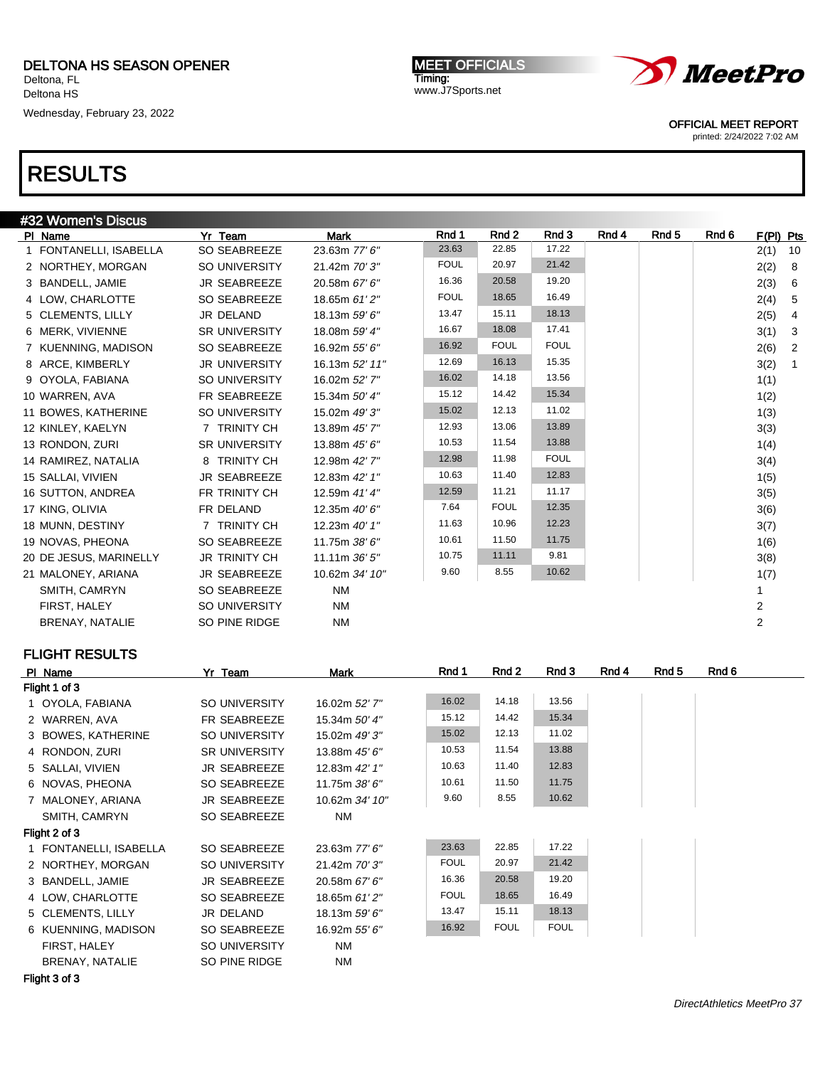DELTONA HS SEASON OPENER
Deltona, FL
Deltona HS
Wednesday, February 23, 2022

MEET OFFICIALS
Timing:
www.J7Sports.net

OFFICIAL MEET REPORT
printed: 2/24/2022 7:02 AM

# RESULTS

## #32 Women's Discus

| Pl | Name | Yr | Team | Mark | Rnd 1 | Rnd 2 | Rnd 3 | Rnd 4 | Rnd 5 | Rnd 6 | F(Pl) | Pts |
|---|---|---|---|---|---|---|---|---|---|---|---|---|
| 1 | FONTANELLI, ISABELLA | SO | SEABREEZE | 23.63m *77' 6"* | 23.63 | 22.85 | 17.22 | | | | 2(1) | 10 |
| 2 | NORTHEY, MORGAN | SO | UNIVERSITY | 21.42m *70' 3"* | FOUL | 20.97 | 21.42 | | | | 2(2) | 8 |
| 3 | BANDELL, JAMIE | JR | SEABREEZE | 20.58m *67' 6"* | 16.36 | 20.58 | 19.20 | | | | 2(3) | 6 |
| 4 | LOW, CHARLOTTE | SO | SEABREEZE | 18.65m *61' 2"* | FOUL | 18.65 | 16.49 | | | | 2(4) | 5 |
| 5 | CLEMENTS, LILLY | JR | DELAND | 18.13m *59' 6"* | 13.47 | 15.11 | 18.13 | | | | 2(5) | 4 |
| 6 | MERK, VIVIENNE | SR | UNIVERSITY | 18.08m *59' 4"* | 16.67 | 18.08 | 17.41 | | | | 3(1) | 3 |
| 7 | KUENNING, MADISON | SO | SEABREEZE | 16.92m *55' 6"* | 16.92 | FOUL | FOUL | | | | 2(6) | 2 |
| 8 | ARCE, KIMBERLY | JR | UNIVERSITY | 16.13m *52' 11"* | 12.69 | 16.13 | 15.35 | | | | 3(2) | 1 |
| 9 | OYOLA, FABIANA | SO | UNIVERSITY | 16.02m *52' 7"* | 16.02 | 14.18 | 13.56 | | | | 1(1) | |
| 10 | WARREN, AVA | FR | SEABREEZE | 15.34m *50' 4"* | 15.12 | 14.42 | 15.34 | | | | 1(2) | |
| 11 | BOWES, KATHERINE | SO | UNIVERSITY | 15.02m *49' 3"* | 15.02 | 12.13 | 11.02 | | | | 1(3) | |
| 12 | KINLEY, KAELYN | 7 | TRINITY CH | 13.89m *45' 7"* | 12.93 | 13.06 | 13.89 | | | | 3(3) | |
| 13 | RONDON, ZURI | SR | UNIVERSITY | 13.88m *45' 6"* | 10.53 | 11.54 | 13.88 | | | | 1(4) | |
| 14 | RAMIREZ, NATALIA | 8 | TRINITY CH | 12.98m *42' 7"* | 12.98 | 11.98 | FOUL | | | | 3(4) | |
| 15 | SALLAI, VIVIEN | JR | SEABREEZE | 12.83m *42' 1"* | 10.63 | 11.40 | 12.83 | | | | 1(5) | |
| 16 | SUTTON, ANDREA | FR | TRINITY CH | 12.59m *41' 4"* | 12.59 | 11.21 | 11.17 | | | | 3(5) | |
| 17 | KING, OLIVIA | FR | DELAND | 12.35m *40' 6"* | 7.64 | FOUL | 12.35 | | | | 3(6) | |
| 18 | MUNN, DESTINY | 7 | TRINITY CH | 12.23m *40' 1"* | 11.63 | 10.96 | 12.23 | | | | 3(7) | |
| 19 | NOVAS, PHEONA | SO | SEABREEZE | 11.75m *38' 6"* | 10.61 | 11.50 | 11.75 | | | | 1(6) | |
| 20 | DE JESUS, MARINELLY | JR | TRINITY CH | 11.11m *36' 5"* | 10.75 | 11.11 | 9.81 | | | | 3(8) | |
| 21 | MALONEY, ARIANA | JR | SEABREEZE | 10.62m *34' 10"* | 9.60 | 8.55 | 10.62 | | | | 1(7) | |
| | SMITH, CAMRYN | SO | SEABREEZE | NM | | | | | | | 1 | |
| | FIRST, HALEY | SO | UNIVERSITY | NM | | | | | | | 2 | |
| | BRENAY, NATALIE | SO | PINE RIDGE | NM | | | | | | | 2 | |

### FLIGHT RESULTS

| Pl | Name | Yr | Team | Mark | Rnd 1 | Rnd 2 | Rnd 3 | Rnd 4 | Rnd 5 | Rnd 6 |
|---|---|---|---|---|---|---|---|---|---|---|
| **Flight 1 of 3** | | | | | | | | | | |
| 1 | OYOLA, FABIANA | SO | UNIVERSITY | 16.02m *52' 7"* | 16.02 | 14.18 | 13.56 | | | |
| 2 | WARREN, AVA | FR | SEABREEZE | 15.34m *50' 4"* | 15.12 | 14.42 | 15.34 | | | |
| 3 | BOWES, KATHERINE | SO | UNIVERSITY | 15.02m *49' 3"* | 15.02 | 12.13 | 11.02 | | | |
| 4 | RONDON, ZURI | SR | UNIVERSITY | 13.88m *45' 6"* | 10.53 | 11.54 | 13.88 | | | |
| 5 | SALLAI, VIVIEN | JR | SEABREEZE | 12.83m *42' 1"* | 10.63 | 11.40 | 12.83 | | | |
| 6 | NOVAS, PHEONA | SO | SEABREEZE | 11.75m *38' 6"* | 10.61 | 11.50 | 11.75 | | | |
| 7 | MALONEY, ARIANA | JR | SEABREEZE | 10.62m *34' 10"* | 9.60 | 8.55 | 10.62 | | | |
| | SMITH, CAMRYN | SO | SEABREEZE | NM | | | | | | |
| **Flight 2 of 3** | | | | | | | | | | |
| 1 | FONTANELLI, ISABELLA | SO | SEABREEZE | 23.63m *77' 6"* | 23.63 | 22.85 | 17.22 | | | |
| 2 | NORTHEY, MORGAN | SO | UNIVERSITY | 21.42m *70' 3"* | FOUL | 20.97 | 21.42 | | | |
| 3 | BANDELL, JAMIE | JR | SEABREEZE | 20.58m *67' 6"* | 16.36 | 20.58 | 19.20 | | | |
| 4 | LOW, CHARLOTTE | SO | SEABREEZE | 18.65m *61' 2"* | FOUL | 18.65 | 16.49 | | | |
| 5 | CLEMENTS, LILLY | JR | DELAND | 18.13m *59' 6"* | 13.47 | 15.11 | 18.13 | | | |
| 6 | KUENNING, MADISON | SO | SEABREEZE | 16.92m *55' 6"* | 16.92 | FOUL | FOUL | | | |
| | FIRST, HALEY | SO | UNIVERSITY | NM | | | | | | |
| | BRENAY, NATALIE | SO | PINE RIDGE | NM | | | | | | |
| **Flight 3 of 3** | | | | | | | | | | |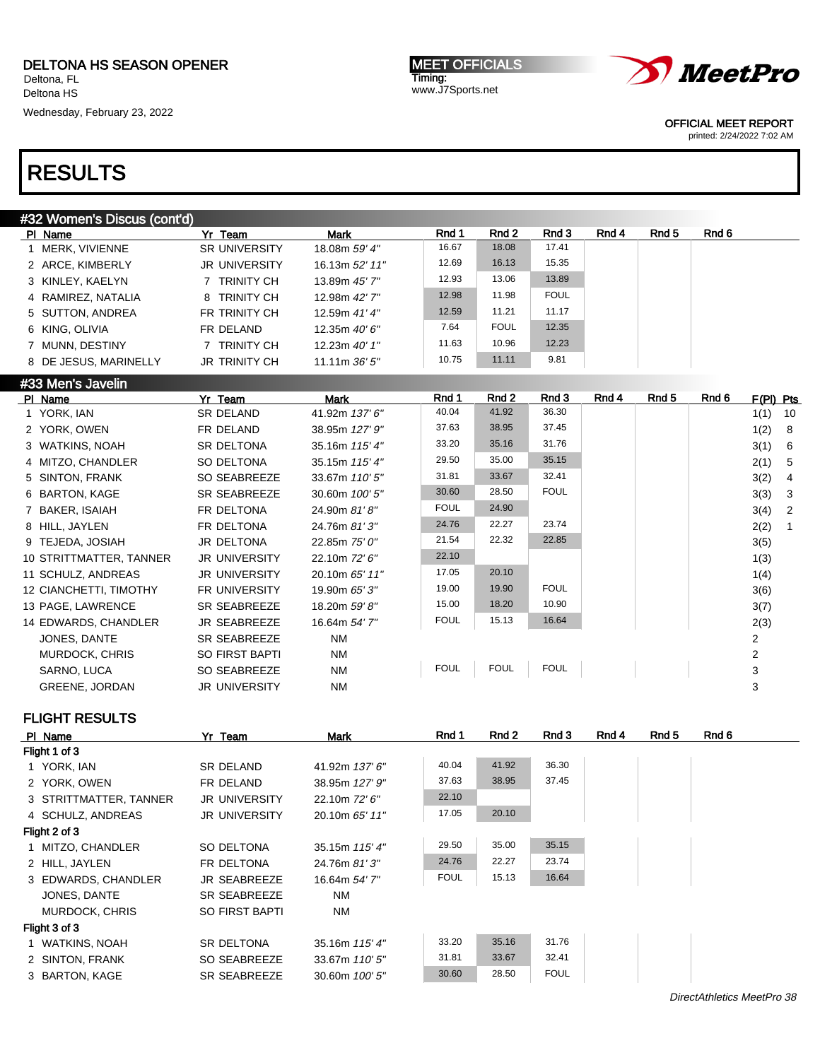DELTONA HS SEASON OPENER
Deltona, FL
Deltona HS
Wednesday, February 23, 2022

MEET OFFICIALS
Timing:
www.J7Sports.net

OFFICIAL MEET REPORT
printed: 2/24/2022 7:02 AM

# RESULTS

## #32 Women's Discus (cont'd)

| Pl | Name | Yr | Team | Mark | Rnd 1 | Rnd 2 | Rnd 3 | Rnd 4 | Rnd 5 | Rnd 6 |
|---|---|---|---|---|---|---|---|---|---|---|
| 1 | MERK, VIVIENNE | SR | UNIVERSITY | 18.08m *59' 4"* | 16.67 | 18.08 | 17.41 | | | |
| 2 | ARCE, KIMBERLY | JR | UNIVERSITY | 16.13m *52' 11"* | 12.69 | 16.13 | 15.35 | | | |
| 3 | KINLEY, KAELYN | 7 | TRINITY CH | 13.89m *45' 7"* | 12.93 | 13.06 | 13.89 | | | |
| 4 | RAMIREZ, NATALIA | 8 | TRINITY CH | 12.98m *42' 7"* | 12.98 | 11.98 | FOUL | | | |
| 5 | SUTTON, ANDREA | FR | TRINITY CH | 12.59m *41' 4"* | 12.59 | 11.21 | 11.17 | | | |
| 6 | KING, OLIVIA | FR | DELAND | 12.35m *40' 6"* | 7.64 | FOUL | 12.35 | | | |
| 7 | MUNN, DESTINY | 7 | TRINITY CH | 12.23m *40' 1"* | 11.63 | 10.96 | 12.23 | | | |
| 8 | DE JESUS, MARINELLY | JR | TRINITY CH | 11.11m *36' 5"* | 10.75 | 11.11 | 9.81 | | | |

## #33 Men's Javelin

| Pl | Name | Yr | Team | Mark | Rnd 1 | Rnd 2 | Rnd 3 | Rnd 4 | Rnd 5 | Rnd 6 | F(Pl) | Pts |
|---|---|---|---|---|---|---|---|---|---|---|---|---|
| 1 | YORK, IAN | SR | DELAND | 41.92m *137' 6"* | 40.04 | 41.92 | 36.30 | | | | 1(1) | 10 |
| 2 | YORK, OWEN | FR | DELAND | 38.95m *127' 9"* | 37.63 | 38.95 | 37.45 | | | | 1(2) | 8 |
| 3 | WATKINS, NOAH | SR | DELTONA | 35.16m *115' 4"* | 33.20 | 35.16 | 31.76 | | | | 3(1) | 6 |
| 4 | MITZO, CHANDLER | SO | DELTONA | 35.15m *115' 4"* | 29.50 | 35.00 | 35.15 | | | | 2(1) | 5 |
| 5 | SINTON, FRANK | SO | SEABREEZE | 33.67m *110' 5"* | 31.81 | 33.67 | 32.41 | | | | 3(2) | 4 |
| 6 | BARTON, KAGE | SR | SEABREEZE | 30.60m *100' 5"* | 30.60 | 28.50 | FOUL | | | | 3(3) | 3 |
| 7 | BAKER, ISAIAH | FR | DELTONA | 24.90m *81' 8"* | FOUL | 24.90 | | | | | 3(4) | 2 |
| 8 | HILL, JAYLEN | FR | DELTONA | 24.76m *81' 3"* | 24.76 | 22.27 | 23.74 | | | | 2(2) | 1 |
| 9 | TEJEDA, JOSIAH | JR | DELTONA | 22.85m *75' 0"* | 21.54 | 22.32 | 22.85 | | | | 3(5) | |
| 10 | STRITTMATTER, TANNER | JR | UNIVERSITY | 22.10m *72' 6"* | 22.10 | | | | | | 1(3) | |
| 11 | SCHULZ, ANDREAS | JR | UNIVERSITY | 20.10m *65' 11"* | 17.05 | 20.10 | | | | | 1(4) | |
| 12 | CIANCHETTI, TIMOTHY | FR | UNIVERSITY | 19.90m *65' 3"* | 19.00 | 19.90 | FOUL | | | | 3(6) | |
| 13 | PAGE, LAWRENCE | SR | SEABREEZE | 18.20m *59' 8"* | 15.00 | 18.20 | 10.90 | | | | 3(7) | |
| 14 | EDWARDS, CHANDLER | JR | SEABREEZE | 16.64m *54' 7"* | FOUL | 15.13 | 16.64 | | | | 2(3) | |
| | JONES, DANTE | SR | SEABREEZE | NM | | | | | | | 2 | |
| | MURDOCK, CHRIS | SO | FIRST BAPTI | NM | | | | | | | 2 | |
| | SARNO, LUCA | SO | SEABREEZE | NM | FOUL | FOUL | FOUL | | | | 3 | |
| | GREENE, JORDAN | JR | UNIVERSITY | NM | | | | | | | 3 | |

### FLIGHT RESULTS

| Pl | Name | Yr | Team | Mark | Rnd 1 | Rnd 2 | Rnd 3 | Rnd 4 | Rnd 5 | Rnd 6 |
|---|---|---|---|---|---|---|---|---|---|---|
| **Flight 1 of 3** | | | | | | | | | | |
| 1 | YORK, IAN | SR | DELAND | 41.92m *137' 6"* | 40.04 | 41.92 | 36.30 | | | |
| 2 | YORK, OWEN | FR | DELAND | 38.95m *127' 9"* | 37.63 | 38.95 | 37.45 | | | |
| 3 | STRITTMATTER, TANNER | JR | UNIVERSITY | 22.10m *72' 6"* | 22.10 | | | | | |
| 4 | SCHULZ, ANDREAS | JR | UNIVERSITY | 20.10m *65' 11"* | 17.05 | 20.10 | | | | |
| **Flight 2 of 3** | | | | | | | | | | |
| 1 | MITZO, CHANDLER | SO | DELTONA | 35.15m *115' 4"* | 29.50 | 35.00 | 35.15 | | | |
| 2 | HILL, JAYLEN | FR | DELTONA | 24.76m *81' 3"* | 24.76 | 22.27 | 23.74 | | | |
| 3 | EDWARDS, CHANDLER | JR | SEABREEZE | 16.64m *54' 7"* | FOUL | 15.13 | 16.64 | | | |
| | JONES, DANTE | SR | SEABREEZE | NM | | | | | | |
| | MURDOCK, CHRIS | SO | FIRST BAPTI | NM | | | | | | |
| **Flight 3 of 3** | | | | | | | | | | |
| 1 | WATKINS, NOAH | SR | DELTONA | 35.16m *115' 4"* | 33.20 | 35.16 | 31.76 | | | |
| 2 | SINTON, FRANK | SO | SEABREEZE | 33.67m *110' 5"* | 31.81 | 33.67 | 32.41 | | | |
| 3 | BARTON, KAGE | SR | SEABREEZE | 30.60m *100' 5"* | 30.60 | 28.50 | FOUL | | | |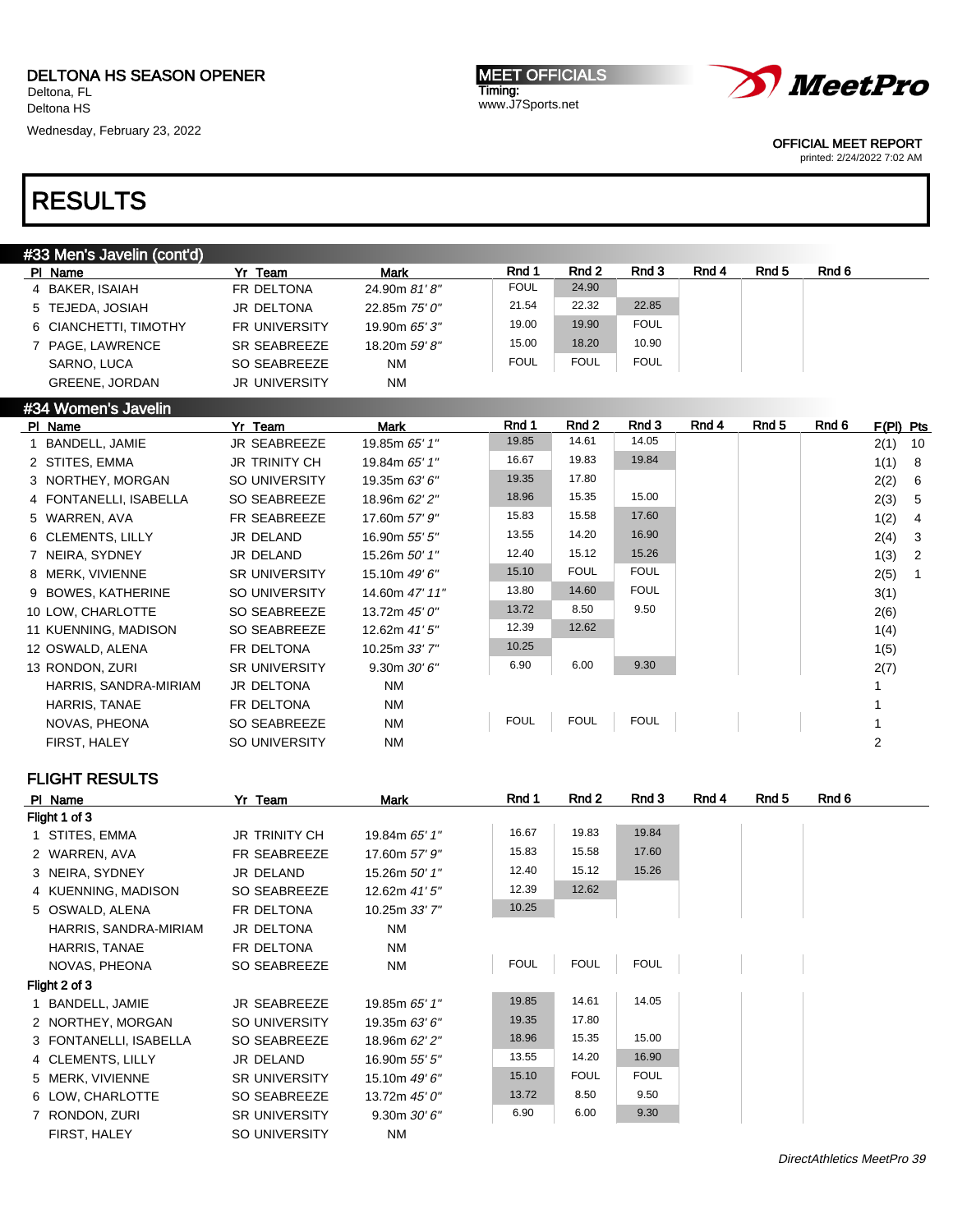DELTONA HS SEASON OPENER
Deltona, FL
Deltona HS
Wednesday, February 23, 2022

MEET OFFICIALS
Timing:
www.J7Sports.net

OFFICIAL MEET REPORT
printed: 2/24/2022 7:02 AM

# RESULTS

## #33 Men's Javelin (cont'd)

| Pl | Name | Yr | Team | Mark | Rnd 1 | Rnd 2 | Rnd 3 | Rnd 4 | Rnd 5 | Rnd 6 |
|---|---|---|---|---|---|---|---|---|---|---|
| 4 | BAKER, ISAIAH | FR | DELTONA | 24.90m *81' 8"* | FOUL | 24.90 | | | | |
| 5 | TEJEDA, JOSIAH | JR | DELTONA | 22.85m *75' 0"* | 21.54 | 22.32 | 22.85 | | | |
| 6 | CIANCHETTI, TIMOTHY | FR | UNIVERSITY | 19.90m *65' 3"* | 19.00 | 19.90 | FOUL | | | |
| 7 | PAGE, LAWRENCE | SR | SEABREEZE | 18.20m *59' 8"* | 15.00 | 18.20 | 10.90 | | | |
| | SARNO, LUCA | SO | SEABREEZE | NM | FOUL | FOUL | FOUL | | | |
| | GREENE, JORDAN | JR | UNIVERSITY | NM | | | | | | |

## #34 Women's Javelin

| Pl | Name | Yr | Team | Mark | Rnd 1 | Rnd 2 | Rnd 3 | Rnd 4 | Rnd 5 | Rnd 6 | F(Pl) | Pts |
|---|---|---|---|---|---|---|---|---|---|---|---|---|
| 1 | BANDELL, JAMIE | JR | SEABREEZE | 19.85m *65' 1"* | 19.85 | 14.61 | 14.05 | | | | 2(1) | 10 |
| 2 | STITES, EMMA | JR | TRINITY CH | 19.84m *65' 1"* | 16.67 | 19.83 | 19.84 | | | | 1(1) | 8 |
| 3 | NORTHEY, MORGAN | SO | UNIVERSITY | 19.35m *63' 6"* | 19.35 | 17.80 | | | | | 2(2) | 6 |
| 4 | FONTANELLI, ISABELLA | SO | SEABREEZE | 18.96m *62' 2"* | 18.96 | 15.35 | 15.00 | | | | 2(3) | 5 |
| 5 | WARREN, AVA | FR | SEABREEZE | 17.60m *57' 9"* | 15.83 | 15.58 | 17.60 | | | | 1(2) | 4 |
| 6 | CLEMENTS, LILLY | JR | DELAND | 16.90m *55' 5"* | 13.55 | 14.20 | 16.90 | | | | 2(4) | 3 |
| 7 | NEIRA, SYDNEY | JR | DELAND | 15.26m *50' 1"* | 12.40 | 15.12 | 15.26 | | | | 1(3) | 2 |
| 8 | MERK, VIVIENNE | SR | UNIVERSITY | 15.10m *49' 6"* | 15.10 | FOUL | FOUL | | | | 2(5) | 1 |
| 9 | BOWES, KATHERINE | SO | UNIVERSITY | 14.60m *47' 11"* | 13.80 | 14.60 | FOUL | | | | 3(1) | |
| 10 | LOW, CHARLOTTE | SO | SEABREEZE | 13.72m *45' 0"* | 13.72 | 8.50 | 9.50 | | | | 2(6) | |
| 11 | KUENNING, MADISON | SO | SEABREEZE | 12.62m *41' 5"* | 12.39 | 12.62 | | | | | 1(4) | |
| 12 | OSWALD, ALENA | FR | DELTONA | 10.25m *33' 7"* | 10.25 | | | | | | 1(5) | |
| 13 | RONDON, ZURI | SR | UNIVERSITY | 9.30m *30' 6"* | 6.90 | 6.00 | 9.30 | | | | 2(7) | |
| | HARRIS, SANDRA-MIRIAM | JR | DELTONA | NM | | | | | | | 1 | |
| | HARRIS, TANAE | FR | DELTONA | NM | | | | | | | 1 | |
| | NOVAS, PHEONA | SO | SEABREEZE | NM | FOUL | FOUL | FOUL | | | | 1 | |
| | FIRST, HALEY | SO | UNIVERSITY | NM | | | | | | | 2 | |

### FLIGHT RESULTS

| Pl | Name | Yr | Team | Mark | Rnd 1 | Rnd 2 | Rnd 3 | Rnd 4 | Rnd 5 | Rnd 6 |
|---|---|---|---|---|---|---|---|---|---|---|
| **Flight 1 of 3** | | | | | | | | | | |
| 1 | STITES, EMMA | JR | TRINITY CH | 19.84m *65' 1"* | 16.67 | 19.83 | 19.84 | | | |
| 2 | WARREN, AVA | FR | SEABREEZE | 17.60m *57' 9"* | 15.83 | 15.58 | 17.60 | | | |
| 3 | NEIRA, SYDNEY | JR | DELAND | 15.26m *50' 1"* | 12.40 | 15.12 | 15.26 | | | |
| 4 | KUENNING, MADISON | SO | SEABREEZE | 12.62m *41' 5"* | 12.39 | 12.62 | | | | |
| 5 | OSWALD, ALENA | FR | DELTONA | 10.25m *33' 7"* | 10.25 | | | | | |
| | HARRIS, SANDRA-MIRIAM | JR | DELTONA | NM | | | | | | |
| | HARRIS, TANAE | FR | DELTONA | NM | | | | | | |
| | NOVAS, PHEONA | SO | SEABREEZE | NM | FOUL | FOUL | FOUL | | | |
| **Flight 2 of 3** | | | | | | | | | | |
| 1 | BANDELL, JAMIE | JR | SEABREEZE | 19.85m *65' 1"* | 19.85 | 14.61 | 14.05 | | | |
| 2 | NORTHEY, MORGAN | SO | UNIVERSITY | 19.35m *63' 6"* | 19.35 | 17.80 | | | | |
| 3 | FONTANELLI, ISABELLA | SO | SEABREEZE | 18.96m *62' 2"* | 18.96 | 15.35 | 15.00 | | | |
| 4 | CLEMENTS, LILLY | JR | DELAND | 16.90m *55' 5"* | 13.55 | 14.20 | 16.90 | | | |
| 5 | MERK, VIVIENNE | SR | UNIVERSITY | 15.10m *49' 6"* | 15.10 | FOUL | FOUL | | | |
| 6 | LOW, CHARLOTTE | SO | SEABREEZE | 13.72m *45' 0"* | 13.72 | 8.50 | 9.50 | | | |
| 7 | RONDON, ZURI | SR | UNIVERSITY | 9.30m *30' 6"* | 6.90 | 6.00 | 9.30 | | | |
| | FIRST, HALEY | SO | UNIVERSITY | NM | | | | | | |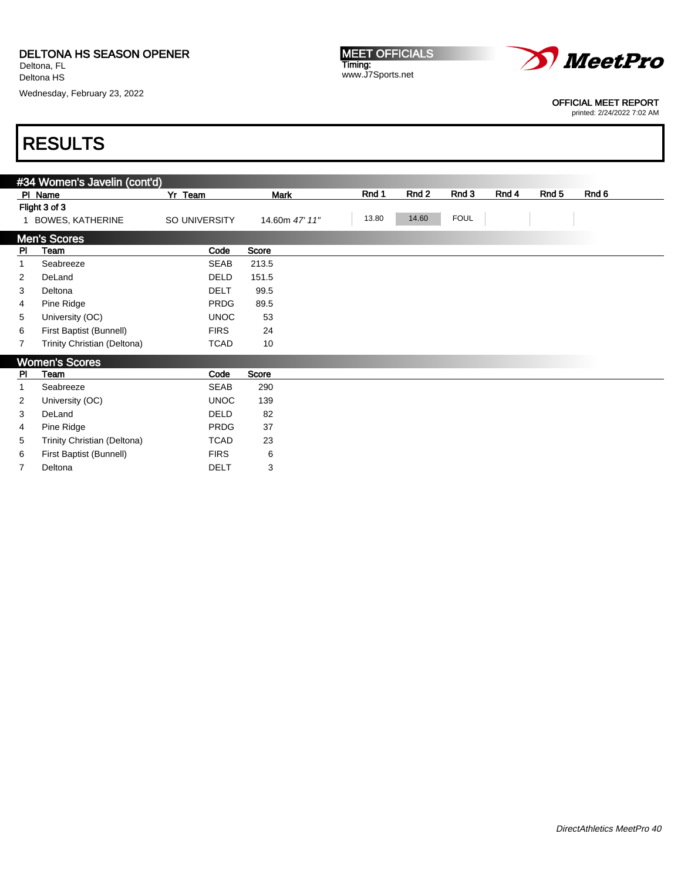# RESULTS

## #34 Women's Javelin (cont'd)

| Pl | Name | Yr | Team | Mark | Rnd 1 | Rnd 2 | Rnd 3 | Rnd 4 | Rnd 5 | Rnd 6 |
|---|---|---|---|---|---|---|---|---|---|---|
| Flight 3 of 3 | | | | | | | | | | |
| 1 | BOWES, KATHERINE | | SO UNIVERSITY | 14.60m *47' 11"* | 13.80 | 14.60 | FOUL | | | |

## Men's Scores

| Pl | Team | Code | Score |
|---|---|---|---|
| 1 | Seabreeze | SEAB | 213.5 |
| 2 | DeLand | DELD | 151.5 |
| 3 | Deltona | DELT | 99.5 |
| 4 | Pine Ridge | PRDG | 89.5 |
| 5 | University (OC) | UNOC | 53 |
| 6 | First Baptist (Bunnell) | FIRS | 24 |
| 7 | Trinity Christian (Deltona) | TCAD | 10 |

## Women's Scores

| Pl | Team | Code | Score |
|---|---|---|---|
| 1 | Seabreeze | SEAB | 290 |
| 2 | University (OC) | UNOC | 139 |
| 3 | DeLand | DELD | 82 |
| 4 | Pine Ridge | PRDG | 37 |
| 5 | Trinity Christian (Deltona) | TCAD | 23 |
| 6 | First Baptist (Bunnell) | FIRS | 6 |
| 7 | Deltona | DELT | 3 |